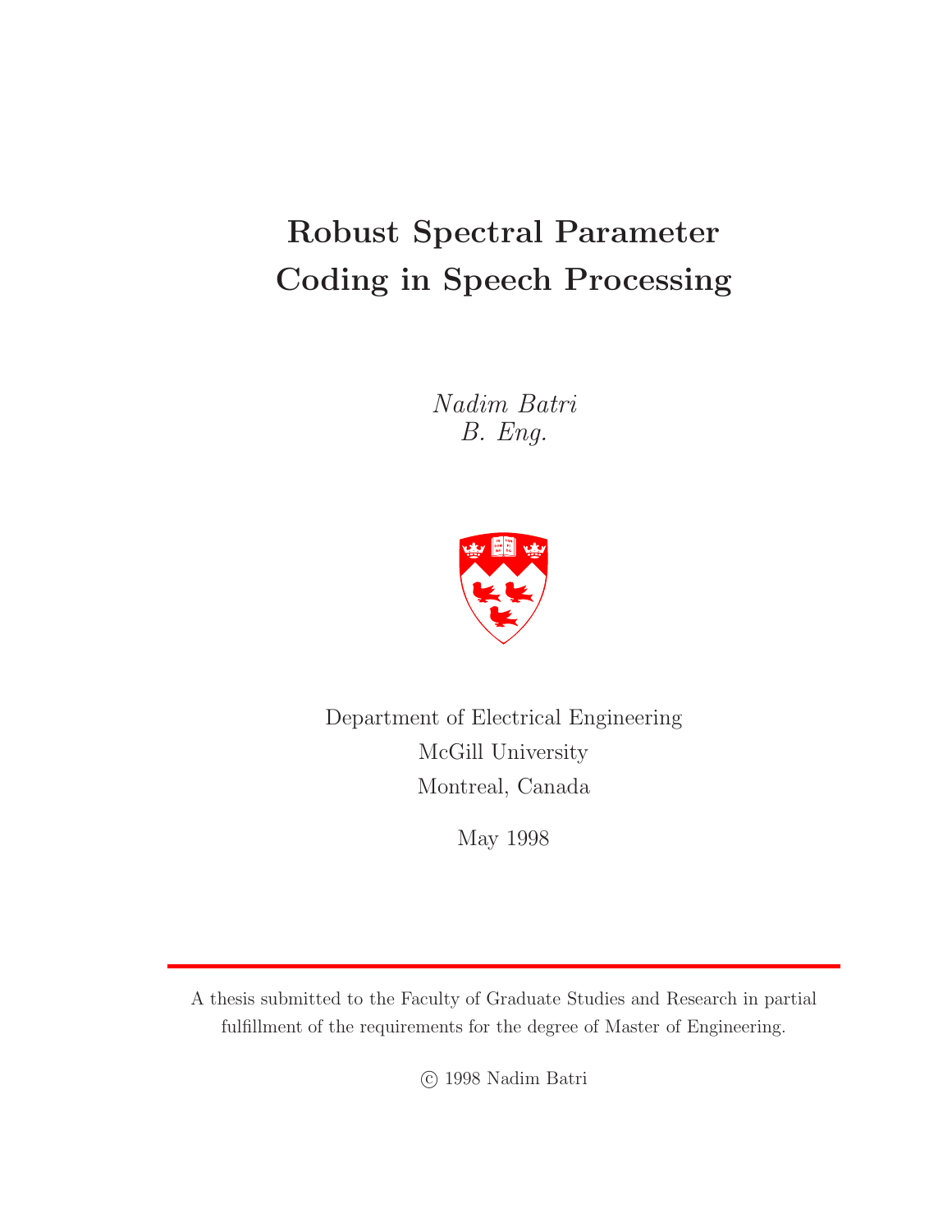# Robust Spectral Parameter Coding in Speech Processing

*Nadim Batri*
*B. Eng.*

Department of Electrical Engineering
McGill University
Montreal, Canada

May 1998

---

A thesis submitted to the Faculty of Graduate Studies and Research in partial fulfillment of the requirements for the degree of Master of Engineering.

© 1998 Nadim Batri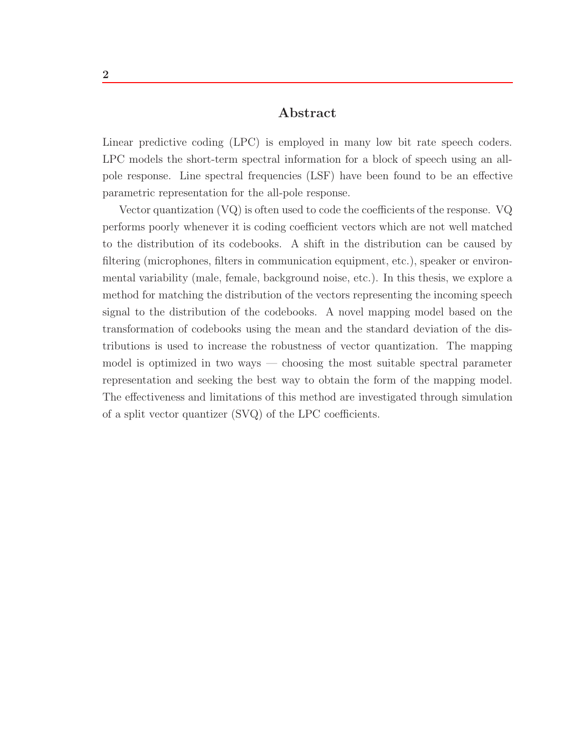## Abstract

Linear predictive coding (LPC) is employed in many low bit rate speech coders. LPC models the short-term spectral information for a block of speech using an all-pole response. Line spectral frequencies (LSF) have been found to be an effective parametric representation for the all-pole response.

Vector quantization (VQ) is often used to code the coefficients of the response. VQ performs poorly whenever it is coding coefficient vectors which are not well matched to the distribution of its codebooks. A shift in the distribution can be caused by filtering (microphones, filters in communication equipment, etc.), speaker or environmental variability (male, female, background noise, etc.). In this thesis, we explore a method for matching the distribution of the vectors representing the incoming speech signal to the distribution of the codebooks. A novel mapping model based on the transformation of codebooks using the mean and the standard deviation of the distributions is used to increase the robustness of vector quantization. The mapping model is optimized in two ways — choosing the most suitable spectral parameter representation and seeking the best way to obtain the form of the mapping model. The effectiveness and limitations of this method are investigated through simulation of a split vector quantizer (SVQ) of the LPC coefficients.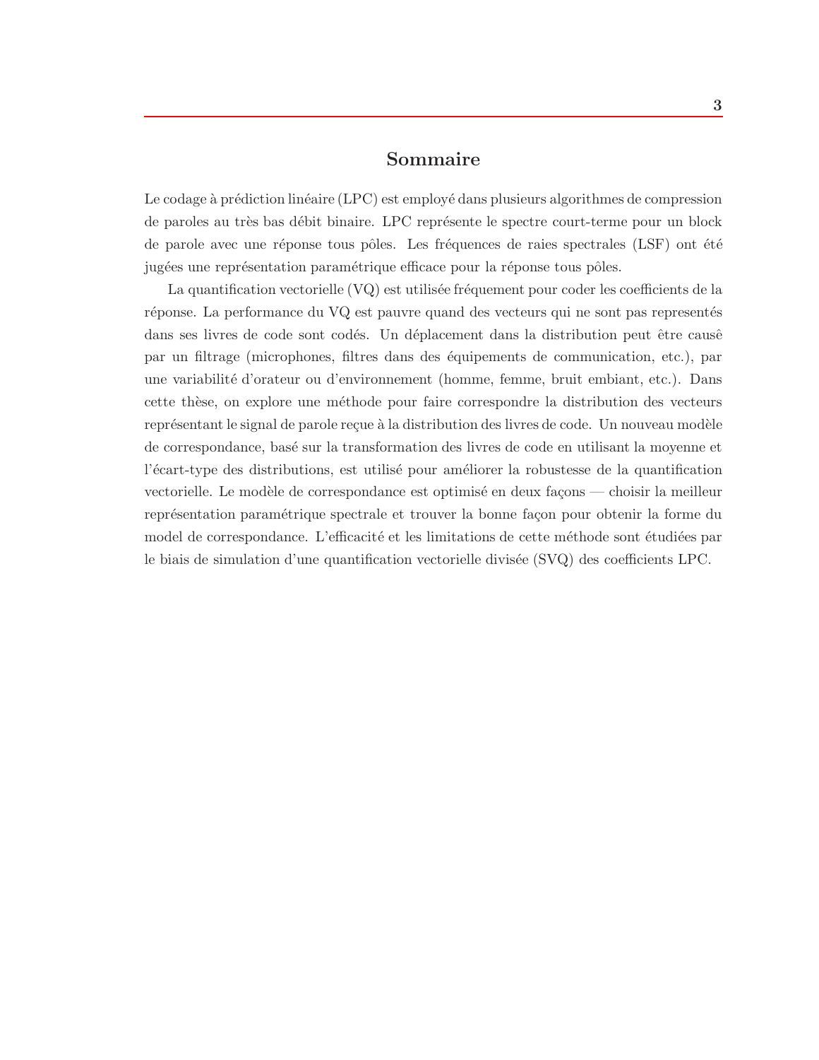# Sommaire

Le codage à prédiction linéaire (LPC) est employé dans plusieurs algorithmes de compression de paroles au très bas débit binaire. LPC représente le spectre court-terme pour un block de parole avec une réponse tous pôles. Les fréquences de raies spectrales (LSF) ont été jugées une représentation paramétrique efficace pour la réponse tous pôles.

La quantification vectorielle (VQ) est utilisée fréquement pour coder les coefficients de la réponse. La performance du VQ est pauvre quand des vecteurs qui ne sont pas representés dans ses livres de code sont codés. Un déplacement dans la distribution peut être causê par un filtrage (microphones, filtres dans des équipements de communication, etc.), par une variabilité d'orateur ou d'environnement (homme, femme, bruit embiant, etc.). Dans cette thèse, on explore une méthode pour faire correspondre la distribution des vecteurs représentant le signal de parole reçue à la distribution des livres de code. Un nouveau modèle de correspondance, basé sur la transformation des livres de code en utilisant la moyenne et l'écart-type des distributions, est utilisé pour améliorer la robustesse de la quantification vectorielle. Le modèle de correspondance est optimisé en deux façons — choisir la meilleur représentation paramétrique spectrale et trouver la bonne façon pour obtenir la forme du model de correspondance. L'efficacité et les limitations de cette méthode sont étudiées par le biais de simulation d'une quantification vectorielle divisée (SVQ) des coefficients LPC.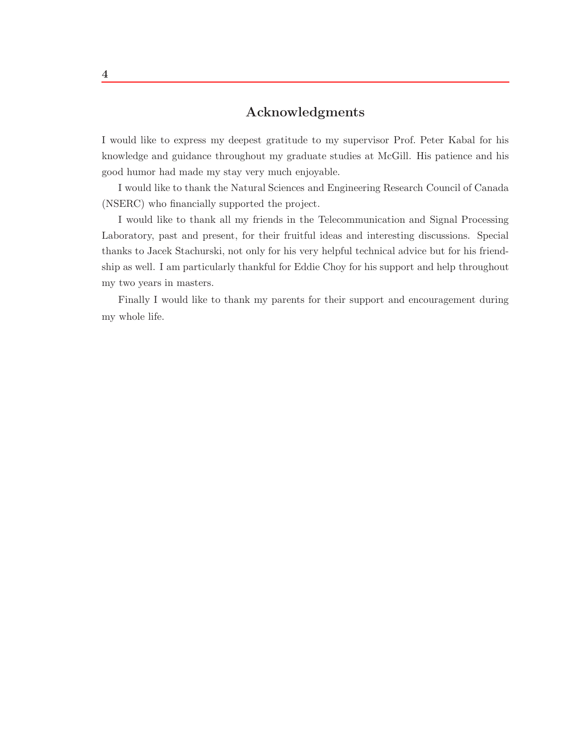# Acknowledgments

I would like to express my deepest gratitude to my supervisor Prof. Peter Kabal for his knowledge and guidance throughout my graduate studies at McGill. His patience and his good humor had made my stay very much enjoyable.

I would like to thank the Natural Sciences and Engineering Research Council of Canada (NSERC) who financially supported the project.

I would like to thank all my friends in the Telecommunication and Signal Processing Laboratory, past and present, for their fruitful ideas and interesting discussions. Special thanks to Jacek Stachurski, not only for his very helpful technical advice but for his friendship as well. I am particularly thankful for Eddie Choy for his support and help throughout my two years in masters.

Finally I would like to thank my parents for their support and encouragement during my whole life.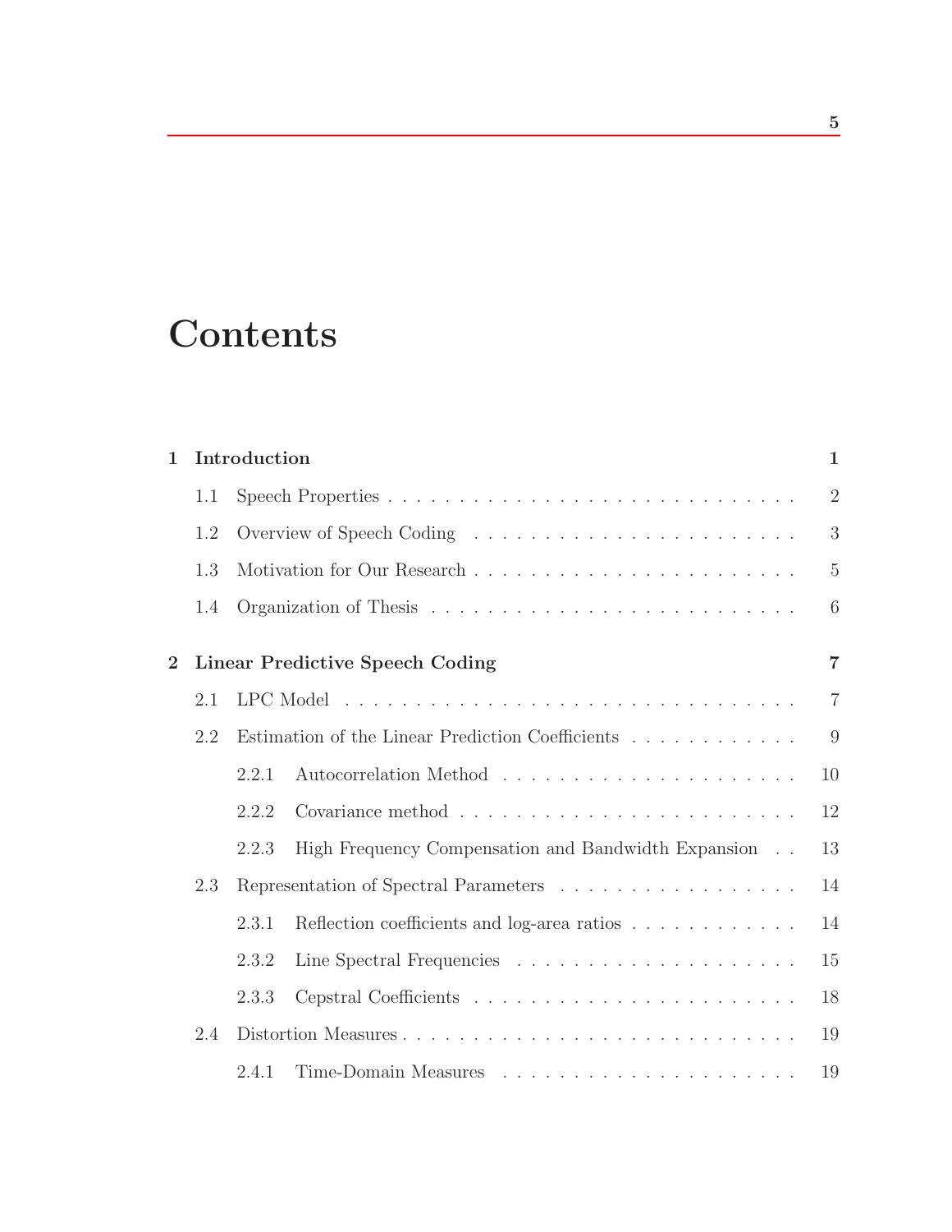# Contents

**1 Introduction** **1**

- 1.1 Speech Properties . . . . . . . . . . . . . . . . . . . . . . . . . . . . . 2
- 1.2 Overview of Speech Coding . . . . . . . . . . . . . . . . . . . . . . . . 3
- 1.3 Motivation for Our Research . . . . . . . . . . . . . . . . . . . . . . . . 5
- 1.4 Organization of Thesis . . . . . . . . . . . . . . . . . . . . . . . . . . . 6

**2 Linear Predictive Speech Coding** **7**

- 2.1 LPC Model . . . . . . . . . . . . . . . . . . . . . . . . . . . . . . . . . 7
- 2.2 Estimation of the Linear Prediction Coefficients . . . . . . . . . . . . 9
  - 2.2.1 Autocorrelation Method . . . . . . . . . . . . . . . . . . . . . 10
  - 2.2.2 Covariance method . . . . . . . . . . . . . . . . . . . . . . . . 12
  - 2.2.3 High Frequency Compensation and Bandwidth Expansion . . 13
- 2.3 Representation of Spectral Parameters . . . . . . . . . . . . . . . . . 14
  - 2.3.1 Reflection coefficients and log-area ratios . . . . . . . . . . . . 14
  - 2.3.2 Line Spectral Frequencies . . . . . . . . . . . . . . . . . . . . 15
  - 2.3.3 Cepstral Coefficients . . . . . . . . . . . . . . . . . . . . . . . 18
- 2.4 Distortion Measures . . . . . . . . . . . . . . . . . . . . . . . . . . . . 19
  - 2.4.1 Time-Domain Measures . . . . . . . . . . . . . . . . . . . . . 19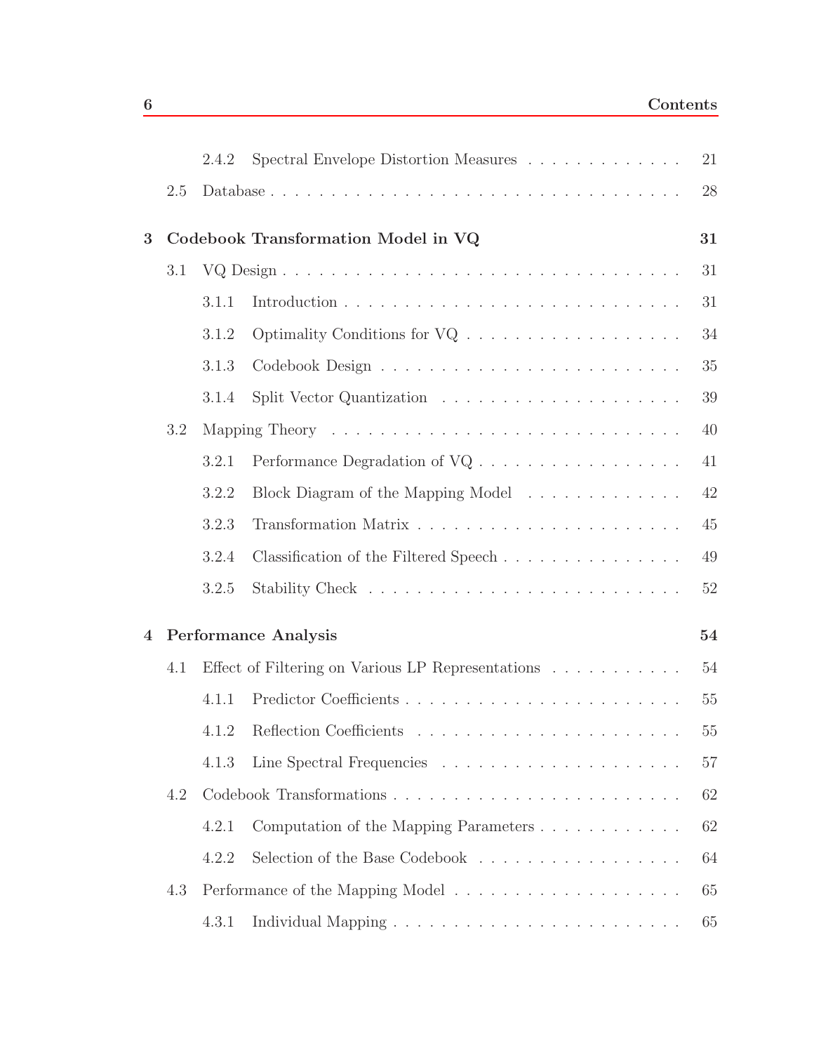- 2.4.2 Spectral Envelope Distortion Measures . . . . . . . . . . . . . 21
- 2.5 Database . . . . . . . . . . . . . . . . . . . . . . . . . . . . . . . . . 28

**3 Codebook Transformation Model in VQ** **31**

- 3.1 VQ Design . . . . . . . . . . . . . . . . . . . . . . . . . . . . . . . . 31
  - 3.1.1 Introduction . . . . . . . . . . . . . . . . . . . . . . . . . . . . 31
  - 3.1.2 Optimality Conditions for VQ . . . . . . . . . . . . . . . . . . 34
  - 3.1.3 Codebook Design . . . . . . . . . . . . . . . . . . . . . . . . . 35
  - 3.1.4 Split Vector Quantization . . . . . . . . . . . . . . . . . . . . 39
- 3.2 Mapping Theory . . . . . . . . . . . . . . . . . . . . . . . . . . . . . 40
  - 3.2.1 Performance Degradation of VQ . . . . . . . . . . . . . . . . . 41
  - 3.2.2 Block Diagram of the Mapping Model . . . . . . . . . . . . . 42
  - 3.2.3 Transformation Matrix . . . . . . . . . . . . . . . . . . . . . . 45
  - 3.2.4 Classification of the Filtered Speech . . . . . . . . . . . . . . . 49
  - 3.2.5 Stability Check . . . . . . . . . . . . . . . . . . . . . . . . . . 52

**4 Performance Analysis** **54**

- 4.1 Effect of Filtering on Various LP Representations . . . . . . . . . . . 54
  - 4.1.1 Predictor Coefficients . . . . . . . . . . . . . . . . . . . . . . . 55
  - 4.1.2 Reflection Coefficients . . . . . . . . . . . . . . . . . . . . . . 55
  - 4.1.3 Line Spectral Frequencies . . . . . . . . . . . . . . . . . . . . 57
- 4.2 Codebook Transformations . . . . . . . . . . . . . . . . . . . . . . . 62
  - 4.2.1 Computation of the Mapping Parameters . . . . . . . . . . . . 62
  - 4.2.2 Selection of the Base Codebook . . . . . . . . . . . . . . . . . 64
- 4.3 Performance of the Mapping Model . . . . . . . . . . . . . . . . . . . 65
  - 4.3.1 Individual Mapping . . . . . . . . . . . . . . . . . . . . . . . . 65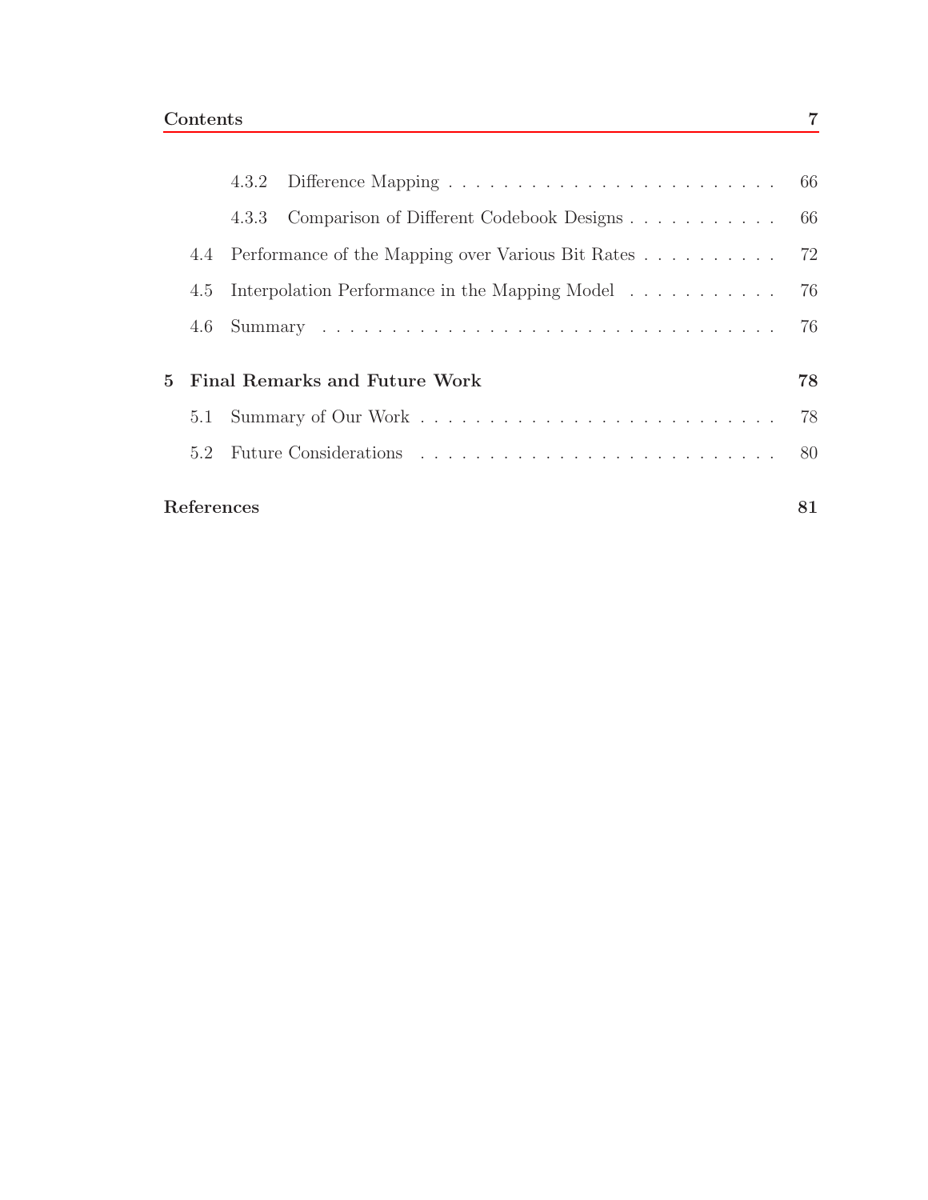4.3.2 Difference Mapping . . . . . . . . . . . . . . . . . . . . . . . . 66

4.3.3 Comparison of Different Codebook Designs . . . . . . . . . . . . 66

4.4 Performance of the Mapping over Various Bit Rates . . . . . . . . . . . 72

4.5 Interpolation Performance in the Mapping Model . . . . . . . . . . . 76

4.6 Summary . . . . . . . . . . . . . . . . . . . . . . . . . . . . . . . . 76

**5 Final Remarks and Future Work** **78**

5.1 Summary of Our Work . . . . . . . . . . . . . . . . . . . . . . . . . 78

5.2 Future Considerations . . . . . . . . . . . . . . . . . . . . . . . . . 80

**References** **81**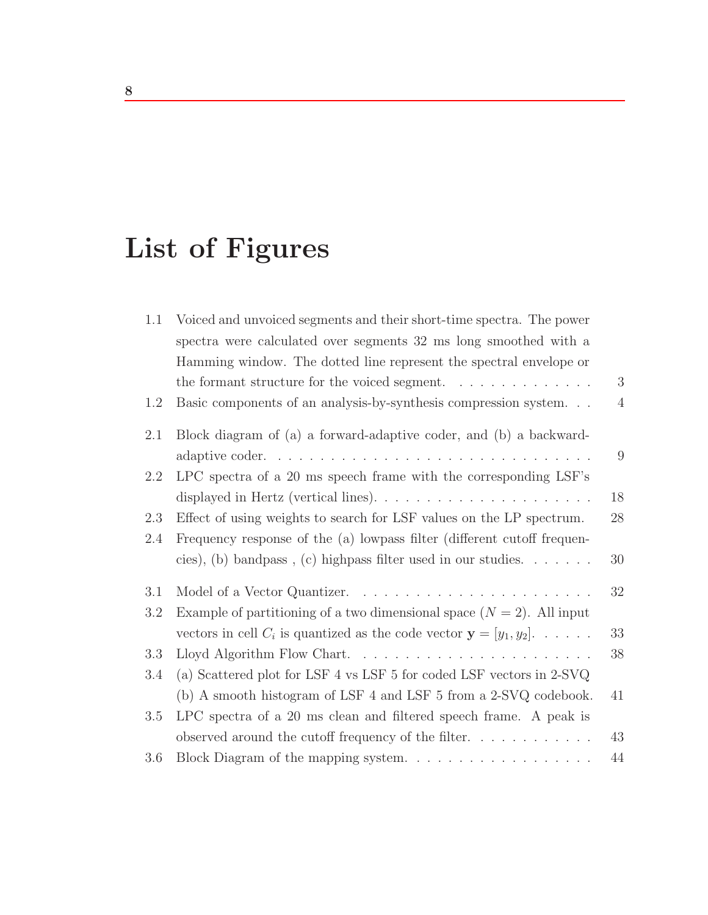# List of Figures

| | | |
|---|---|---|
| 1.1 | Voiced and unvoiced segments and their short-time spectra. The power spectra were calculated over segments 32 ms long smoothed with a Hamming window. The dotted line represent the spectral envelope or the formant structure for the voiced segment. | 3 |
| 1.2 | Basic components of an analysis-by-synthesis compression system. | 4 |
| 2.1 | Block diagram of (a) a forward-adaptive coder, and (b) a backward-adaptive coder. | 9 |
| 2.2 | LPC spectra of a 20 ms speech frame with the corresponding LSF's displayed in Hertz (vertical lines). | 18 |
| 2.3 | Effect of using weights to search for LSF values on the LP spectrum. | 28 |
| 2.4 | Frequency response of the (a) lowpass filter (different cutoff frequencies), (b) bandpass , (c) highpass filter used in our studies. | 30 |
| 3.1 | Model of a Vector Quantizer. | 32 |
| 3.2 | Example of partitioning of a two dimensional space ($N = 2$). All input vectors in cell $C_i$ is quantized as the code vector $\mathbf{y} = [y_1, y_2]$. | 33 |
| 3.3 | Lloyd Algorithm Flow Chart. | 38 |
| 3.4 | (a) Scattered plot for LSF 4 vs LSF 5 for coded LSF vectors in 2-SVQ (b) A smooth histogram of LSF 4 and LSF 5 from a 2-SVQ codebook. | 41 |
| 3.5 | LPC spectra of a 20 ms clean and filtered speech frame. A peak is observed around the cutoff frequency of the filter. | 43 |
| 3.6 | Block Diagram of the mapping system. | 44 |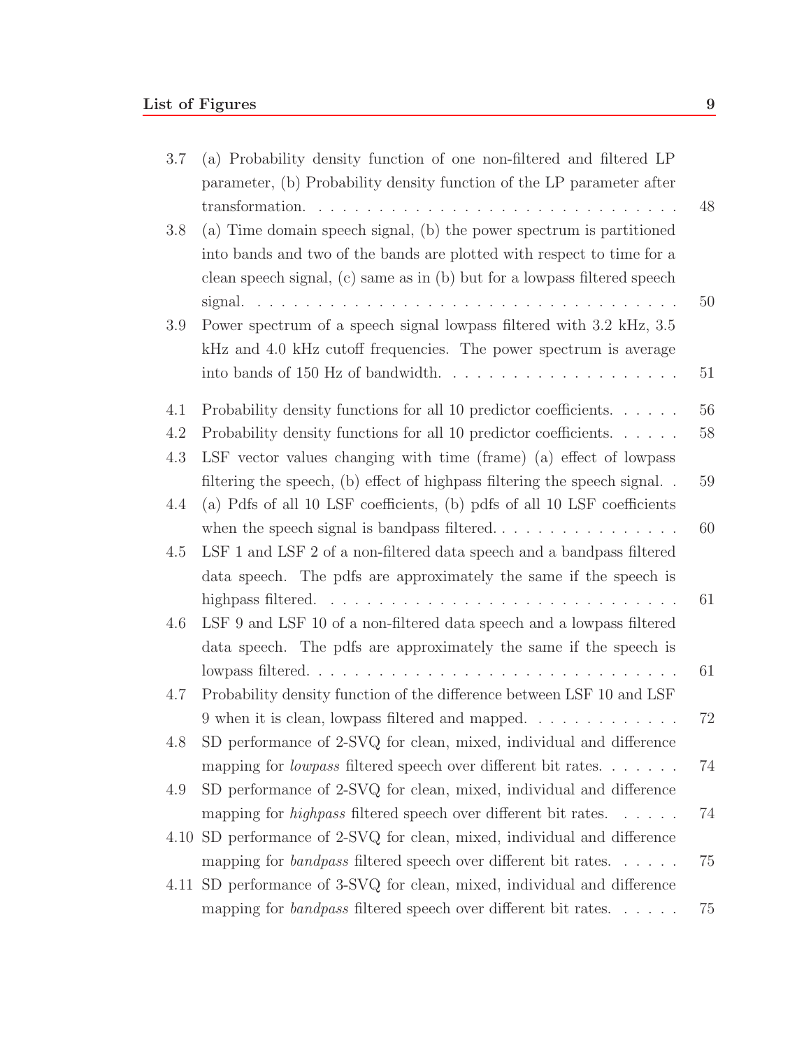3.7 (a) Probability density function of one non-filtered and filtered LP parameter, (b) Probability density function of the LP parameter after transformation. . . . . . . . . . . . . . . . . . . . . . . . . . . . . . . 48

3.8 (a) Time domain speech signal, (b) the power spectrum is partitioned into bands and two of the bands are plotted with respect to time for a clean speech signal, (c) same as in (b) but for a lowpass filtered speech signal. . . . . . . . . . . . . . . . . . . . . . . . . . . . . . . . . . . . 50

3.9 Power spectrum of a speech signal lowpass filtered with 3.2 kHz, 3.5 kHz and 4.0 kHz cutoff frequencies. The power spectrum is average into bands of 150 Hz of bandwidth. . . . . . . . . . . . . . . . . . . . 51

4.1 Probability density functions for all 10 predictor coefficients. . . . . . 56

4.2 Probability density functions for all 10 predictor coefficients. . . . . . 58

4.3 LSF vector values changing with time (frame) (a) effect of lowpass filtering the speech, (b) effect of highpass filtering the speech signal. . 59

4.4 (a) Pdfs of all 10 LSF coefficients, (b) pdfs of all 10 LSF coefficients when the speech signal is bandpass filtered. . . . . . . . . . . . . . . . 60

4.5 LSF 1 and LSF 2 of a non-filtered data speech and a bandpass filtered data speech. The pdfs are approximately the same if the speech is highpass filtered. . . . . . . . . . . . . . . . . . . . . . . . . . . . . . 61

4.6 LSF 9 and LSF 10 of a non-filtered data speech and a lowpass filtered data speech. The pdfs are approximately the same if the speech is lowpass filtered. . . . . . . . . . . . . . . . . . . . . . . . . . . . . . . 61

4.7 Probability density function of the difference between LSF 10 and LSF 9 when it is clean, lowpass filtered and mapped. . . . . . . . . . . . . 72

4.8 SD performance of 2-SVQ for clean, mixed, individual and difference mapping for *lowpass* filtered speech over different bit rates. . . . . . . 74

4.9 SD performance of 2-SVQ for clean, mixed, individual and difference mapping for *highpass* filtered speech over different bit rates. . . . . . 74

4.10 SD performance of 2-SVQ for clean, mixed, individual and difference mapping for *bandpass* filtered speech over different bit rates. . . . . . 75

4.11 SD performance of 3-SVQ for clean, mixed, individual and difference mapping for *bandpass* filtered speech over different bit rates. . . . . . 75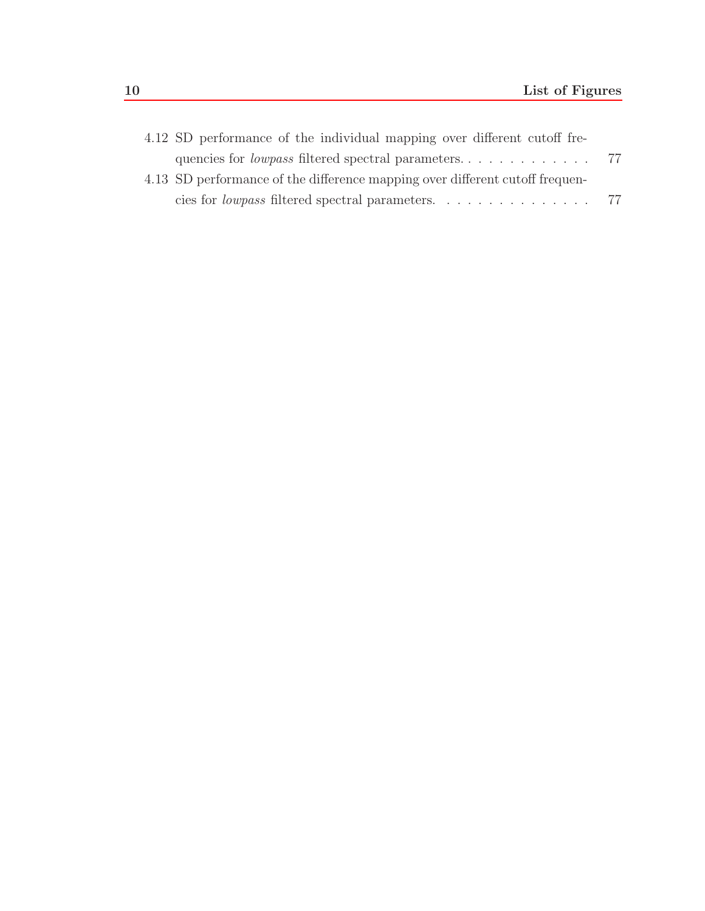4.12 SD performance of the individual mapping over different cutoff frequencies for *lowpass* filtered spectral parameters. . . . . . . . . . . . . . 77

4.13 SD performance of the difference mapping over different cutoff frequencies for *lowpass* filtered spectral parameters. . . . . . . . . . . . . . . . 77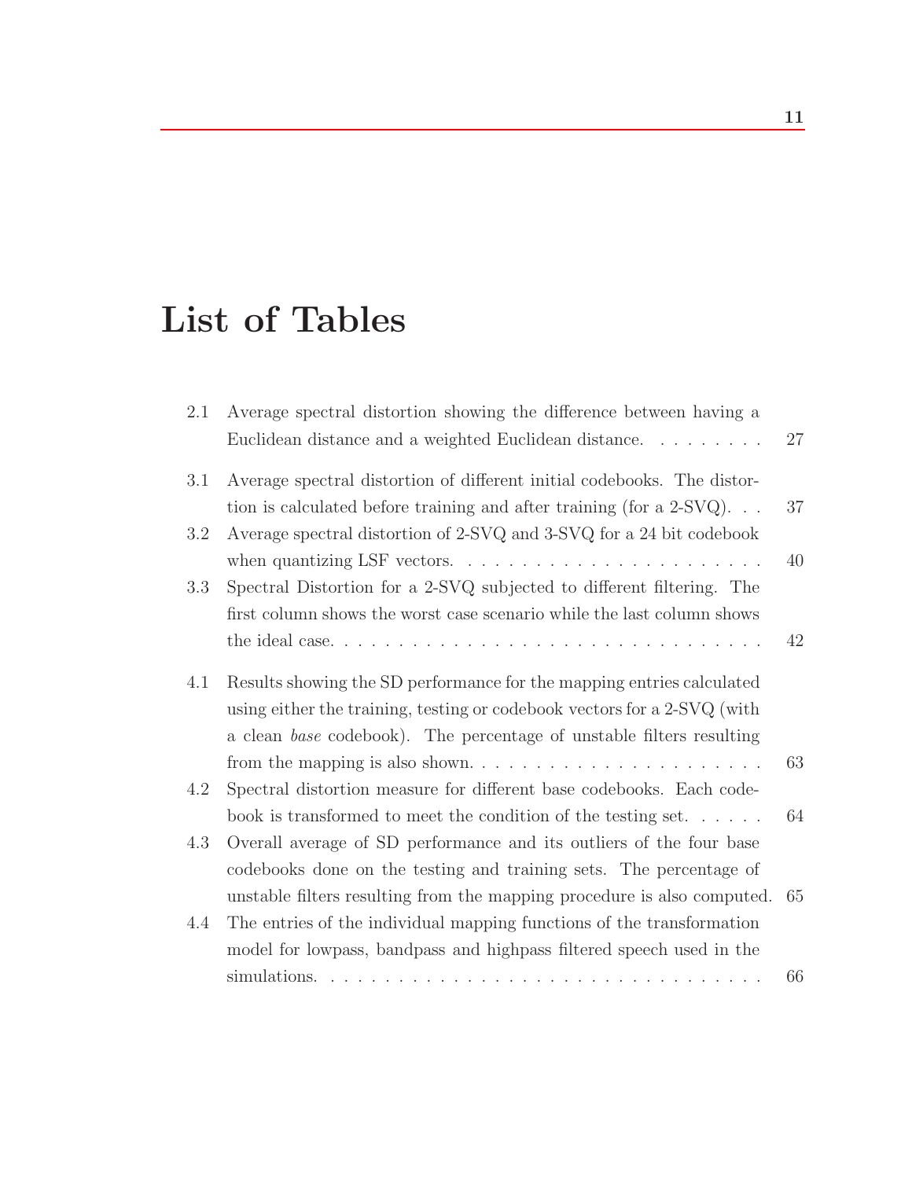# List of Tables

2.1 Average spectral distortion showing the difference between having a Euclidean distance and a weighted Euclidean distance. . . . . . . . . 27

3.1 Average spectral distortion of different initial codebooks. The distortion is calculated before training and after training (for a 2-SVQ). . . 37

3.2 Average spectral distortion of 2-SVQ and 3-SVQ for a 24 bit codebook when quantizing LSF vectors. . . . . . . . . . . . . . . . . . . . . . . 40

3.3 Spectral Distortion for a 2-SVQ subjected to different filtering. The first column shows the worst case scenario while the last column shows the ideal case. . . . . . . . . . . . . . . . . . . . . . . . . . . . . . . . 42

4.1 Results showing the SD performance for the mapping entries calculated using either the training, testing or codebook vectors for a 2-SVQ (with a clean *base* codebook). The percentage of unstable filters resulting from the mapping is also shown. . . . . . . . . . . . . . . . . . . . . . 63

4.2 Spectral distortion measure for different base codebooks. Each codebook is transformed to meet the condition of the testing set. . . . . . 64

4.3 Overall average of SD performance and its outliers of the four base codebooks done on the testing and training sets. The percentage of unstable filters resulting from the mapping procedure is also computed. 65

4.4 The entries of the individual mapping functions of the transformation model for lowpass, bandpass and highpass filtered speech used in the simulations. . . . . . . . . . . . . . . . . . . . . . . . . . . . . . . . . 66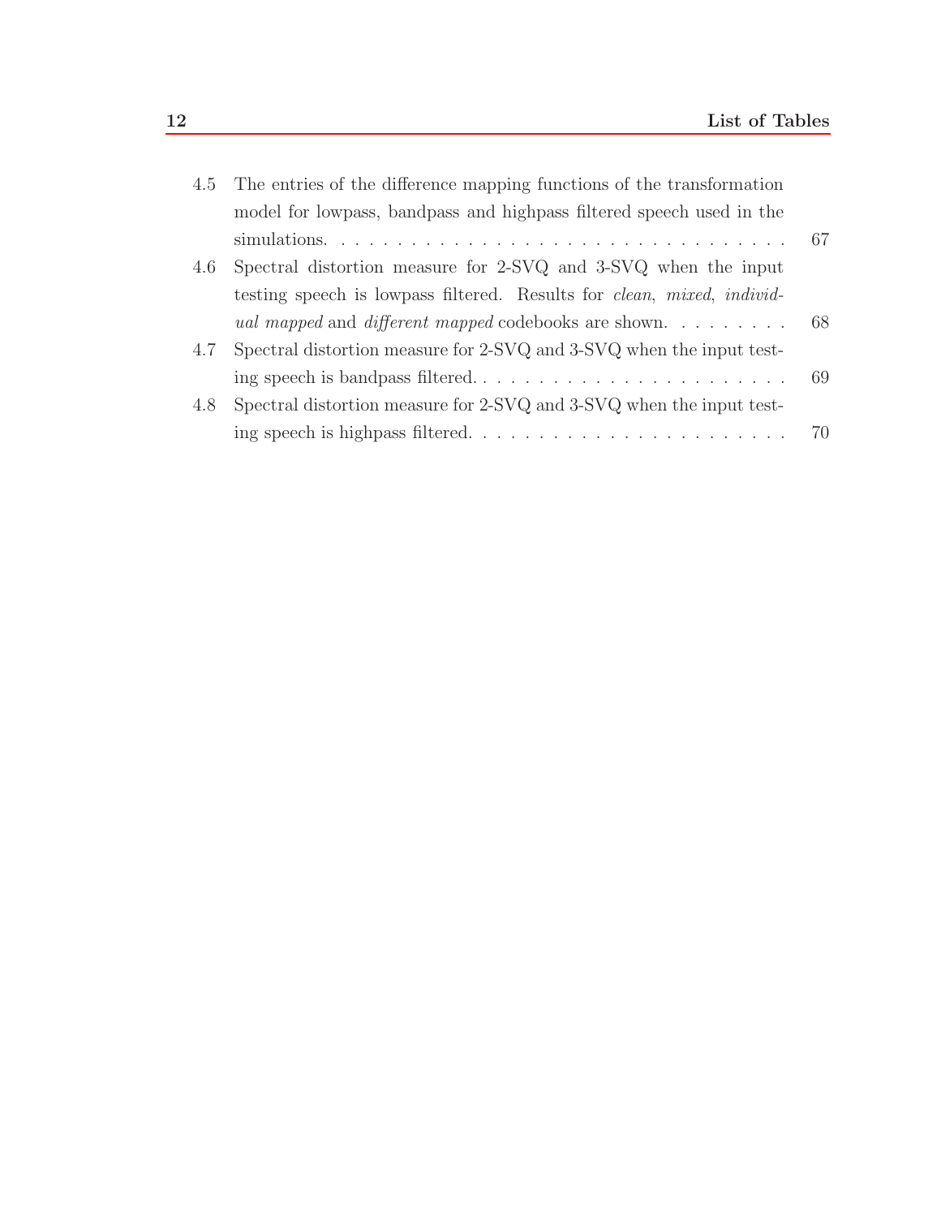4.5 The entries of the difference mapping functions of the transformation model for lowpass, bandpass and highpass filtered speech used in the simulations. . . . . . . . . . . . . . . . . . . . . . . . . . . . . . . . . 67

4.6 Spectral distortion measure for 2-SVQ and 3-SVQ when the input testing speech is lowpass filtered. Results for *clean*, *mixed*, *individual mapped* and *different mapped* codebooks are shown. . . . . . . . . 68

4.7 Spectral distortion measure for 2-SVQ and 3-SVQ when the input testing speech is bandpass filtered. . . . . . . . . . . . . . . . . . . . . . . 69

4.8 Spectral distortion measure for 2-SVQ and 3-SVQ when the input testing speech is highpass filtered. . . . . . . . . . . . . . . . . . . . . . . 70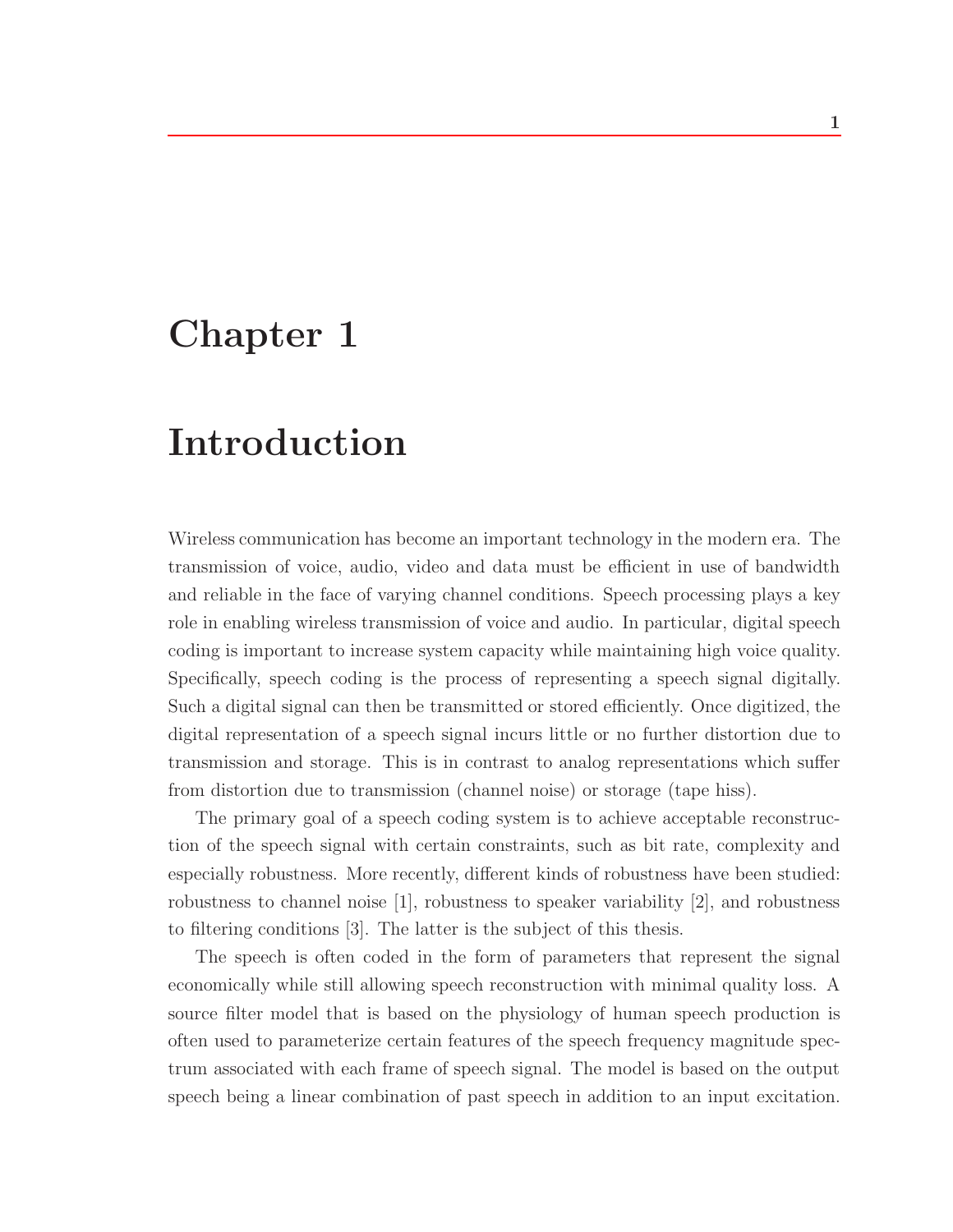# Chapter 1

# Introduction

Wireless communication has become an important technology in the modern era. The transmission of voice, audio, video and data must be efficient in use of bandwidth and reliable in the face of varying channel conditions. Speech processing plays a key role in enabling wireless transmission of voice and audio. In particular, digital speech coding is important to increase system capacity while maintaining high voice quality. Specifically, speech coding is the process of representing a speech signal digitally. Such a digital signal can then be transmitted or stored efficiently. Once digitized, the digital representation of a speech signal incurs little or no further distortion due to transmission and storage. This is in contrast to analog representations which suffer from distortion due to transmission (channel noise) or storage (tape hiss).

The primary goal of a speech coding system is to achieve acceptable reconstruction of the speech signal with certain constraints, such as bit rate, complexity and especially robustness. More recently, different kinds of robustness have been studied: robustness to channel noise [1], robustness to speaker variability [2], and robustness to filtering conditions [3]. The latter is the subject of this thesis.

The speech is often coded in the form of parameters that represent the signal economically while still allowing speech reconstruction with minimal quality loss. A source filter model that is based on the physiology of human speech production is often used to parameterize certain features of the speech frequency magnitude spectrum associated with each frame of speech signal. The model is based on the output speech being a linear combination of past speech in addition to an input excitation.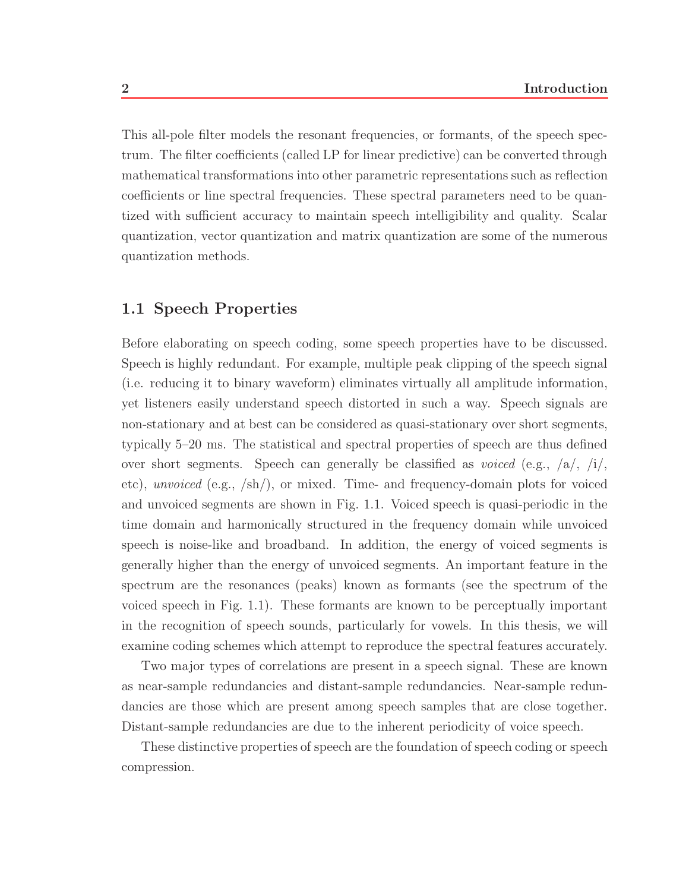This all-pole filter models the resonant frequencies, or formants, of the speech spectrum. The filter coefficients (called LP for linear predictive) can be converted through mathematical transformations into other parametric representations such as reflection coefficients or line spectral frequencies. These spectral parameters need to be quantized with sufficient accuracy to maintain speech intelligibility and quality. Scalar quantization, vector quantization and matrix quantization are some of the numerous quantization methods.

## 1.1 Speech Properties

Before elaborating on speech coding, some speech properties have to be discussed. Speech is highly redundant. For example, multiple peak clipping of the speech signal (i.e. reducing it to binary waveform) eliminates virtually all amplitude information, yet listeners easily understand speech distorted in such a way. Speech signals are non-stationary and at best can be considered as quasi-stationary over short segments, typically 5–20 ms. The statistical and spectral properties of speech are thus defined over short segments. Speech can generally be classified as *voiced* (e.g., /a/, /i/, etc), *unvoiced* (e.g., /sh/), or mixed. Time- and frequency-domain plots for voiced and unvoiced segments are shown in Fig. 1.1. Voiced speech is quasi-periodic in the time domain and harmonically structured in the frequency domain while unvoiced speech is noise-like and broadband. In addition, the energy of voiced segments is generally higher than the energy of unvoiced segments. An important feature in the spectrum are the resonances (peaks) known as formants (see the spectrum of the voiced speech in Fig. 1.1). These formants are known to be perceptually important in the recognition of speech sounds, particularly for vowels. In this thesis, we will examine coding schemes which attempt to reproduce the spectral features accurately.

Two major types of correlations are present in a speech signal. These are known as near-sample redundancies and distant-sample redundancies. Near-sample redundancies are those which are present among speech samples that are close together. Distant-sample redundancies are due to the inherent periodicity of voice speech.

These distinctive properties of speech are the foundation of speech coding or speech compression.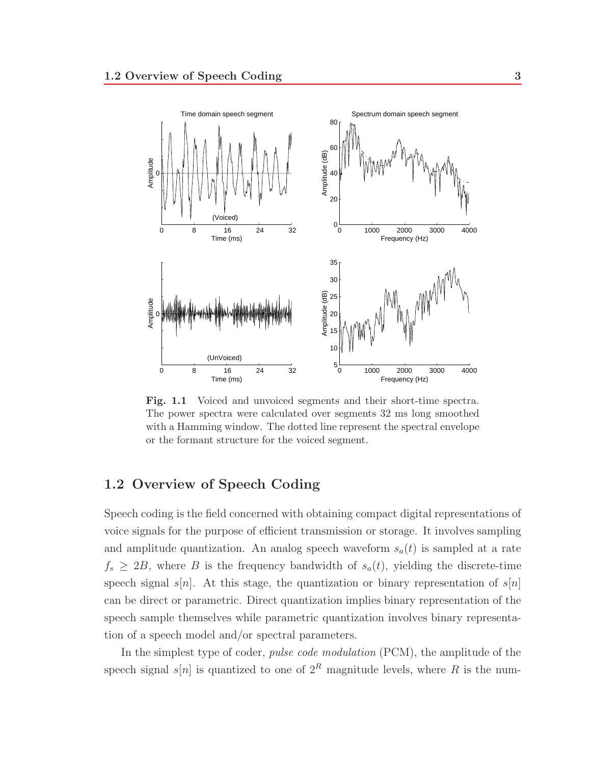Fig. 1.1 Voiced and unvoiced segments and their short-time spectra. The power spectra were calculated over segments 32 ms long smoothed with a Hamming window. The dotted line represent the spectral envelope or the formant structure for the voiced segment.

## 1.2 Overview of Speech Coding

Speech coding is the field concerned with obtaining compact digital representations of voice signals for the purpose of efficient transmission or storage. It involves sampling and amplitude quantization. An analog speech waveform $s_a(t)$ is sampled at a rate $f_s \geq 2B$, where $B$ is the frequency bandwidth of $s_a(t)$, yielding the discrete-time speech signal $s[n]$. At this stage, the quantization or binary representation of $s[n]$ can be direct or parametric. Direct quantization implies binary representation of the speech sample themselves while parametric quantization involves binary representation of a speech model and/or spectral parameters.

In the simplest type of coder, *pulse code modulation* (PCM), the amplitude of the speech signal $s[n]$ is quantized to one of $2^R$ magnitude levels, where $R$ is the num-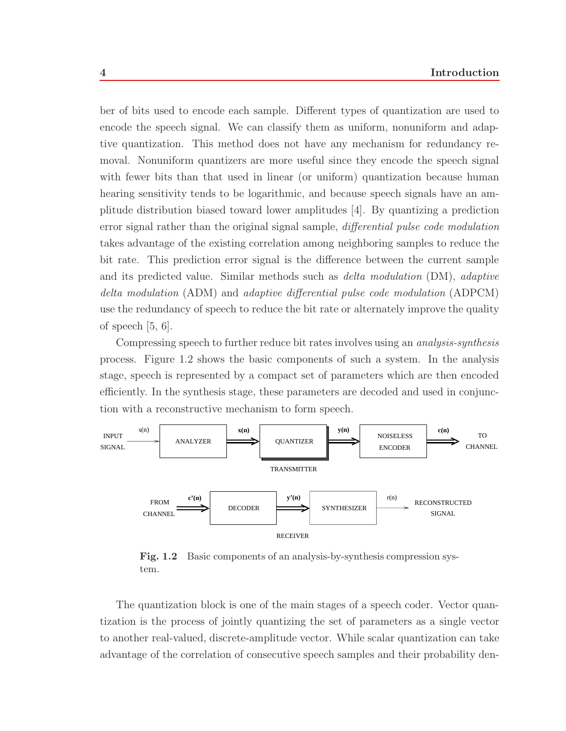ber of bits used to encode each sample. Different types of quantization are used to encode the speech signal. We can classify them as uniform, nonuniform and adaptive quantization. This method does not have any mechanism for redundancy removal. Nonuniform quantizers are more useful since they encode the speech signal with fewer bits than that used in linear (or uniform) quantization because human hearing sensitivity tends to be logarithmic, and because speech signals have an amplitude distribution biased toward lower amplitudes [4]. By quantizing a prediction error signal rather than the original signal sample, *differential pulse code modulation* takes advantage of the existing correlation among neighboring samples to reduce the bit rate. This prediction error signal is the difference between the current sample and its predicted value. Similar methods such as *delta modulation* (DM), *adaptive delta modulation* (ADM) and *adaptive differential pulse code modulation* (ADPCM) use the redundancy of speech to reduce the bit rate or alternately improve the quality of speech [5, 6].

Compressing speech to further reduce bit rates involves using an *analysis-synthesis* process. Figure 1.2 shows the basic components of such a system. In the analysis stage, speech is represented by a compact set of parameters which are then encoded efficiently. In the synthesis stage, these parameters are decoded and used in conjunction with a reconstructive mechanism to form speech.

INPUT SIGNAL → $s(n)$ → ANALYZER → $x(n)$ → QUANTIZER → $y(n)$ → NOISELESS ENCODER → $c(n)$ → TO CHANNEL

TRANSMITTER

FROM CHANNEL → $c'(n)$ → DECODER → $y'(n)$ → SYNTHESIZER → $r(n)$ → RECONSTRUCTED SIGNAL

RECEIVER

**Fig. 1.2** Basic components of an analysis-by-synthesis compression system.

The quantization block is one of the main stages of a speech coder. Vector quantization is the process of jointly quantizing the set of parameters as a single vector to another real-valued, discrete-amplitude vector. While scalar quantization can take advantage of the correlation of consecutive speech samples and their probability den-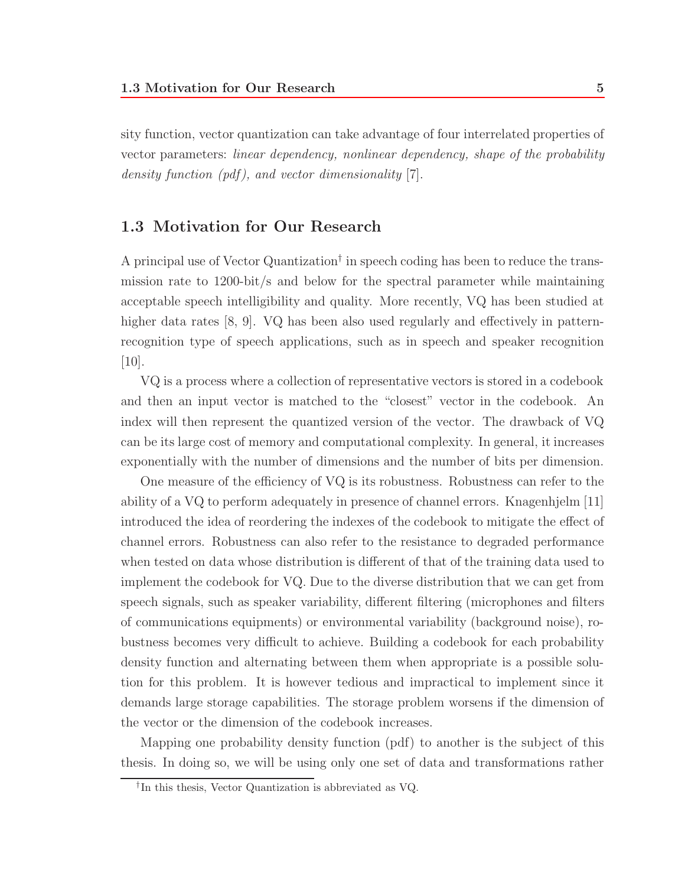sity function, vector quantization can take advantage of four interrelated properties of vector parameters: *linear dependency, nonlinear dependency, shape of the probability density function (pdf), and vector dimensionality* [7].

## 1.3 Motivation for Our Research

A principal use of Vector Quantization† in speech coding has been to reduce the transmission rate to 1200-bit/s and below for the spectral parameter while maintaining acceptable speech intelligibility and quality. More recently, VQ has been studied at higher data rates [8, 9]. VQ has been also used regularly and effectively in pattern-recognition type of speech applications, such as in speech and speaker recognition [10].

VQ is a process where a collection of representative vectors is stored in a codebook and then an input vector is matched to the "closest" vector in the codebook. An index will then represent the quantized version of the vector. The drawback of VQ can be its large cost of memory and computational complexity. In general, it increases exponentially with the number of dimensions and the number of bits per dimension.

One measure of the efficiency of VQ is its robustness. Robustness can refer to the ability of a VQ to perform adequately in presence of channel errors. Knagenhjelm [11] introduced the idea of reordering the indexes of the codebook to mitigate the effect of channel errors. Robustness can also refer to the resistance to degraded performance when tested on data whose distribution is different of that of the training data used to implement the codebook for VQ. Due to the diverse distribution that we can get from speech signals, such as speaker variability, different filtering (microphones and filters of communications equipments) or environmental variability (background noise), robustness becomes very difficult to achieve. Building a codebook for each probability density function and alternating between them when appropriate is a possible solution for this problem. It is however tedious and impractical to implement since it demands large storage capabilities. The storage problem worsens if the dimension of the vector or the dimension of the codebook increases.

Mapping one probability density function (pdf) to another is the subject of this thesis. In doing so, we will be using only one set of data and transformations rather

†In this thesis, Vector Quantization is abbreviated as VQ.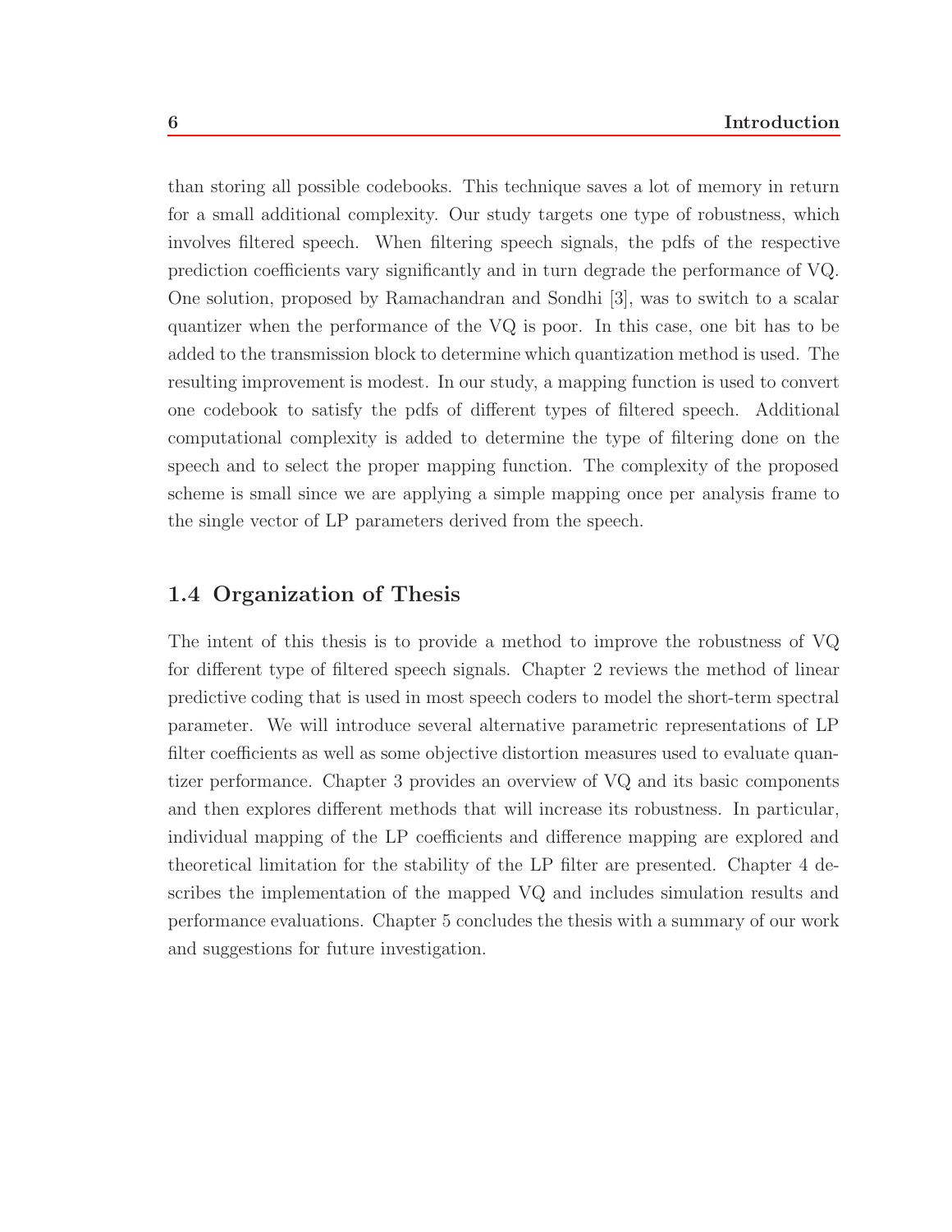than storing all possible codebooks. This technique saves a lot of memory in return for a small additional complexity. Our study targets one type of robustness, which involves filtered speech. When filtering speech signals, the pdfs of the respective prediction coefficients vary significantly and in turn degrade the performance of VQ. One solution, proposed by Ramachandran and Sondhi [3], was to switch to a scalar quantizer when the performance of the VQ is poor. In this case, one bit has to be added to the transmission block to determine which quantization method is used. The resulting improvement is modest. In our study, a mapping function is used to convert one codebook to satisfy the pdfs of different types of filtered speech. Additional computational complexity is added to determine the type of filtering done on the speech and to select the proper mapping function. The complexity of the proposed scheme is small since we are applying a simple mapping once per analysis frame to the single vector of LP parameters derived from the speech.

## 1.4 Organization of Thesis

The intent of this thesis is to provide a method to improve the robustness of VQ for different type of filtered speech signals. Chapter 2 reviews the method of linear predictive coding that is used in most speech coders to model the short-term spectral parameter. We will introduce several alternative parametric representations of LP filter coefficients as well as some objective distortion measures used to evaluate quantizer performance. Chapter 3 provides an overview of VQ and its basic components and then explores different methods that will increase its robustness. In particular, individual mapping of the LP coefficients and difference mapping are explored and theoretical limitation for the stability of the LP filter are presented. Chapter 4 describes the implementation of the mapped VQ and includes simulation results and performance evaluations. Chapter 5 concludes the thesis with a summary of our work and suggestions for future investigation.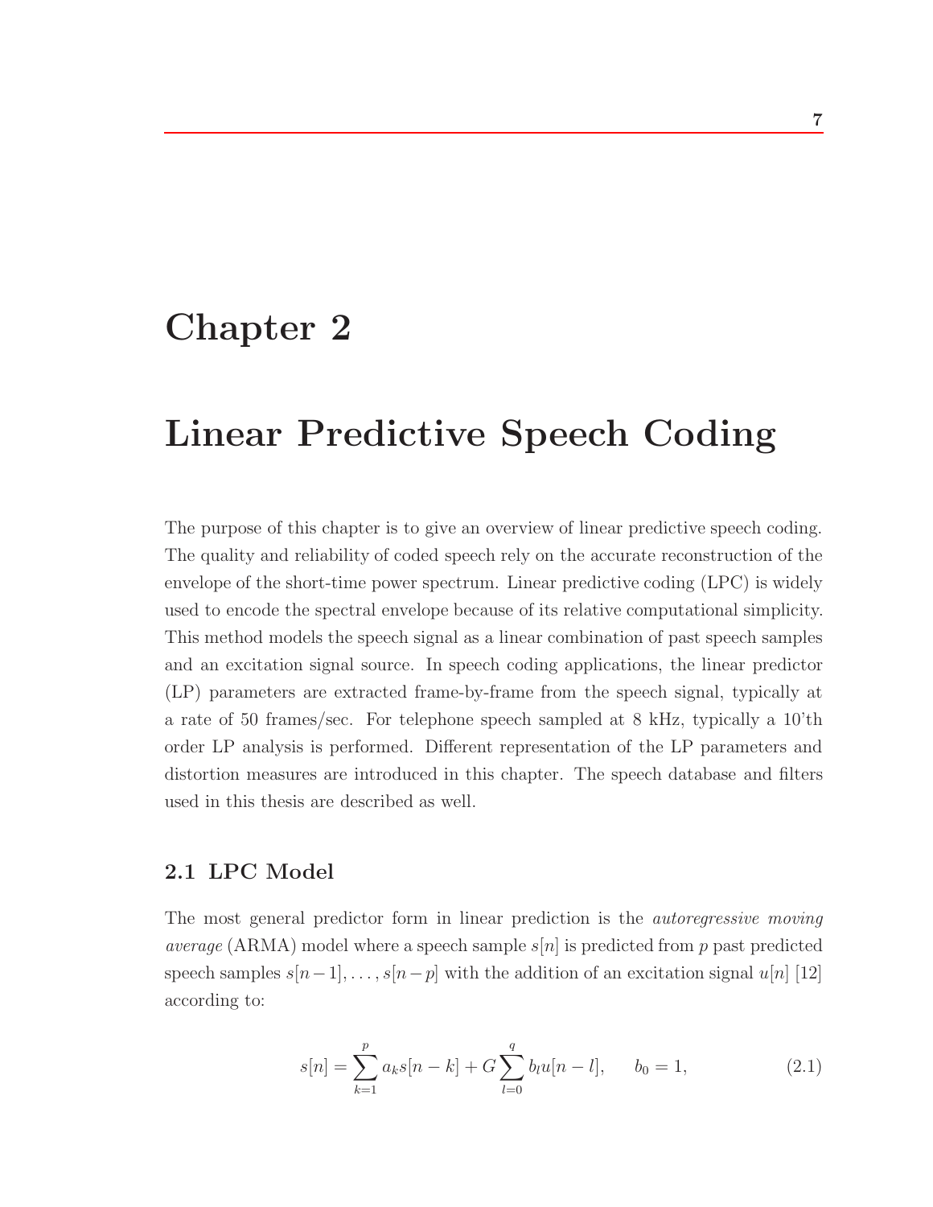# Chapter 2

# Linear Predictive Speech Coding

The purpose of this chapter is to give an overview of linear predictive speech coding. The quality and reliability of coded speech rely on the accurate reconstruction of the envelope of the short-time power spectrum. Linear predictive coding (LPC) is widely used to encode the spectral envelope because of its relative computational simplicity. This method models the speech signal as a linear combination of past speech samples and an excitation signal source. In speech coding applications, the linear predictor (LP) parameters are extracted frame-by-frame from the speech signal, typically at a rate of 50 frames/sec. For telephone speech sampled at 8 kHz, typically a 10'th order LP analysis is performed. Different representation of the LP parameters and distortion measures are introduced in this chapter. The speech database and filters used in this thesis are described as well.

## 2.1 LPC Model

The most general predictor form in linear prediction is the *autoregressive moving average* (ARMA) model where a speech sample $s[n]$ is predicted from $p$ past predicted speech samples $s[n-1], \ldots, s[n-p]$ with the addition of an excitation signal $u[n]$ [12] according to:

$$s[n] = \sum_{k=1}^{p} a_k s[n-k] + G \sum_{l=0}^{q} b_l u[n-l], \qquad b_0 = 1, \tag{2.1}$$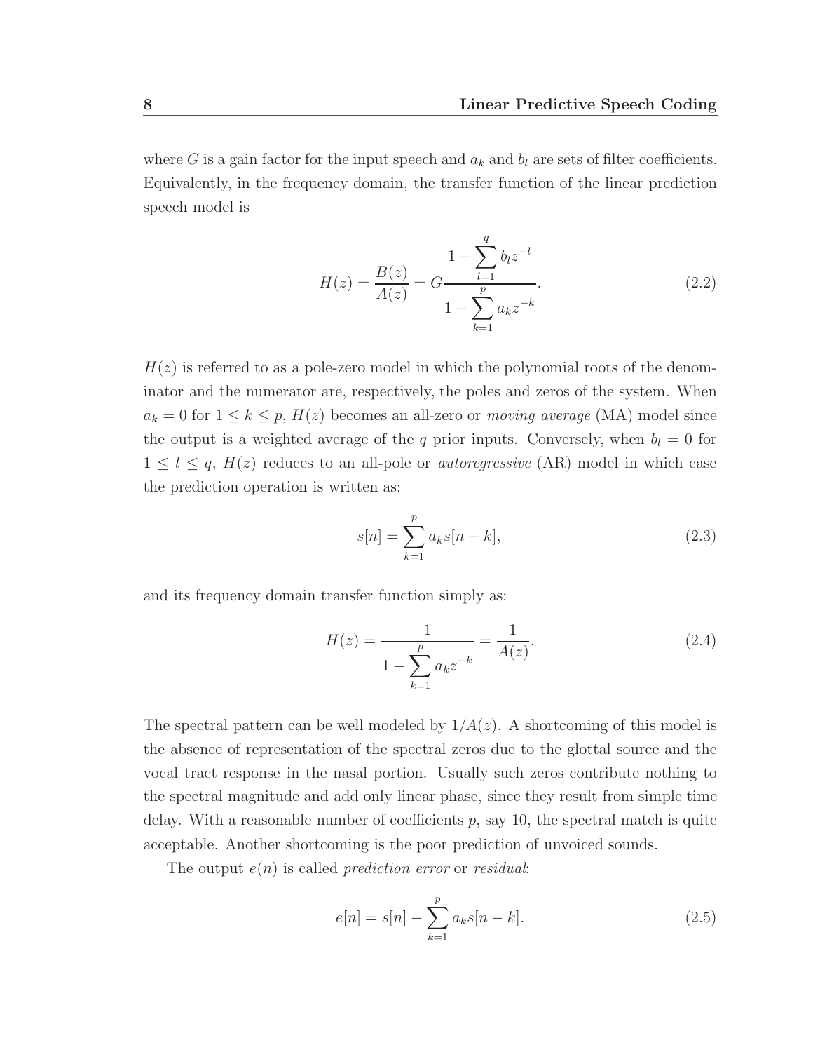where $G$ is a gain factor for the input speech and $a_k$ and $b_l$ are sets of filter coefficients. Equivalently, in the frequency domain, the transfer function of the linear prediction speech model is

$$H(z) = \frac{B(z)}{A(z)} = G\frac{1 + \sum_{l=1}^{q} b_l z^{-l}}{1 - \sum_{k=1}^{p} a_k z^{-k}}. \tag{2.2}$$

$H(z)$ is referred to as a pole-zero model in which the polynomial roots of the denominator and the numerator are, respectively, the poles and zeros of the system. When $a_k = 0$ for $1 \leq k \leq p$, $H(z)$ becomes an all-zero or *moving average* (MA) model since the output is a weighted average of the $q$ prior inputs. Conversely, when $b_l = 0$ for $1 \leq l \leq q$, $H(z)$ reduces to an all-pole or *autoregressive* (AR) model in which case the prediction operation is written as:

$$s[n] = \sum_{k=1}^{p} a_k s[n-k], \tag{2.3}$$

and its frequency domain transfer function simply as:

$$H(z) = \frac{1}{1 - \sum_{k=1}^{p} a_k z^{-k}} = \frac{1}{A(z)}. \tag{2.4}$$

The spectral pattern can be well modeled by $1/A(z)$. A shortcoming of this model is the absence of representation of the spectral zeros due to the glottal source and the vocal tract response in the nasal portion. Usually such zeros contribute nothing to the spectral magnitude and add only linear phase, since they result from simple time delay. With a reasonable number of coefficients $p$, say 10, the spectral match is quite acceptable. Another shortcoming is the poor prediction of unvoiced sounds.

The output $e(n)$ is called *prediction error* or *residual*:

$$e[n] = s[n] - \sum_{k=1}^{p} a_k s[n-k]. \tag{2.5}$$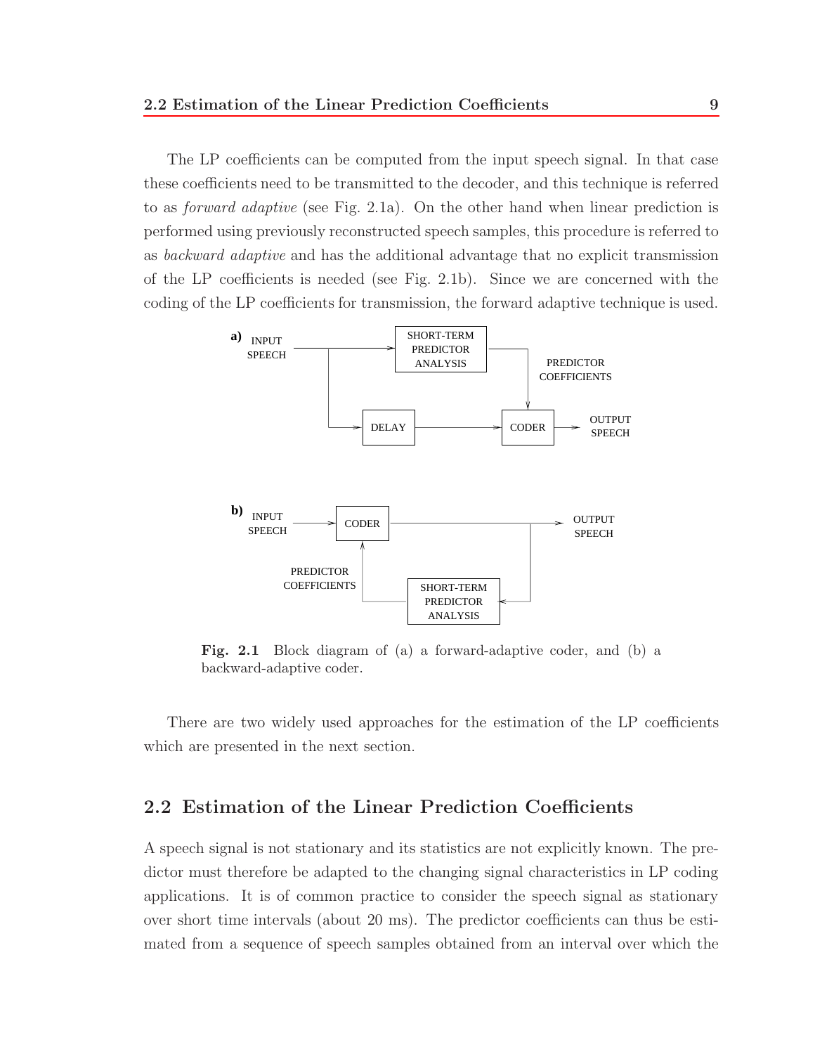The LP coefficients can be computed from the input speech signal. In that case these coefficients need to be transmitted to the decoder, and this technique is referred to as *forward adaptive* (see Fig. 2.1a). On the other hand when linear prediction is performed using previously reconstructed speech samples, this procedure is referred to as *backward adaptive* and has the additional advantage that no explicit transmission of the LP coefficients is needed (see Fig. 2.1b). Since we are concerned with the coding of the LP coefficients for transmission, the forward adaptive technique is used.

**Fig. 2.1** Block diagram of (a) a forward-adaptive coder, and (b) a backward-adaptive coder.

There are two widely used approaches for the estimation of the LP coefficients which are presented in the next section.

## 2.2 Estimation of the Linear Prediction Coefficients

A speech signal is not stationary and its statistics are not explicitly known. The predictor must therefore be adapted to the changing signal characteristics in LP coding applications. It is of common practice to consider the speech signal as stationary over short time intervals (about 20 ms). The predictor coefficients can thus be estimated from a sequence of speech samples obtained from an interval over which the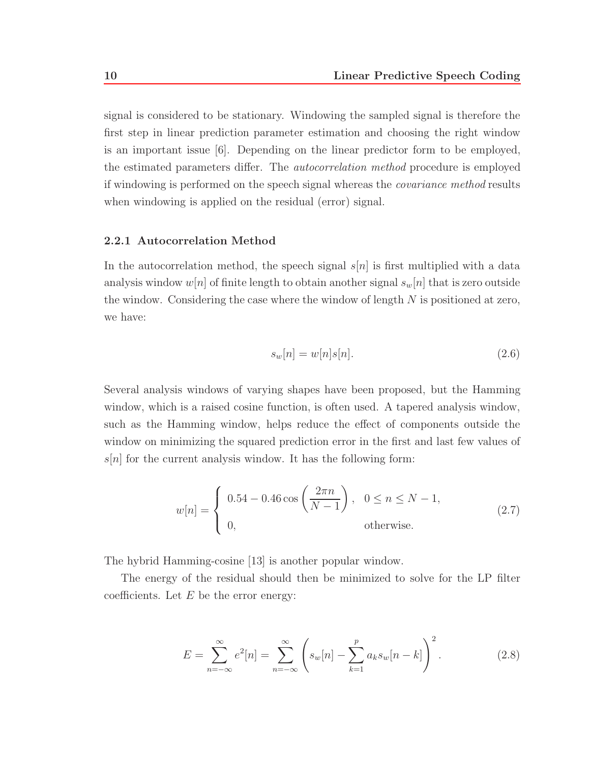signal is considered to be stationary. Windowing the sampled signal is therefore the first step in linear prediction parameter estimation and choosing the right window is an important issue [6]. Depending on the linear predictor form to be employed, the estimated parameters differ. The *autocorrelation method* procedure is employed if windowing is performed on the speech signal whereas the *covariance method* results when windowing is applied on the residual (error) signal.

### 2.2.1 Autocorrelation Method

In the autocorrelation method, the speech signal $s[n]$ is first multiplied with a data analysis window $w[n]$ of finite length to obtain another signal $s_w[n]$ that is zero outside the window. Considering the case where the window of length $N$ is positioned at zero, we have:

$$s_w[n] = w[n]s[n]. \tag{2.6}$$

Several analysis windows of varying shapes have been proposed, but the Hamming window, which is a raised cosine function, is often used. A tapered analysis window, such as the Hamming window, helps reduce the effect of components outside the window on minimizing the squared prediction error in the first and last few values of $s[n]$ for the current analysis window. It has the following form:

$$w[n] = \begin{cases} 0.54 - 0.46\cos\left(\dfrac{2\pi n}{N-1}\right), & 0 \leq n \leq N-1, \\ 0, & \text{otherwise.} \end{cases} \tag{2.7}$$

The hybrid Hamming-cosine [13] is another popular window.

The energy of the residual should then be minimized to solve for the LP filter coefficients. Let $E$ be the error energy:

$$E = \sum_{n=-\infty}^{\infty} e^2[n] = \sum_{n=-\infty}^{\infty} \left( s_w[n] - \sum_{k=1}^{p} a_k s_w[n-k] \right)^2. \tag{2.8}$$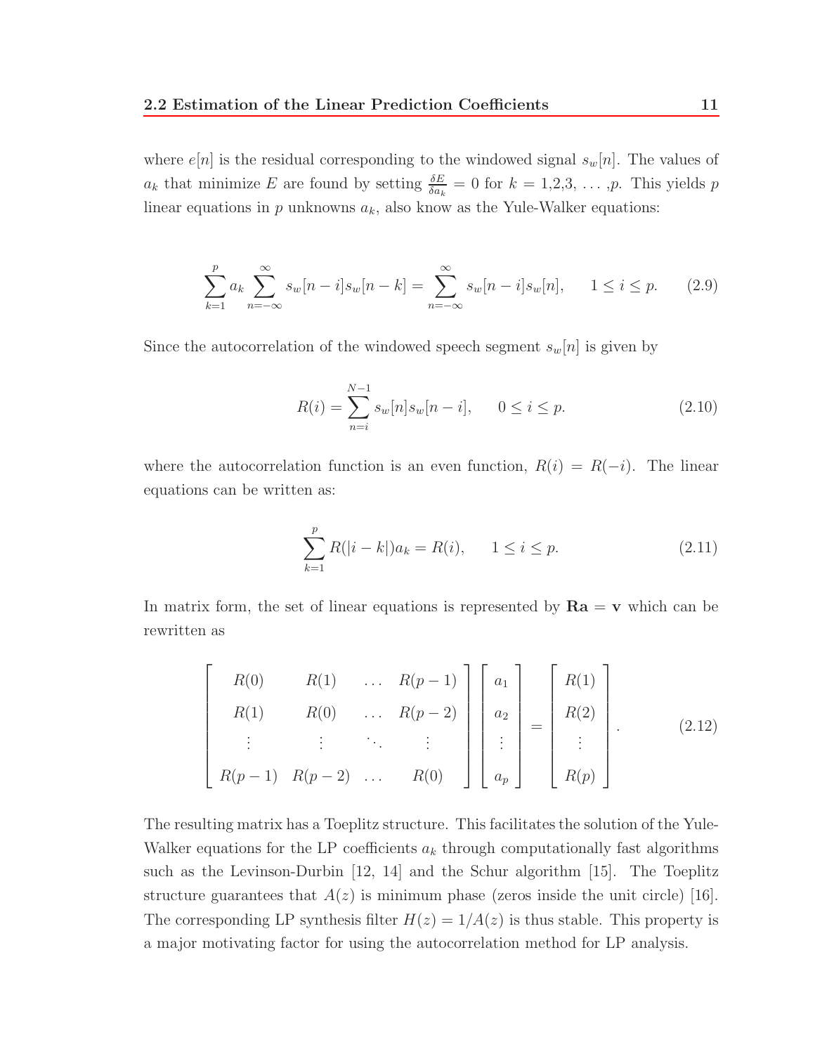where $e[n]$ is the residual corresponding to the windowed signal $s_w[n]$. The values of $a_k$ that minimize $E$ are found by setting $\frac{\delta E}{\delta a_k} = 0$ for $k = 1,2,3, \ldots ,p$. This yields $p$ linear equations in $p$ unknowns $a_k$, also know as the Yule-Walker equations:

$$\sum_{k=1}^{p} a_k \sum_{n=-\infty}^{\infty} s_w[n-i]s_w[n-k] = \sum_{n=-\infty}^{\infty} s_w[n-i]s_w[n], \qquad 1 \leq i \leq p. \tag{2.9}$$

Since the autocorrelation of the windowed speech segment $s_w[n]$ is given by

$$R(i) = \sum_{n=i}^{N-1} s_w[n]s_w[n-i], \qquad 0 \leq i \leq p. \tag{2.10}$$

where the autocorrelation function is an even function, $R(i) = R(-i)$. The linear equations can be written as:

$$\sum_{k=1}^{p} R(|i-k|)a_k = R(i), \qquad 1 \leq i \leq p. \tag{2.11}$$

In matrix form, the set of linear equations is represented by $\mathbf{Ra} = \mathbf{v}$ which can be rewritten as

$$\begin{bmatrix} R(0) & R(1) & \ldots & R(p-1) \\ R(1) & R(0) & \ldots & R(p-2) \\ \vdots & \vdots & \ddots & \vdots \\ R(p-1) & R(p-2) & \ldots & R(0) \end{bmatrix} \begin{bmatrix} a_1 \\ a_2 \\ \vdots \\ a_p \end{bmatrix} = \begin{bmatrix} R(1) \\ R(2) \\ \vdots \\ R(p) \end{bmatrix}. \tag{2.12}$$

The resulting matrix has a Toeplitz structure. This facilitates the solution of the Yule-Walker equations for the LP coefficients $a_k$ through computationally fast algorithms such as the Levinson-Durbin [12, 14] and the Schur algorithm [15]. The Toeplitz structure guarantees that $A(z)$ is minimum phase (zeros inside the unit circle) [16]. The corresponding LP synthesis filter $H(z) = 1/A(z)$ is thus stable. This property is a major motivating factor for using the autocorrelation method for LP analysis.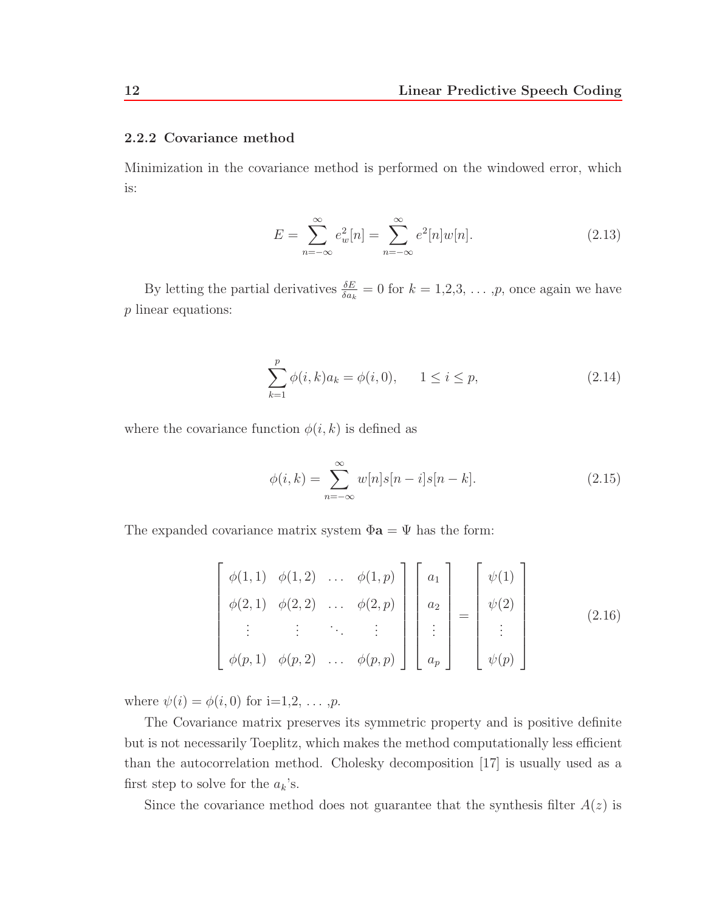### 2.2.2 Covariance method

Minimization in the covariance method is performed on the windowed error, which is:

$$E = \sum_{n=-\infty}^{\infty} e_w^2[n] = \sum_{n=-\infty}^{\infty} e^2[n]w[n]. \tag{2.13}$$

By letting the partial derivatives $\frac{\delta E}{\delta a_k} = 0$ for $k$ = 1,2,3, ... ,$p$, once again we have $p$ linear equations:

$$\sum_{k=1}^{p} \phi(i,k)a_k = \phi(i,0), \qquad 1 \leq i \leq p, \tag{2.14}$$

where the covariance function $\phi(i,k)$ is defined as

$$\phi(i,k) = \sum_{n=-\infty}^{\infty} w[n]s[n-i]s[n-k]. \tag{2.15}$$

The expanded covariance matrix system $\Phi\mathbf{a} = \Psi$ has the form:

$$\begin{bmatrix} \phi(1,1) & \phi(1,2) & \dots & \phi(1,p) \\ \phi(2,1) & \phi(2,2) & \dots & \phi(2,p) \\ \vdots & \vdots & \ddots & \vdots \\ \phi(p,1) & \phi(p,2) & \dots & \phi(p,p) \end{bmatrix} \begin{bmatrix} a_1 \\ a_2 \\ \vdots \\ a_p \end{bmatrix} = \begin{bmatrix} \psi(1) \\ \psi(2) \\ \vdots \\ \psi(p) \end{bmatrix} \tag{2.16}$$

where $\psi(i) = \phi(i,0)$ for i=1,2, ... ,$p$.

The Covariance matrix preserves its symmetric property and is positive definite but is not necessarily Toeplitz, which makes the method computationally less efficient than the autocorrelation method. Cholesky decomposition [17] is usually used as a first step to solve for the $a_k$'s.

Since the covariance method does not guarantee that the synthesis filter $A(z)$ is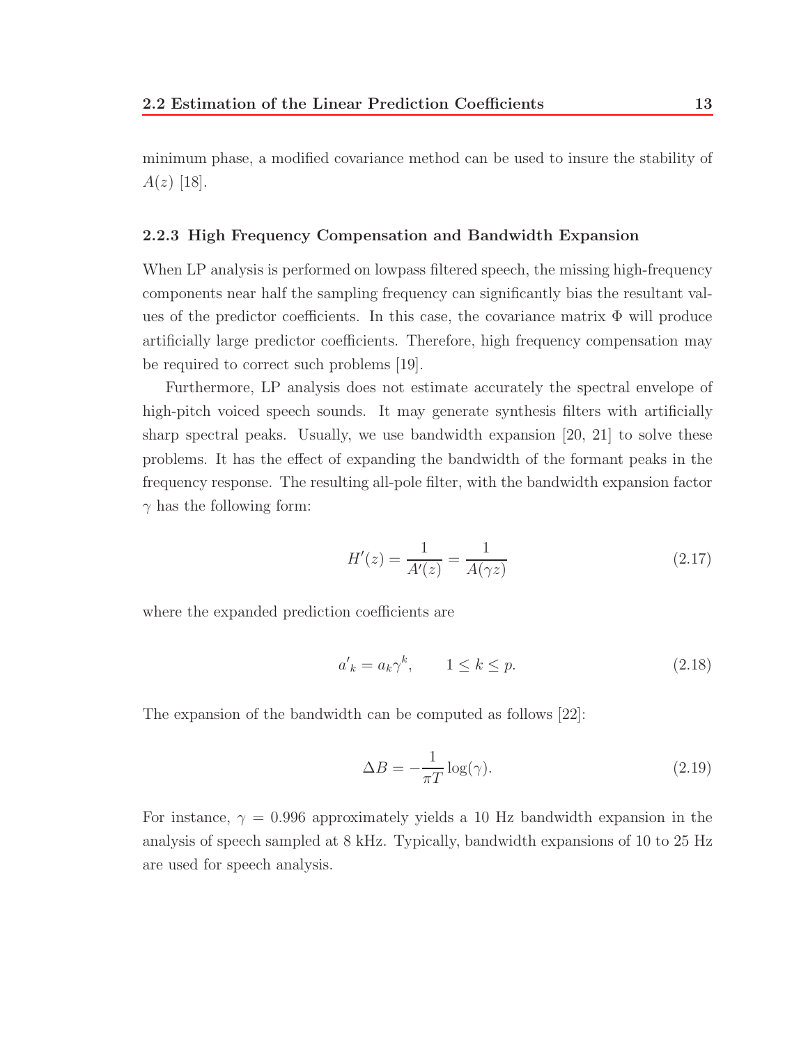minimum phase, a modified covariance method can be used to insure the stability of $A(z)$ [18].

### 2.2.3 High Frequency Compensation and Bandwidth Expansion

When LP analysis is performed on lowpass filtered speech, the missing high-frequency components near half the sampling frequency can significantly bias the resultant values of the predictor coefficients. In this case, the covariance matrix $\Phi$ will produce artificially large predictor coefficients. Therefore, high frequency compensation may be required to correct such problems [19].

Furthermore, LP analysis does not estimate accurately the spectral envelope of high-pitch voiced speech sounds. It may generate synthesis filters with artificially sharp spectral peaks. Usually, we use bandwidth expansion [20, 21] to solve these problems. It has the effect of expanding the bandwidth of the formant peaks in the frequency response. The resulting all-pole filter, with the bandwidth expansion factor $\gamma$ has the following form:

$$H'(z) = \frac{1}{A'(z)} = \frac{1}{A(\gamma z)} \tag{2.17}$$

where the expanded prediction coefficients are

$$a'_k = a_k \gamma^k, \qquad 1 \leq k \leq p. \tag{2.18}$$

The expansion of the bandwidth can be computed as follows [22]:

$$\Delta B = -\frac{1}{\pi T} \log(\gamma). \tag{2.19}$$

For instance, $\gamma = 0.996$ approximately yields a 10 Hz bandwidth expansion in the analysis of speech sampled at 8 kHz. Typically, bandwidth expansions of 10 to 25 Hz are used for speech analysis.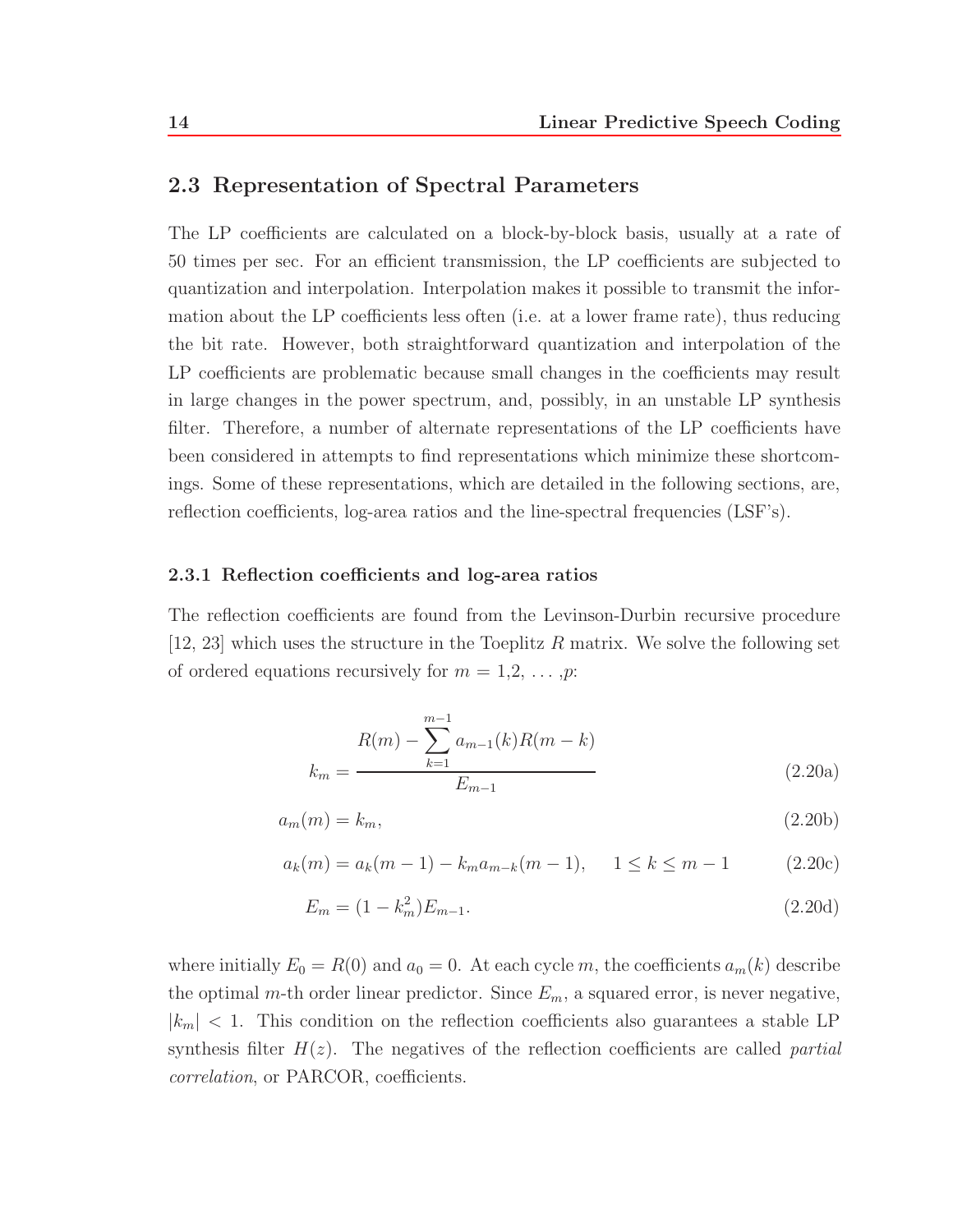## 2.3 Representation of Spectral Parameters

The LP coefficients are calculated on a block-by-block basis, usually at a rate of 50 times per sec. For an efficient transmission, the LP coefficients are subjected to quantization and interpolation. Interpolation makes it possible to transmit the information about the LP coefficients less often (i.e. at a lower frame rate), thus reducing the bit rate. However, both straightforward quantization and interpolation of the LP coefficients are problematic because small changes in the coefficients may result in large changes in the power spectrum, and, possibly, in an unstable LP synthesis filter. Therefore, a number of alternate representations of the LP coefficients have been considered in attempts to find representations which minimize these shortcomings. Some of these representations, which are detailed in the following sections, are, reflection coefficients, log-area ratios and the line-spectral frequencies (LSF's).

### 2.3.1 Reflection coefficients and log-area ratios

The reflection coefficients are found from the Levinson-Durbin recursive procedure [12, 23] which uses the structure in the Toeplitz $R$ matrix. We solve the following set of ordered equations recursively for $m = 1,2, \ldots ,p$:

$$k_m = \frac{R(m) - \sum_{k=1}^{m-1} a_{m-1}(k)R(m-k)}{E_{m-1}} \tag{2.20a}$$

$$a_m(m) = k_m, \tag{2.20b}$$

$$a_k(m) = a_k(m-1) - k_m a_{m-k}(m-1), \quad 1 \leq k \leq m-1 \tag{2.20c}$$

$$E_m = (1 - k_m^2)E_{m-1}. \tag{2.20d}$$

where initially $E_0 = R(0)$ and $a_0 = 0$. At each cycle $m$, the coefficients $a_m(k)$ describe the optimal $m$-th order linear predictor. Since $E_m$, a squared error, is never negative, $|k_m| < 1$. This condition on the reflection coefficients also guarantees a stable LP synthesis filter $H(z)$. The negatives of the reflection coefficients are called *partial correlation*, or PARCOR, coefficients.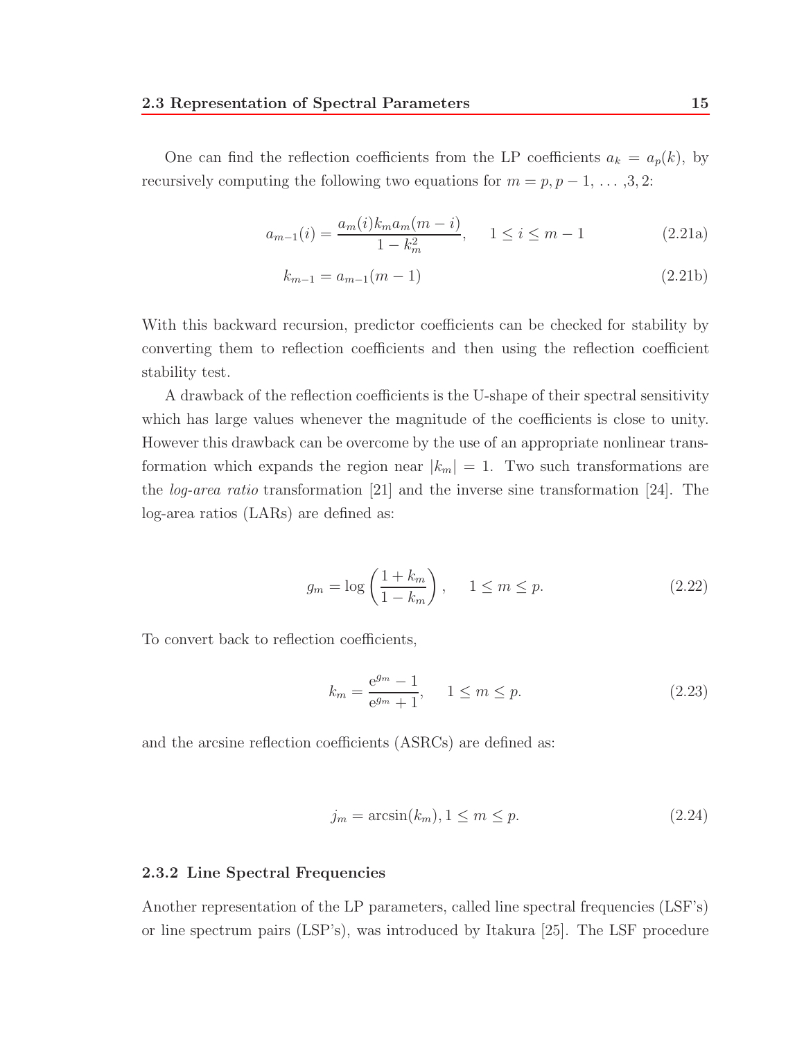One can find the reflection coefficients from the LP coefficients $a_k = a_p(k)$, by recursively computing the following two equations for $m = p, p-1, \ldots, 3, 2$:

$$a_{m-1}(i) = \frac{a_m(i) k_m a_m(m-i)}{1 - k_m^2}, \quad 1 \leq i \leq m-1 \tag{2.21a}$$

$$k_{m-1} = a_{m-1}(m-1) \tag{2.21b}$$

With this backward recursion, predictor coefficients can be checked for stability by converting them to reflection coefficients and then using the reflection coefficient stability test.

A drawback of the reflection coefficients is the U-shape of their spectral sensitivity which has large values whenever the magnitude of the coefficients is close to unity. However this drawback can be overcome by the use of an appropriate nonlinear transformation which expands the region near $|k_m| = 1$. Two such transformations are the *log-area ratio* transformation [21] and the inverse sine transformation [24]. The log-area ratios (LARs) are defined as:

$$g_m = \log\left(\frac{1 + k_m}{1 - k_m}\right), \quad 1 \leq m \leq p. \tag{2.22}$$

To convert back to reflection coefficients,

$$k_m = \frac{\mathrm{e}^{g_m} - 1}{\mathrm{e}^{g_m} + 1}, \quad 1 \leq m \leq p. \tag{2.23}$$

and the arcsine reflection coefficients (ASRCs) are defined as:

$$j_m = \arcsin(k_m), 1 \leq m \leq p. \tag{2.24}$$

### 2.3.2 Line Spectral Frequencies

Another representation of the LP parameters, called line spectral frequencies (LSF's) or line spectrum pairs (LSP's), was introduced by Itakura [25]. The LSF procedure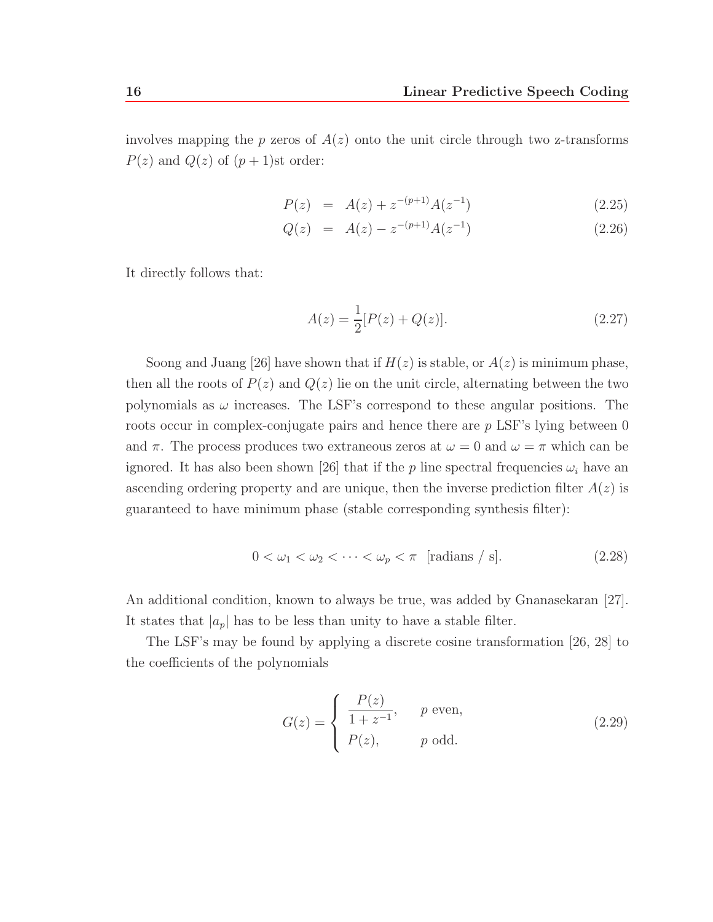involves mapping the $p$ zeros of $A(z)$ onto the unit circle through two z-transforms $P(z)$ and $Q(z)$ of $(p+1)$st order:

$$P(z) = A(z) + z^{-(p+1)}A(z^{-1}) \tag{2.25}$$

$$Q(z) = A(z) - z^{-(p+1)}A(z^{-1}) \tag{2.26}$$

It directly follows that:

$$A(z) = \frac{1}{2}[P(z) + Q(z)]. \tag{2.27}$$

Soong and Juang [26] have shown that if $H(z)$ is stable, or $A(z)$ is minimum phase, then all the roots of $P(z)$ and $Q(z)$ lie on the unit circle, alternating between the two polynomials as $\omega$ increases. The LSF's correspond to these angular positions. The roots occur in complex-conjugate pairs and hence there are $p$ LSF's lying between 0 and $\pi$. The process produces two extraneous zeros at $\omega = 0$ and $\omega = \pi$ which can be ignored. It has also been shown [26] that if the $p$ line spectral frequencies $\omega_i$ have an ascending ordering property and are unique, then the inverse prediction filter $A(z)$ is guaranteed to have minimum phase (stable corresponding synthesis filter):

$$0 < \omega_1 < \omega_2 < \cdots < \omega_p < \pi \quad \text{[radians / s]}. \tag{2.28}$$

An additional condition, known to always be true, was added by Gnanasekaran [27]. It states that $|a_p|$ has to be less than unity to have a stable filter.

The LSF's may be found by applying a discrete cosine transformation [26, 28] to the coefficients of the polynomials

$$G(z) = \begin{cases} \dfrac{P(z)}{1+z^{-1}}, & p \text{ even,} \\ P(z), & p \text{ odd.} \end{cases} \tag{2.29}$$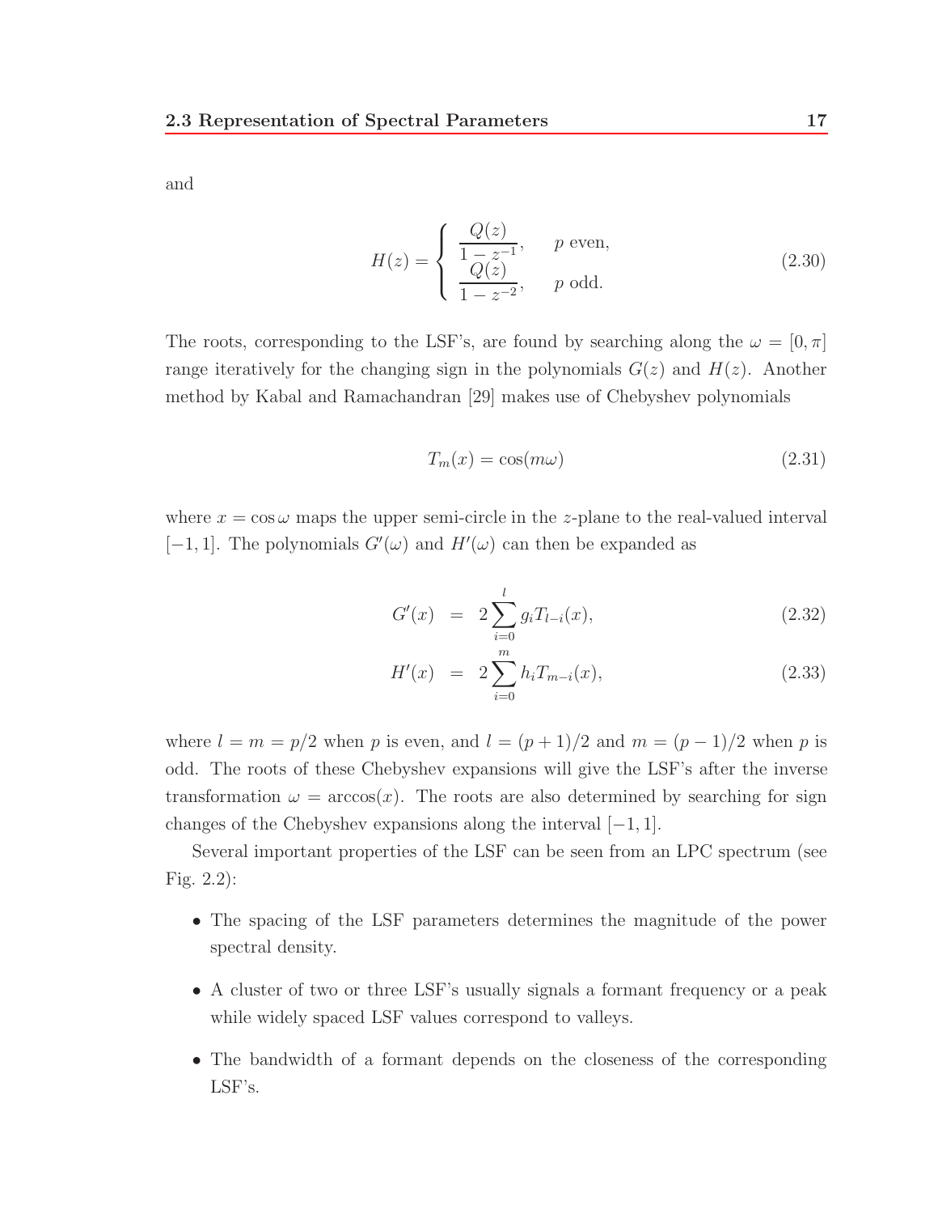and

$$H(z) = \begin{cases} \dfrac{Q(z)}{1 - z^{-1}}, & p \text{ even,} \\ \dfrac{Q(z)}{1 - z^{-2}}, & p \text{ odd.} \end{cases} \tag{2.30}$$

The roots, corresponding to the LSF's, are found by searching along the $\omega = [0, \pi]$ range iteratively for the changing sign in the polynomials $G(z)$ and $H(z)$. Another method by Kabal and Ramachandran [29] makes use of Chebyshev polynomials

$$T_m(x) = \cos(m\omega) \tag{2.31}$$

where $x = \cos\omega$ maps the upper semi-circle in the $z$-plane to the real-valued interval $[-1, 1]$. The polynomials $G'(\omega)$ and $H'(\omega)$ can then be expanded as

$$G'(x) = 2\sum_{i=0}^{l} g_i T_{l-i}(x), \tag{2.32}$$

$$H'(x) = 2\sum_{i=0}^{m} h_i T_{m-i}(x), \tag{2.33}$$

where $l = m = p/2$ when $p$ is even, and $l = (p+1)/2$ and $m = (p-1)/2$ when $p$ is odd. The roots of these Chebyshev expansions will give the LSF's after the inverse transformation $\omega = \arccos(x)$. The roots are also determined by searching for sign changes of the Chebyshev expansions along the interval $[-1, 1]$.

Several important properties of the LSF can be seen from an LPC spectrum (see Fig. 2.2):

- The spacing of the LSF parameters determines the magnitude of the power spectral density.
- A cluster of two or three LSF's usually signals a formant frequency or a peak while widely spaced LSF values correspond to valleys.
- The bandwidth of a formant depends on the closeness of the corresponding LSF's.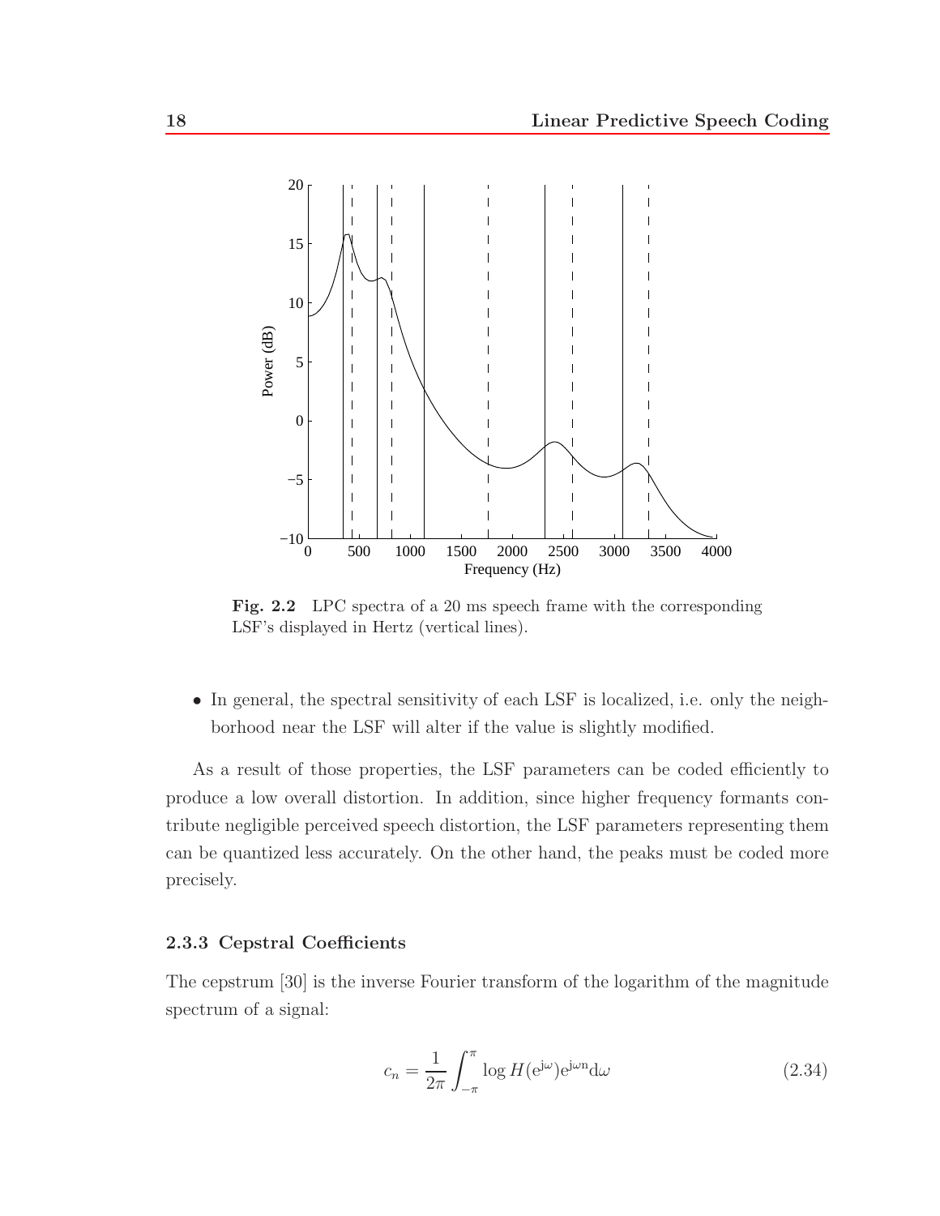Fig. 2.2 LPC spectra of a 20 ms speech frame with the corresponding LSF's displayed in Hertz (vertical lines).

- In general, the spectral sensitivity of each LSF is localized, i.e. only the neighborhood near the LSF will alter if the value is slightly modified.

As a result of those properties, the LSF parameters can be coded efficiently to produce a low overall distortion. In addition, since higher frequency formants contribute negligible perceived speech distortion, the LSF parameters representing them can be quantized less accurately. On the other hand, the peaks must be coded more precisely.

### 2.3.3 Cepstral Coefficients

The cepstrum [30] is the inverse Fourier transform of the logarithm of the magnitude spectrum of a signal:

$$c_n = \frac{1}{2\pi} \int_{-\pi}^{\pi} \log H(\mathrm{e}^{\mathrm{j}\omega}) \mathrm{e}^{\mathrm{j}\omega n} \mathrm{d}\omega \tag{2.34}$$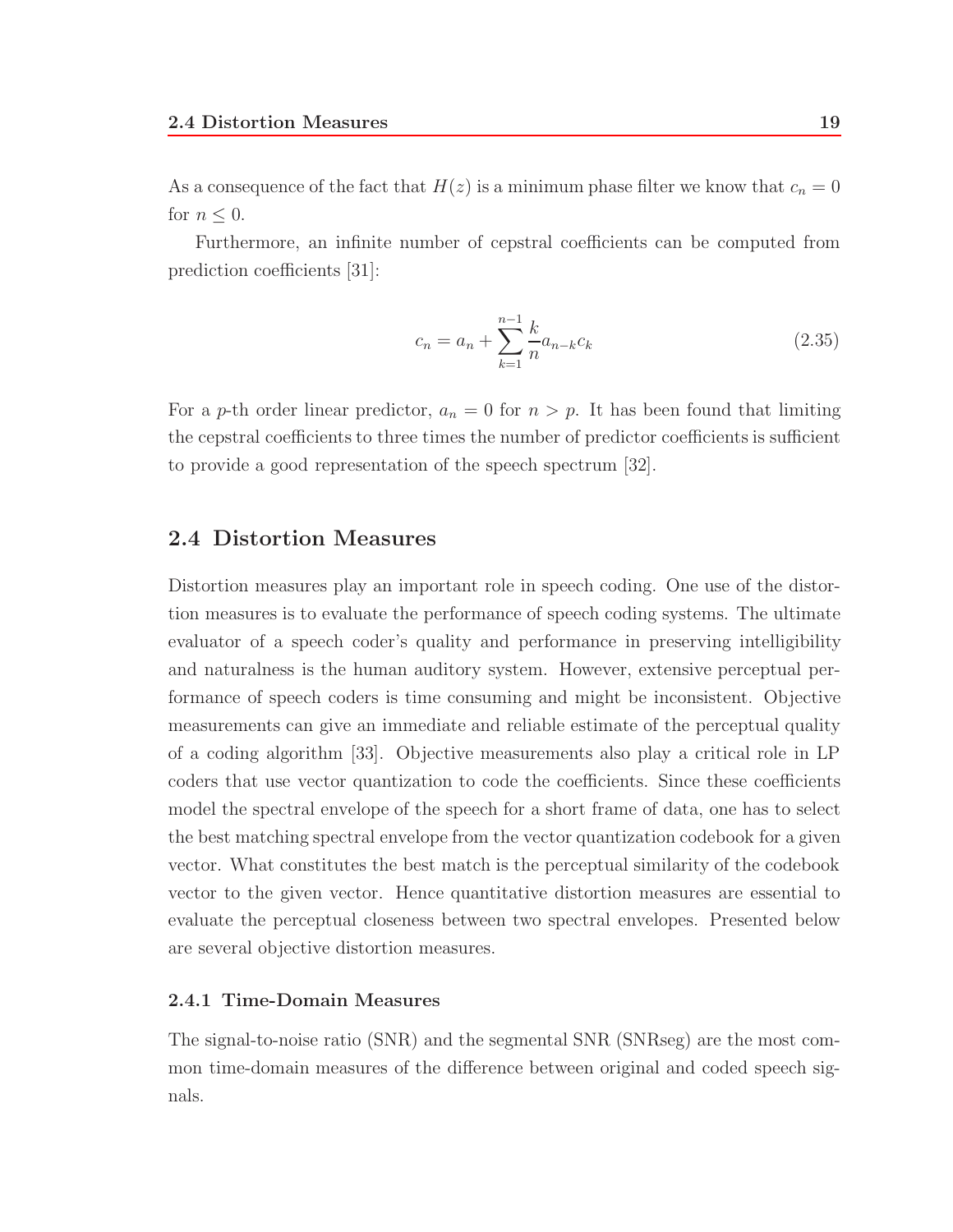As a consequence of the fact that $H(z)$ is a minimum phase filter we know that $c_n = 0$ for $n \leq 0$.

Furthermore, an infinite number of cepstral coefficients can be computed from prediction coefficients [31]:

$$c_n = a_n + \sum_{k=1}^{n-1} \frac{k}{n} a_{n-k} c_k \tag{2.35}$$

For a $p$-th order linear predictor, $a_n = 0$ for $n > p$. It has been found that limiting the cepstral coefficients to three times the number of predictor coefficients is sufficient to provide a good representation of the speech spectrum [32].

## 2.4 Distortion Measures

Distortion measures play an important role in speech coding. One use of the distortion measures is to evaluate the performance of speech coding systems. The ultimate evaluator of a speech coder's quality and performance in preserving intelligibility and naturalness is the human auditory system. However, extensive perceptual performance of speech coders is time consuming and might be inconsistent. Objective measurements can give an immediate and reliable estimate of the perceptual quality of a coding algorithm [33]. Objective measurements also play a critical role in LP coders that use vector quantization to code the coefficients. Since these coefficients model the spectral envelope of the speech for a short frame of data, one has to select the best matching spectral envelope from the vector quantization codebook for a given vector. What constitutes the best match is the perceptual similarity of the codebook vector to the given vector. Hence quantitative distortion measures are essential to evaluate the perceptual closeness between two spectral envelopes. Presented below are several objective distortion measures.

### 2.4.1 Time-Domain Measures

The signal-to-noise ratio (SNR) and the segmental SNR (SNRseg) are the most common time-domain measures of the difference between original and coded speech signals.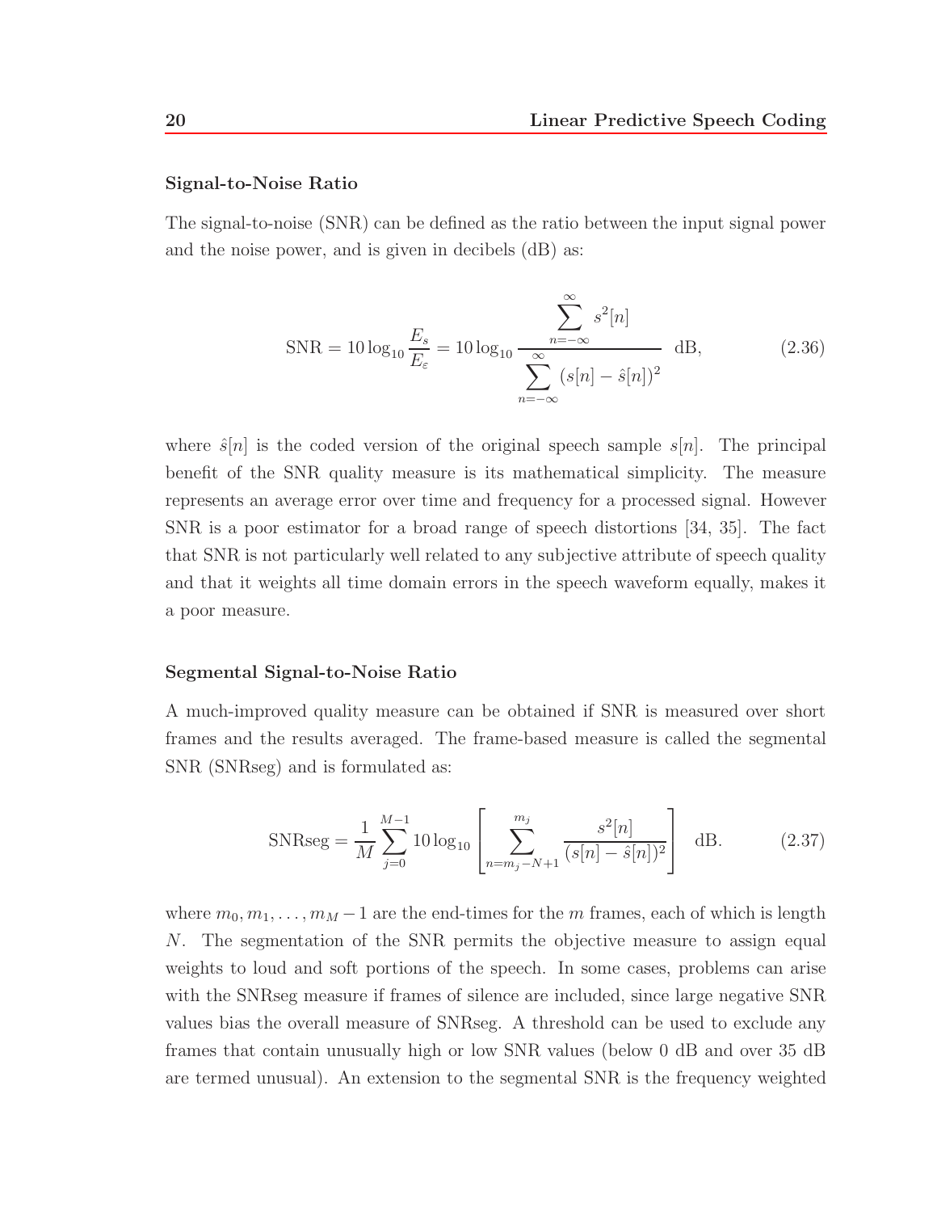### Signal-to-Noise Ratio

The signal-to-noise (SNR) can be defined as the ratio between the input signal power and the noise power, and is given in decibels (dB) as:

$$\text{SNR} = 10\log_{10}\frac{E_s}{E_\varepsilon} = 10\log_{10}\frac{\displaystyle\sum_{n=-\infty}^{\infty} s^2[n]}{\displaystyle\sum_{n=-\infty}^{\infty}(s[n]-\hat{s}[n])^2} \ \text{dB}, \tag{2.36}$$

where $\hat{s}[n]$ is the coded version of the original speech sample $s[n]$. The principal benefit of the SNR quality measure is its mathematical simplicity. The measure represents an average error over time and frequency for a processed signal. However SNR is a poor estimator for a broad range of speech distortions [34, 35]. The fact that SNR is not particularly well related to any subjective attribute of speech quality and that it weights all time domain errors in the speech waveform equally, makes it a poor measure.

### Segmental Signal-to-Noise Ratio

A much-improved quality measure can be obtained if SNR is measured over short frames and the results averaged. The frame-based measure is called the segmental SNR (SNRseg) and is formulated as:

$$\text{SNRseg} = \frac{1}{M}\sum_{j=0}^{M-1} 10\log_{10}\left[\sum_{n=m_j-N+1}^{m_j}\frac{s^2[n]}{(s[n]-\hat{s}[n])^2}\right] \ \text{dB}. \tag{2.37}$$

where $m_0, m_1, \ldots, m_M - 1$ are the end-times for the $m$ frames, each of which is length $N$. The segmentation of the SNR permits the objective measure to assign equal weights to loud and soft portions of the speech. In some cases, problems can arise with the SNRseg measure if frames of silence are included, since large negative SNR values bias the overall measure of SNRseg. A threshold can be used to exclude any frames that contain unusually high or low SNR values (below 0 dB and over 35 dB are termed unusual). An extension to the segmental SNR is the frequency weighted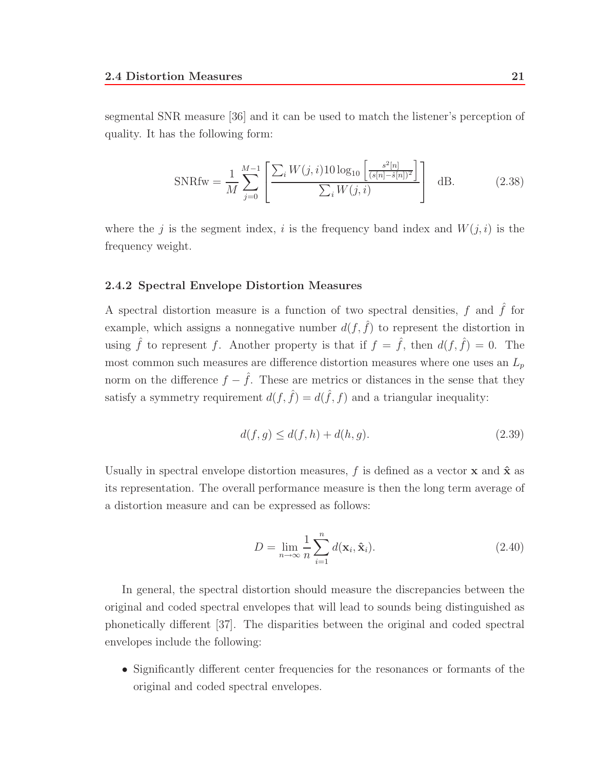segmental SNR measure [36] and it can be used to match the listener's perception of quality. It has the following form:

$$\text{SNRfw} = \frac{1}{M} \sum_{j=0}^{M-1} \left[ \frac{\sum_i W(j,i) 10 \log_{10} \left[ \frac{s^2[n]}{(s[n]-\hat{s}[n])^2} \right]}{\sum_i W(j,i)} \right] \text{ dB.} \tag{2.38}$$

where the $j$ is the segment index, $i$ is the frequency band index and $W(j,i)$ is the frequency weight.

### 2.4.2 Spectral Envelope Distortion Measures

A spectral distortion measure is a function of two spectral densities, $f$ and $\hat{f}$ for example, which assigns a nonnegative number $d(f, \hat{f})$ to represent the distortion in using $\hat{f}$ to represent $f$. Another property is that if $f = \hat{f}$, then $d(f, \hat{f}) = 0$. The most common such measures are difference distortion measures where one uses an $L_p$ norm on the difference $f - \hat{f}$. These are metrics or distances in the sense that they satisfy a symmetry requirement $d(f, \hat{f}) = d(\hat{f}, f)$ and a triangular inequality:

$$d(f, g) \leq d(f, h) + d(h, g). \tag{2.39}$$

Usually in spectral envelope distortion measures, $f$ is defined as a vector $\mathbf{x}$ and $\hat{\mathbf{x}}$ as its representation. The overall performance measure is then the long term average of a distortion measure and can be expressed as follows:

$$D = \lim_{n \to \infty} \frac{1}{n} \sum_{i=1}^{n} d(\mathbf{x}_i, \hat{\mathbf{x}}_i). \tag{2.40}$$

In general, the spectral distortion should measure the discrepancies between the original and coded spectral envelopes that will lead to sounds being distinguished as phonetically different [37]. The disparities between the original and coded spectral envelopes include the following:

- Significantly different center frequencies for the resonances or formants of the original and coded spectral envelopes.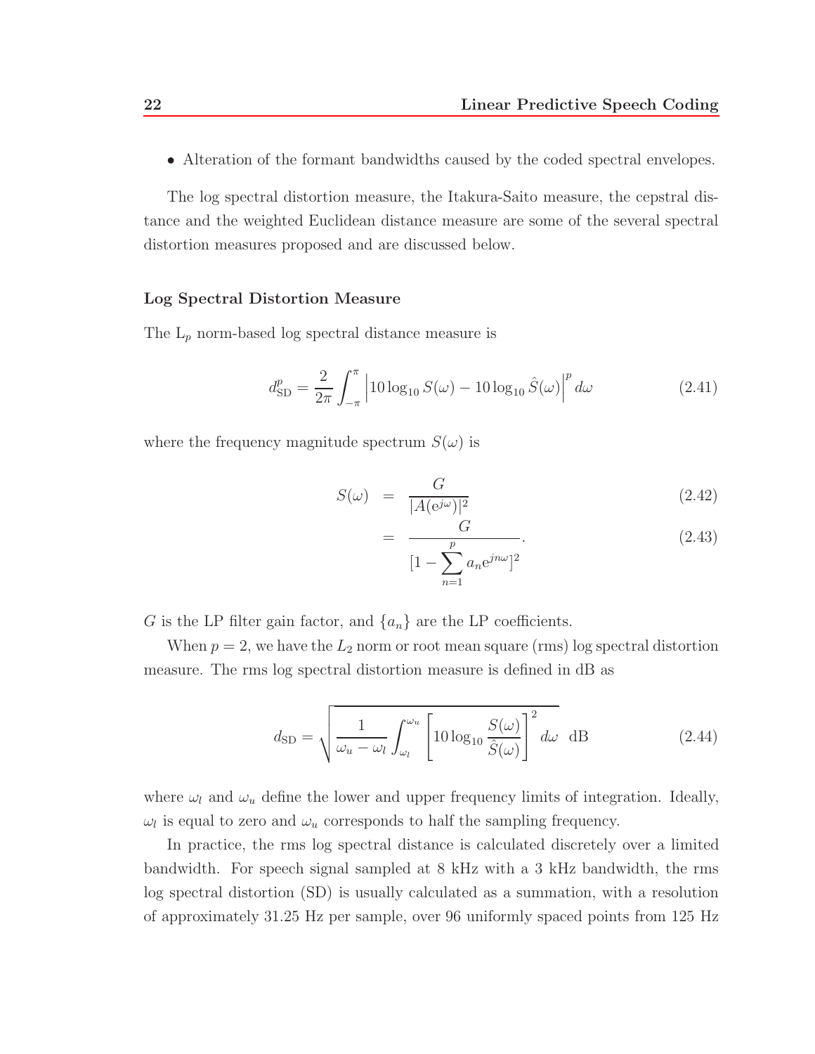- Alteration of the formant bandwidths caused by the coded spectral envelopes.

The log spectral distortion measure, the Itakura-Saito measure, the cepstral distance and the weighted Euclidean distance measure are some of the several spectral distortion measures proposed and are discussed below.

**Log Spectral Distortion Measure**

The $L_p$ norm-based log spectral distance measure is

$$d_{\text{SD}}^{p} = \frac{2}{2\pi} \int_{-\pi}^{\pi} \left| 10 \log_{10} S(\omega) - 10 \log_{10} \hat{S}(\omega) \right|^{p} d\omega \tag{2.41}$$

where the frequency magnitude spectrum $S(\omega)$ is

$$S(\omega) = \frac{G}{|A(\mathrm{e}^{j\omega})|^2} \tag{2.42}$$

$$= \frac{G}{[1 - \sum_{n=1}^{p} a_n \mathrm{e}^{jn\omega}]^2}. \tag{2.43}$$

$G$ is the LP filter gain factor, and $\{a_n\}$ are the LP coefficients.

When $p = 2$, we have the $L_2$ norm or root mean square (rms) log spectral distortion measure. The rms log spectral distortion measure is defined in dB as

$$d_{\text{SD}} = \sqrt{\frac{1}{\omega_u - \omega_l} \int_{\omega_l}^{\omega_u} \left[ 10 \log_{10} \frac{S(\omega)}{\hat{S}(\omega)} \right]^2 d\omega} \ \ \text{dB} \tag{2.44}$$

where $\omega_l$ and $\omega_u$ define the lower and upper frequency limits of integration. Ideally, $\omega_l$ is equal to zero and $\omega_u$ corresponds to half the sampling frequency.

In practice, the rms log spectral distance is calculated discretely over a limited bandwidth. For speech signal sampled at 8 kHz with a 3 kHz bandwidth, the rms log spectral distortion (SD) is usually calculated as a summation, with a resolution of approximately 31.25 Hz per sample, over 96 uniformly spaced points from 125 Hz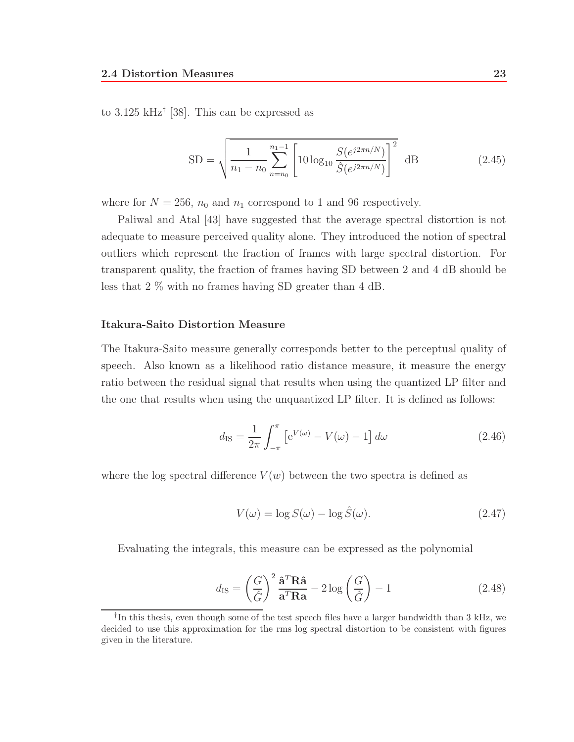to 3.125 kHz[†] [38]. This can be expressed as

$$\text{SD} = \sqrt{\frac{1}{n_1 - n_0} \sum_{n=n_0}^{n_1-1} \left[ 10 \log_{10} \frac{S(e^{j2\pi n/N})}{\hat{S}(e^{j2\pi n/N})} \right]^2} \quad \text{dB} \tag{2.45}$$

where for $N = 256$, $n_0$ and $n_1$ correspond to 1 and 96 respectively.

Paliwal and Atal [43] have suggested that the average spectral distortion is not adequate to measure perceived quality alone. They introduced the notion of spectral outliers which represent the fraction of frames with large spectral distortion. For transparent quality, the fraction of frames having SD between 2 and 4 dB should be less that 2 % with no frames having SD greater than 4 dB.

### Itakura-Saito Distortion Measure

The Itakura-Saito measure generally corresponds better to the perceptual quality of speech. Also known as a likelihood ratio distance measure, it measure the energy ratio between the residual signal that results when using the quantized LP filter and the one that results when using the unquantized LP filter. It is defined as follows:

$$d_{\text{IS}} = \frac{1}{2\pi} \int_{-\pi}^{\pi} \left[ \mathrm{e}^{V(\omega)} - V(\omega) - 1 \right] d\omega \tag{2.46}$$

where the log spectral difference $V(w)$ between the two spectra is defined as

$$V(\omega) = \log S(\omega) - \log \hat{S}(\omega). \tag{2.47}$$

Evaluating the integrals, this measure can be expressed as the polynomial

$$d_{\text{IS}} = \left( \frac{G}{\hat{G}} \right)^2 \frac{\hat{\mathbf{a}}^T \mathbf{R} \hat{\mathbf{a}}}{\mathbf{a}^T \mathbf{R} \mathbf{a}} - 2 \log \left( \frac{G}{\hat{G}} \right) - 1 \tag{2.48}$$

[†]In this thesis, even though some of the test speech files have a larger bandwidth than 3 kHz, we decided to use this approximation for the rms log spectral distortion to be consistent with figures given in the literature.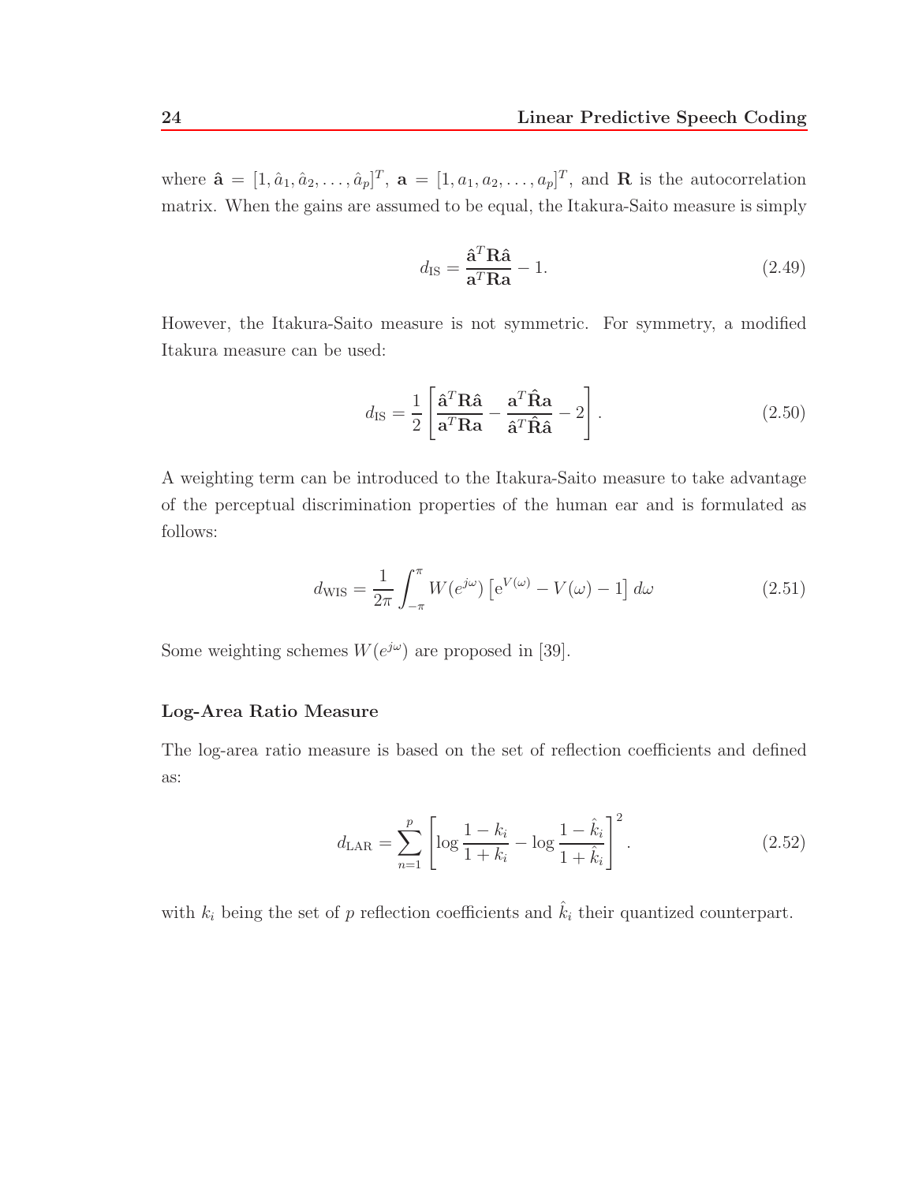where $\hat{\mathbf{a}} = [1, \hat{a}_1, \hat{a}_2, \ldots, \hat{a}_p]^T$, $\mathbf{a} = [1, a_1, a_2, \ldots, a_p]^T$, and $\mathbf{R}$ is the autocorrelation matrix. When the gains are assumed to be equal, the Itakura-Saito measure is simply

$$d_{\text{IS}} = \frac{\hat{\mathbf{a}}^T \mathbf{R} \hat{\mathbf{a}}}{\mathbf{a}^T \mathbf{R} \mathbf{a}} - 1. \tag{2.49}$$

However, the Itakura-Saito measure is not symmetric. For symmetry, a modified Itakura measure can be used:

$$d_{\text{IS}} = \frac{1}{2} \left[ \frac{\hat{\mathbf{a}}^T \mathbf{R} \hat{\mathbf{a}}}{\mathbf{a}^T \mathbf{R} \mathbf{a}} - \frac{\mathbf{a}^T \hat{\mathbf{R}} \mathbf{a}}{\hat{\mathbf{a}}^T \hat{\mathbf{R}} \hat{\mathbf{a}}} - 2 \right]. \tag{2.50}$$

A weighting term can be introduced to the Itakura-Saito measure to take advantage of the perceptual discrimination properties of the human ear and is formulated as follows:

$$d_{\text{WIS}} = \frac{1}{2\pi} \int_{-\pi}^{\pi} W(e^{j\omega}) \left[ \mathrm{e}^{V(\omega)} - V(\omega) - 1 \right] d\omega \tag{2.51}$$

Some weighting schemes $W(e^{j\omega})$ are proposed in [39].

### Log-Area Ratio Measure

The log-area ratio measure is based on the set of reflection coefficients and defined as:

$$d_{\text{LAR}} = \sum_{n=1}^{p} \left[ \log \frac{1 - k_i}{1 + k_i} - \log \frac{1 - \hat{k}_i}{1 + \hat{k}_i} \right]^2. \tag{2.52}$$

with $k_i$ being the set of $p$ reflection coefficients and $\hat{k}_i$ their quantized counterpart.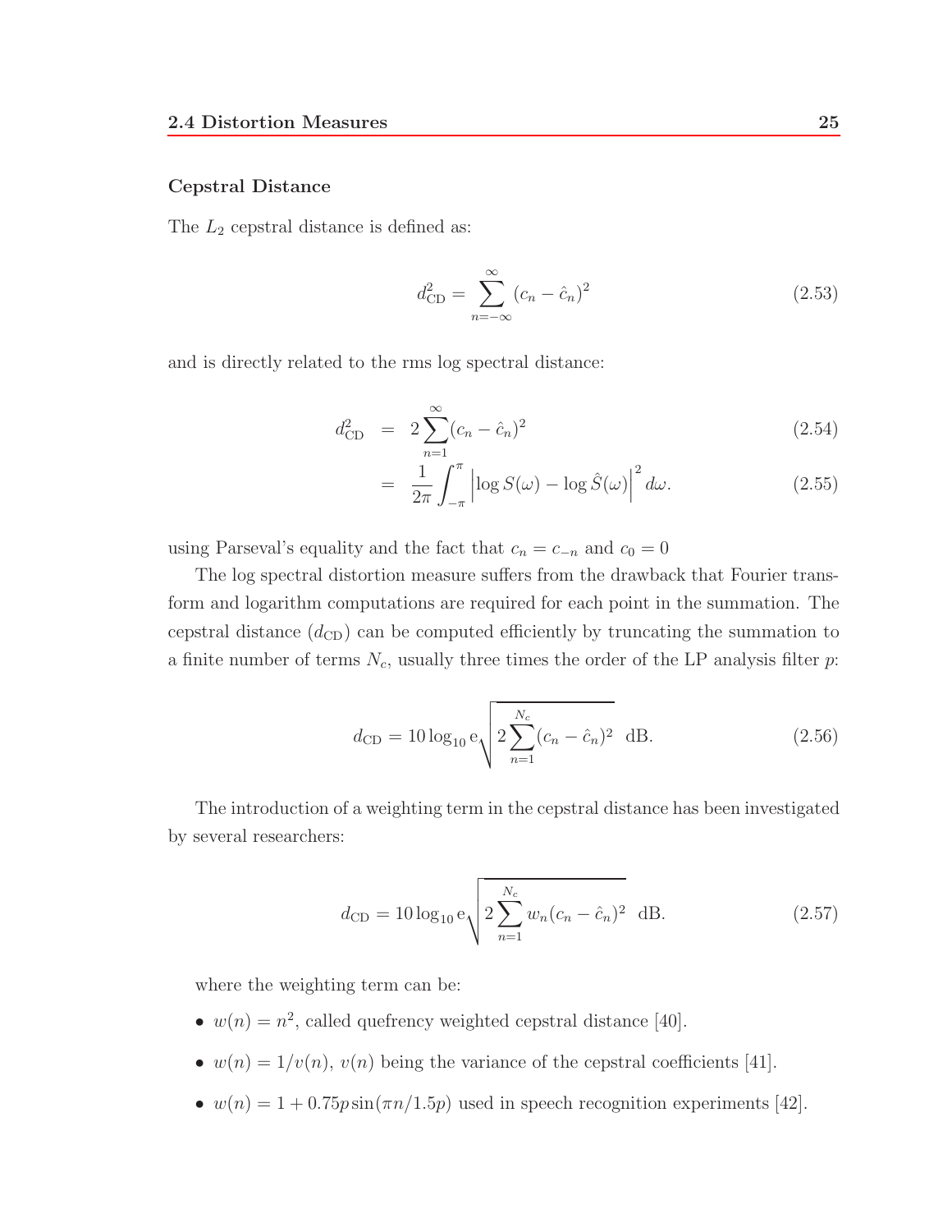### Cepstral Distance

The $L_2$ cepstral distance is defined as:

$$d_{\text{CD}}^2 = \sum_{n=-\infty}^{\infty} (c_n - \hat{c}_n)^2 \tag{2.53}$$

and is directly related to the rms log spectral distance:

$$\begin{aligned} d_{\text{CD}}^2 &= 2\sum_{n=1}^{\infty}(c_n - \hat{c}_n)^2 & (2.54) \\ &= \frac{1}{2\pi}\int_{-\pi}^{\pi}\left|\log S(\omega) - \log \hat{S}(\omega)\right|^2 d\omega. & (2.55) \end{aligned}$$

using Parseval's equality and the fact that $c_n = c_{-n}$ and $c_0 = 0$

The log spectral distortion measure suffers from the drawback that Fourier transform and logarithm computations are required for each point in the summation. The cepstral distance ($d_{\text{CD}}$) can be computed efficiently by truncating the summation to a finite number of terms $N_c$, usually three times the order of the LP analysis filter $p$:

$$d_{\text{CD}} = 10\log_{10}\mathrm{e}\sqrt{2\sum_{n=1}^{N_c}(c_n - \hat{c}_n)^2} \ \ \text{dB}. \tag{2.56}$$

The introduction of a weighting term in the cepstral distance has been investigated by several researchers:

$$d_{\text{CD}} = 10\log_{10}\mathrm{e}\sqrt{2\sum_{n=1}^{N_c} w_n(c_n - \hat{c}_n)^2} \ \ \text{dB}. \tag{2.57}$$

where the weighting term can be:

- $w(n) = n^2$, called quefrency weighted cepstral distance [40].
- $w(n) = 1/v(n)$, $v(n)$ being the variance of the cepstral coefficients [41].
- $w(n) = 1 + 0.75p\sin(\pi n/1.5p)$ used in speech recognition experiments [42].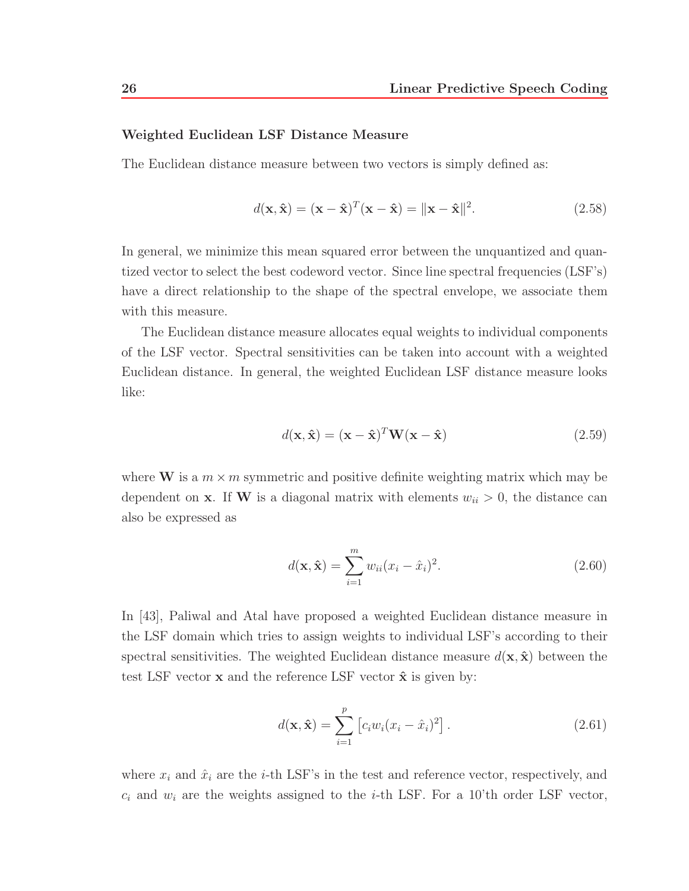### Weighted Euclidean LSF Distance Measure

The Euclidean distance measure between two vectors is simply defined as:

$$d(\mathbf{x}, \hat{\mathbf{x}}) = (\mathbf{x} - \hat{\mathbf{x}})^T(\mathbf{x} - \hat{\mathbf{x}}) = \|\mathbf{x} - \hat{\mathbf{x}}\|^2. \tag{2.58}$$

In general, we minimize this mean squared error between the unquantized and quantized vector to select the best codeword vector. Since line spectral frequencies (LSF's) have a direct relationship to the shape of the spectral envelope, we associate them with this measure.

The Euclidean distance measure allocates equal weights to individual components of the LSF vector. Spectral sensitivities can be taken into account with a weighted Euclidean distance. In general, the weighted Euclidean LSF distance measure looks like:

$$d(\mathbf{x}, \hat{\mathbf{x}}) = (\mathbf{x} - \hat{\mathbf{x}})^T\mathbf{W}(\mathbf{x} - \hat{\mathbf{x}}) \tag{2.59}$$

where $\mathbf{W}$ is a $m \times m$ symmetric and positive definite weighting matrix which may be dependent on $\mathbf{x}$. If $\mathbf{W}$ is a diagonal matrix with elements $w_{ii} > 0$, the distance can also be expressed as

$$d(\mathbf{x}, \hat{\mathbf{x}}) = \sum_{i=1}^{m} w_{ii}(x_i - \hat{x}_i)^2. \tag{2.60}$$

In [43], Paliwal and Atal have proposed a weighted Euclidean distance measure in the LSF domain which tries to assign weights to individual LSF's according to their spectral sensitivities. The weighted Euclidean distance measure $d(\mathbf{x}, \hat{\mathbf{x}})$ between the test LSF vector $\mathbf{x}$ and the reference LSF vector $\hat{\mathbf{x}}$ is given by:

$$d(\mathbf{x}, \hat{\mathbf{x}}) = \sum_{i=1}^{p} \left[c_i w_i (x_i - \hat{x}_i)^2\right]. \tag{2.61}$$

where $x_i$ and $\hat{x}_i$ are the $i$-th LSF's in the test and reference vector, respectively, and $c_i$ and $w_i$ are the weights assigned to the $i$-th LSF. For a 10'th order LSF vector,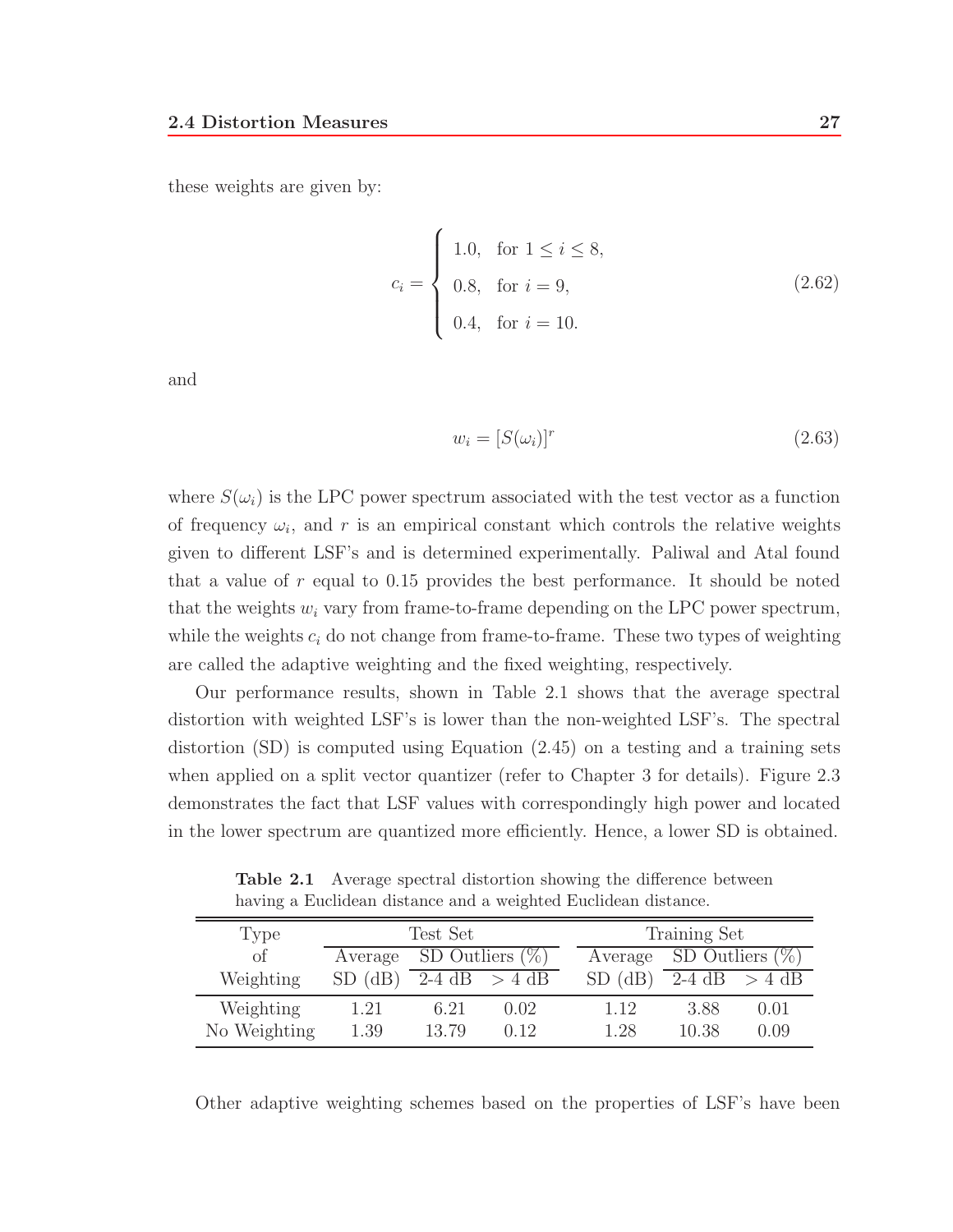these weights are given by:

$$c_i = \begin{cases} 1.0, & \text{for } 1 \leq i \leq 8, \\ 0.8, & \text{for } i = 9, \\ 0.4, & \text{for } i = 10. \end{cases} \tag{2.62}$$

and

$$w_i = [S(\omega_i)]^r \tag{2.63}$$

where $S(\omega_i)$ is the LPC power spectrum associated with the test vector as a function of frequency $\omega_i$, and $r$ is an empirical constant which controls the relative weights given to different LSF's and is determined experimentally. Paliwal and Atal found that a value of $r$ equal to 0.15 provides the best performance. It should be noted that the weights $w_i$ vary from frame-to-frame depending on the LPC power spectrum, while the weights $c_i$ do not change from frame-to-frame. These two types of weighting are called the adaptive weighting and the fixed weighting, respectively.

Our performance results, shown in Table 2.1 shows that the average spectral distortion with weighted LSF's is lower than the non-weighted LSF's. The spectral distortion (SD) is computed using Equation (2.45) on a testing and a training sets when applied on a split vector quantizer (refer to Chapter 3 for details). Figure 2.3 demonstrates the fact that LSF values with correspondingly high power and located in the lower spectrum are quantized more efficiently. Hence, a lower SD is obtained.

**Table 2.1** Average spectral distortion showing the difference between having a Euclidean distance and a weighted Euclidean distance.

| Type of Weighting | Test Set | | | Training Set | | |
|---|---|---|---|---|---|---|
| | Average SD (dB) | SD Outliers (%) | | Average SD (dB) | SD Outliers (%) | |
| | | 2-4 dB | > 4 dB | | 2-4 dB | > 4 dB |
| Weighting | 1.21 | 6.21 | 0.02 | 1.12 | 3.88 | 0.01 |
| No Weighting | 1.39 | 13.79 | 0.12 | 1.28 | 10.38 | 0.09 |

Other adaptive weighting schemes based on the properties of LSF's have been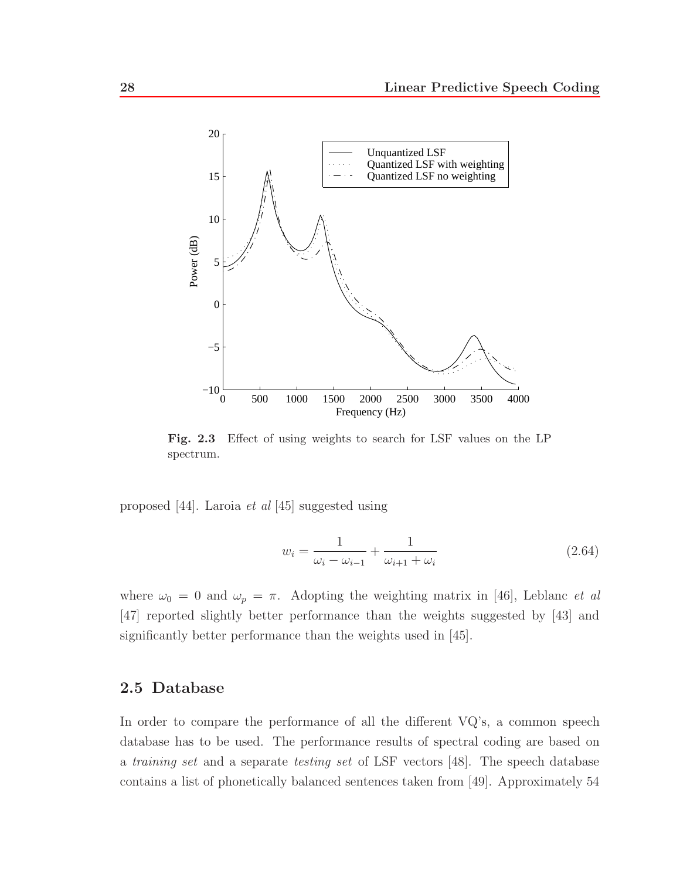**Fig. 2.3** Effect of using weights to search for LSF values on the LP spectrum.

proposed [44]. Laroia *et al* [45] suggested using

$$w_i = \frac{1}{\omega_i - \omega_{i-1}} + \frac{1}{\omega_{i+1} + \omega_i} \tag{2.64}$$

where $\omega_0 = 0$ and $\omega_p = \pi$. Adopting the weighting matrix in [46], Leblanc *et al* [47] reported slightly better performance than the weights suggested by [43] and significantly better performance than the weights used in [45].

## 2.5 Database

In order to compare the performance of all the different VQ's, a common speech database has to be used. The performance results of spectral coding are based on a *training set* and a separate *testing set* of LSF vectors [48]. The speech database contains a list of phonetically balanced sentences taken from [49]. Approximately 54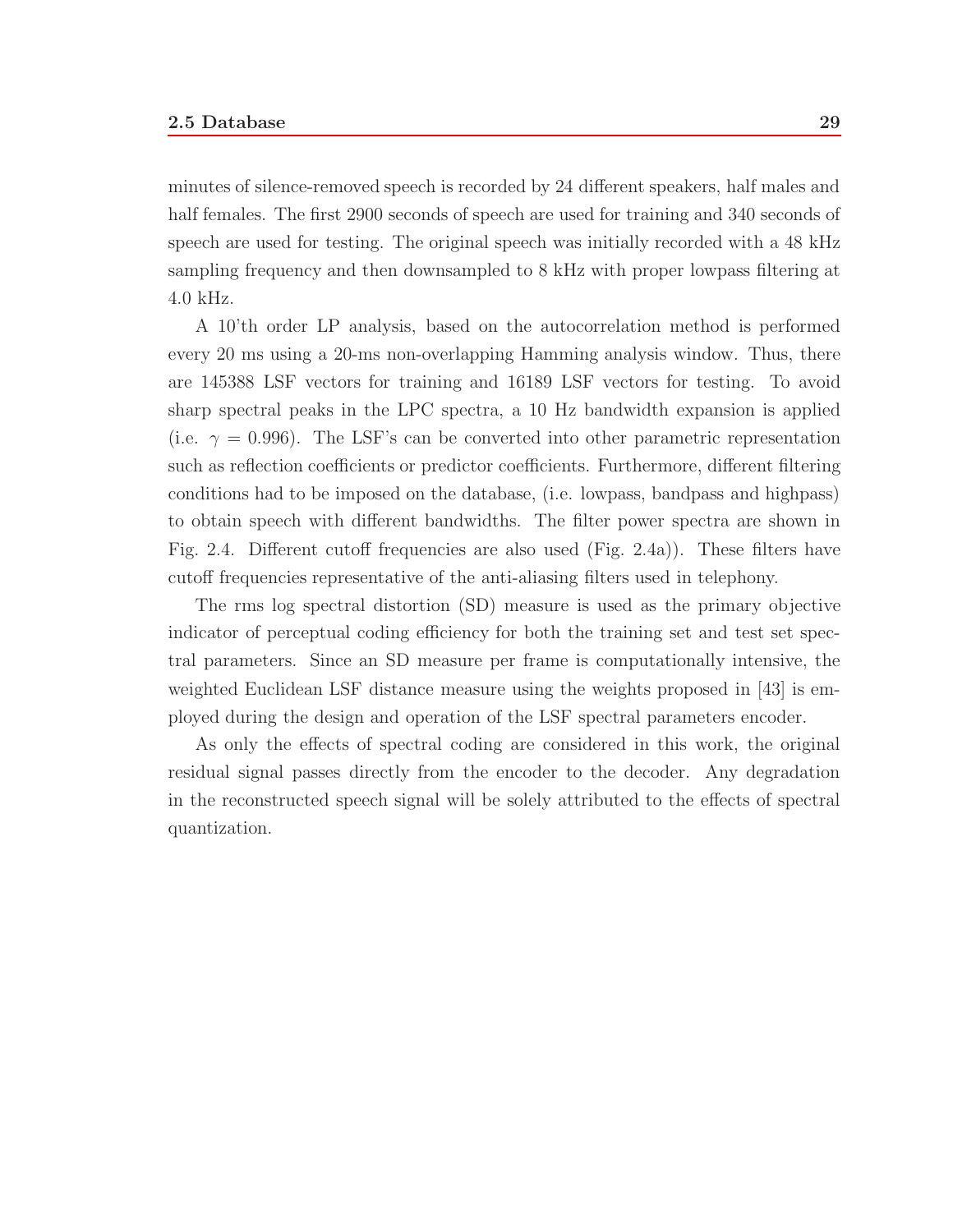minutes of silence-removed speech is recorded by 24 different speakers, half males and half females. The first 2900 seconds of speech are used for training and 340 seconds of speech are used for testing. The original speech was initially recorded with a 48 kHz sampling frequency and then downsampled to 8 kHz with proper lowpass filtering at 4.0 kHz.

A 10'th order LP analysis, based on the autocorrelation method is performed every 20 ms using a 20-ms non-overlapping Hamming analysis window. Thus, there are 145388 LSF vectors for training and 16189 LSF vectors for testing. To avoid sharp spectral peaks in the LPC spectra, a 10 Hz bandwidth expansion is applied (i.e. $\gamma = 0.996$). The LSF's can be converted into other parametric representation such as reflection coefficients or predictor coefficients. Furthermore, different filtering conditions had to be imposed on the database, (i.e. lowpass, bandpass and highpass) to obtain speech with different bandwidths. The filter power spectra are shown in Fig. 2.4. Different cutoff frequencies are also used (Fig. 2.4a)). These filters have cutoff frequencies representative of the anti-aliasing filters used in telephony.

The rms log spectral distortion (SD) measure is used as the primary objective indicator of perceptual coding efficiency for both the training set and test set spectral parameters. Since an SD measure per frame is computationally intensive, the weighted Euclidean LSF distance measure using the weights proposed in [43] is employed during the design and operation of the LSF spectral parameters encoder.

As only the effects of spectral coding are considered in this work, the original residual signal passes directly from the encoder to the decoder. Any degradation in the reconstructed speech signal will be solely attributed to the effects of spectral quantization.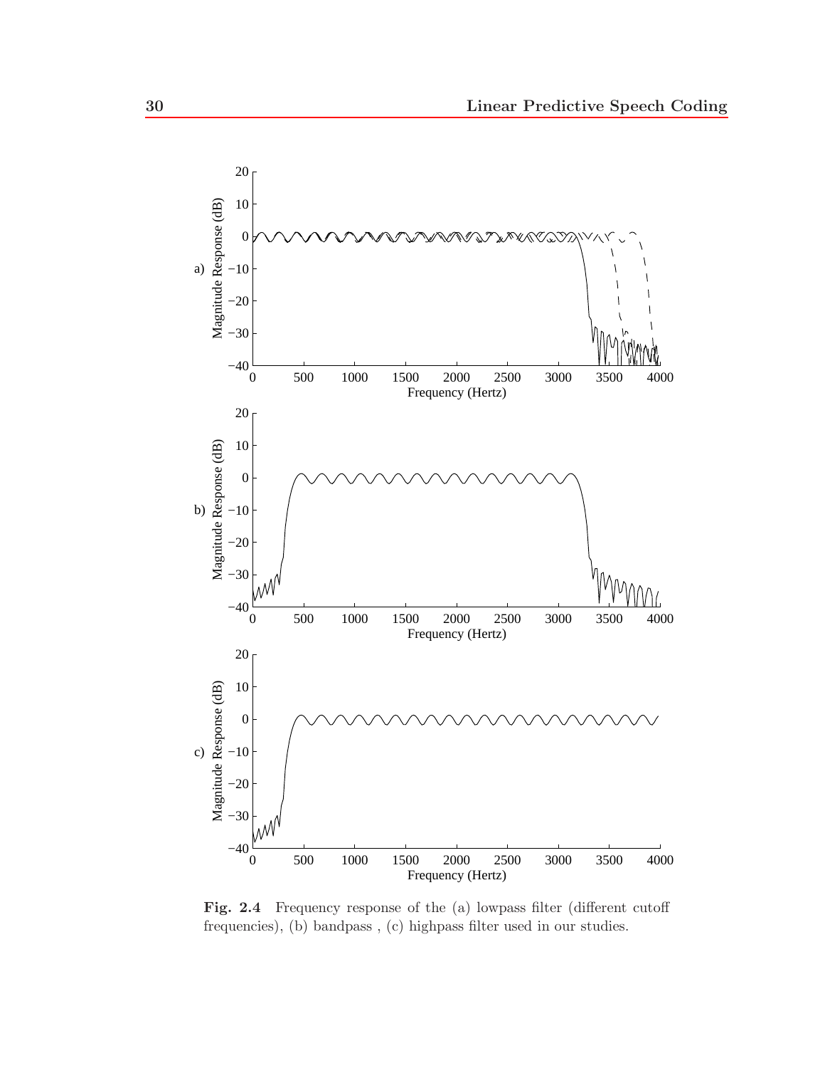**Fig. 2.4** Frequency response of the (a) lowpass filter (different cutoff frequencies), (b) bandpass , (c) highpass filter used in our studies.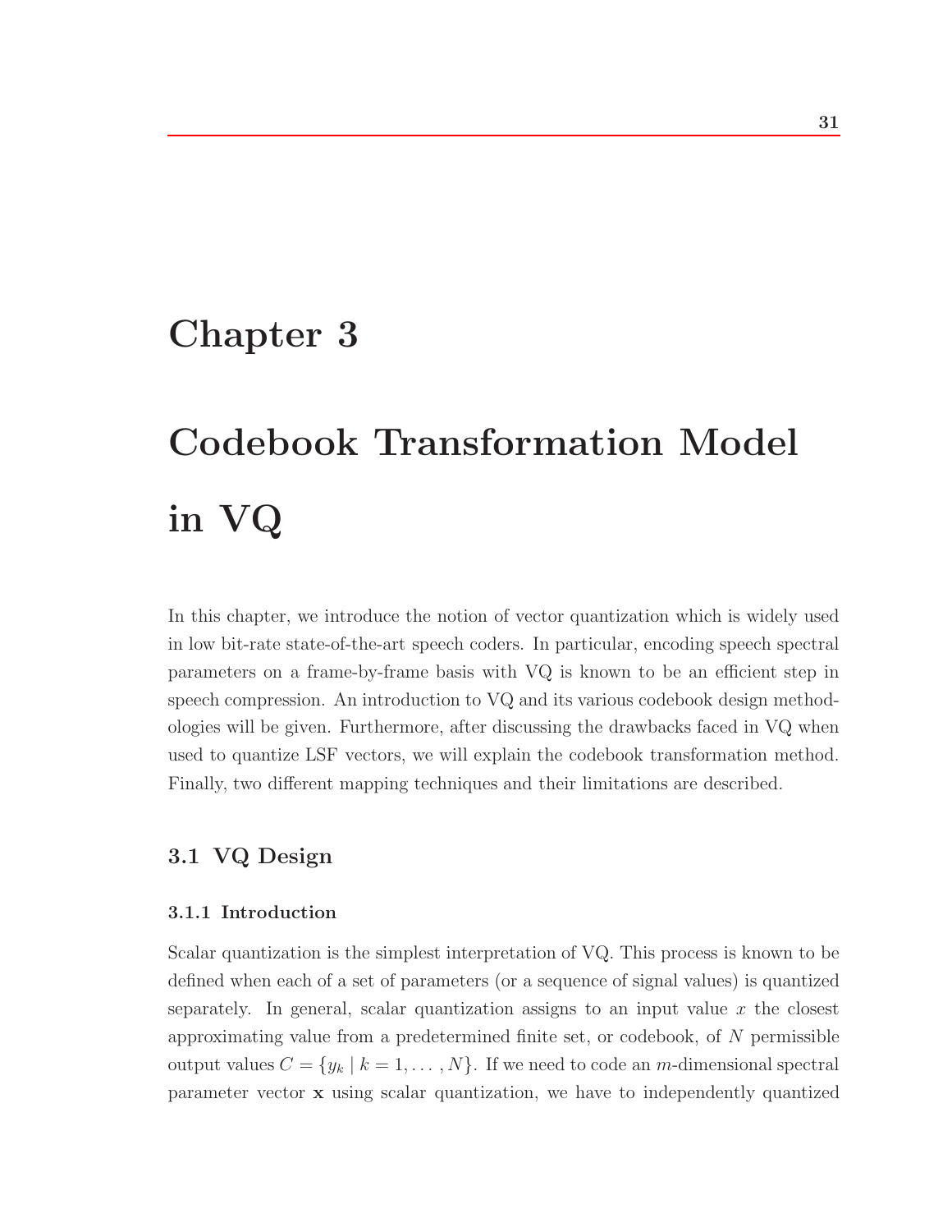# Chapter 3

# Codebook Transformation Model in VQ

In this chapter, we introduce the notion of vector quantization which is widely used in low bit-rate state-of-the-art speech coders. In particular, encoding speech spectral parameters on a frame-by-frame basis with VQ is known to be an efficient step in speech compression. An introduction to VQ and its various codebook design methodologies will be given. Furthermore, after discussing the drawbacks faced in VQ when used to quantize LSF vectors, we will explain the codebook transformation method. Finally, two different mapping techniques and their limitations are described.

## 3.1 VQ Design

### 3.1.1 Introduction

Scalar quantization is the simplest interpretation of VQ. This process is known to be defined when each of a set of parameters (or a sequence of signal values) is quantized separately. In general, scalar quantization assigns to an input value $x$ the closest approximating value from a predetermined finite set, or codebook, of $N$ permissible output values $C = \{y_k \mid k = 1, \dots, N\}$. If we need to code an $m$-dimensional spectral parameter vector $\mathbf{x}$ using scalar quantization, we have to independently quantized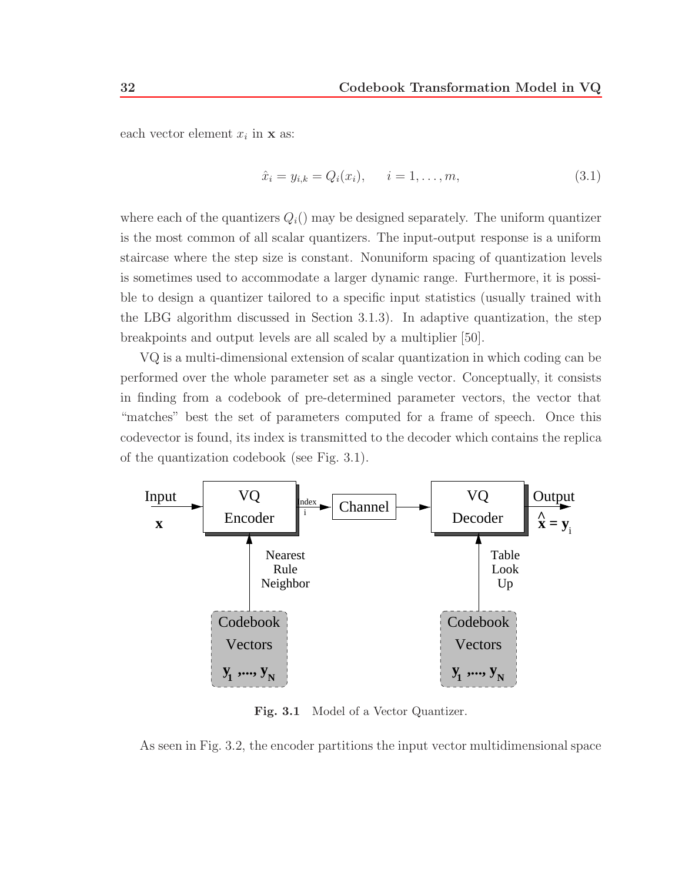each vector element $x_i$ in $\mathbf{x}$ as:

$$\hat{x}_i = y_{i,k} = Q_i(x_i), \qquad i = 1, \ldots, m, \tag{3.1}$$

where each of the quantizers $Q_i()$ may be designed separately. The uniform quantizer is the most common of all scalar quantizers. The input-output response is a uniform staircase where the step size is constant. Nonuniform spacing of quantization levels is sometimes used to accommodate a larger dynamic range. Furthermore, it is possible to design a quantizer tailored to a specific input statistics (usually trained with the LBG algorithm discussed in Section 3.1.3). In adaptive quantization, the step breakpoints and output levels are all scaled by a multiplier [50].

VQ is a multi-dimensional extension of scalar quantization in which coding can be performed over the whole parameter set as a single vector. Conceptually, it consists in finding from a codebook of pre-determined parameter vectors, the vector that "matches" best the set of parameters computed for a frame of speech. Once this codevector is found, its index is transmitted to the decoder which contains the replica of the quantization codebook (see Fig. 3.1).

**Fig. 3.1** Model of a Vector Quantizer.

As seen in Fig. 3.2, the encoder partitions the input vector multidimensional space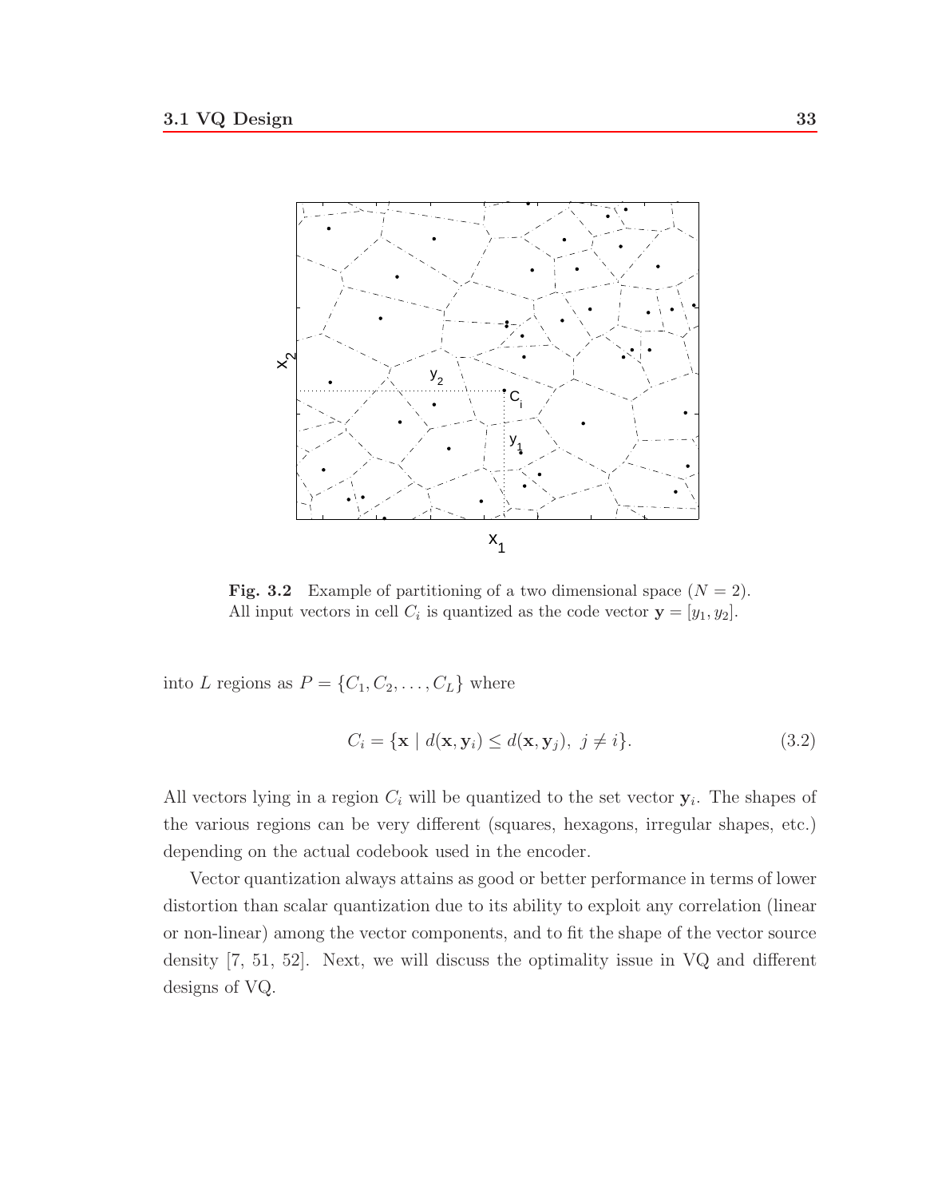**Fig. 3.2** Example of partitioning of a two dimensional space ($N = 2$). All input vectors in cell $C_i$ is quantized as the code vector $\mathbf{y} = [y_1, y_2]$.

into $L$ regions as $P = \{C_1, C_2, \ldots, C_L\}$ where

$$C_i = \{\mathbf{x} \mid d(\mathbf{x}, \mathbf{y}_i) \leq d(\mathbf{x}, \mathbf{y}_j),\ j \neq i\}. \tag{3.2}$$

All vectors lying in a region $C_i$ will be quantized to the set vector $\mathbf{y}_i$. The shapes of the various regions can be very different (squares, hexagons, irregular shapes, etc.) depending on the actual codebook used in the encoder.

Vector quantization always attains as good or better performance in terms of lower distortion than scalar quantization due to its ability to exploit any correlation (linear or non-linear) among the vector components, and to fit the shape of the vector source density [7, 51, 52]. Next, we will discuss the optimality issue in VQ and different designs of VQ.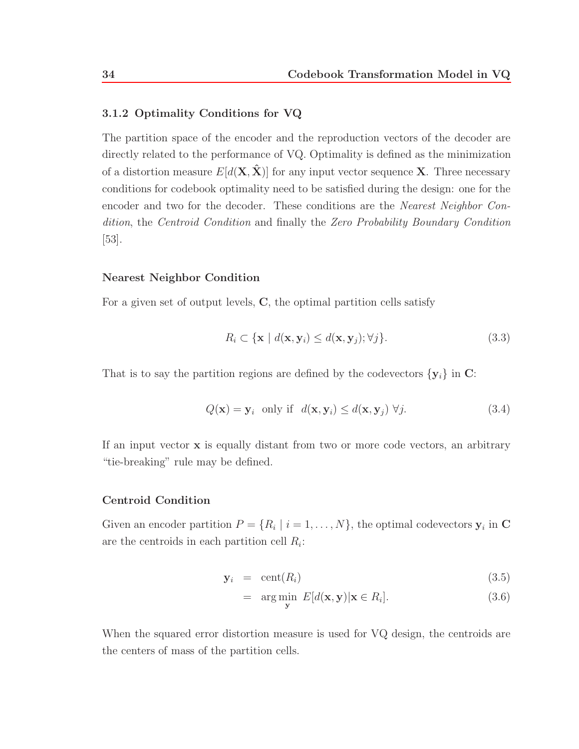### 3.1.2 Optimality Conditions for VQ

The partition space of the encoder and the reproduction vectors of the decoder are directly related to the performance of VQ. Optimality is defined as the minimization of a distortion measure $E[d(\mathbf{X}, \hat{\mathbf{X}})]$ for any input vector sequence $\mathbf{X}$. Three necessary conditions for codebook optimality need to be satisfied during the design: one for the encoder and two for the decoder. These conditions are the *Nearest Neighbor Condition*, the *Centroid Condition* and finally the *Zero Probability Boundary Condition* [53].

#### Nearest Neighbor Condition

For a given set of output levels, $\mathbf{C}$, the optimal partition cells satisfy

$$R_i \subset \{\mathbf{x} \mid d(\mathbf{x}, \mathbf{y}_i) \leq d(\mathbf{x}, \mathbf{y}_j); \forall j\}. \tag{3.3}$$

That is to say the partition regions are defined by the codevectors $\{\mathbf{y}_i\}$ in $\mathbf{C}$:

$$Q(\mathbf{x}) = \mathbf{y}_i \;\text{ only if }\; d(\mathbf{x}, \mathbf{y}_i) \leq d(\mathbf{x}, \mathbf{y}_j) \;\forall j. \tag{3.4}$$

If an input vector $\mathbf{x}$ is equally distant from two or more code vectors, an arbitrary "tie-breaking" rule may be defined.

#### Centroid Condition

Given an encoder partition $P = \{R_i \mid i = 1, \ldots, N\}$, the optimal codevectors $\mathbf{y}_i$ in $\mathbf{C}$ are the centroids in each partition cell $R_i$:

$$\mathbf{y}_i = \text{cent}(R_i) \tag{3.5}$$

$$= \arg\min_{\mathbf{y}} \; E[d(\mathbf{x}, \mathbf{y}) | \mathbf{x} \in R_i]. \tag{3.6}$$

When the squared error distortion measure is used for VQ design, the centroids are the centers of mass of the partition cells.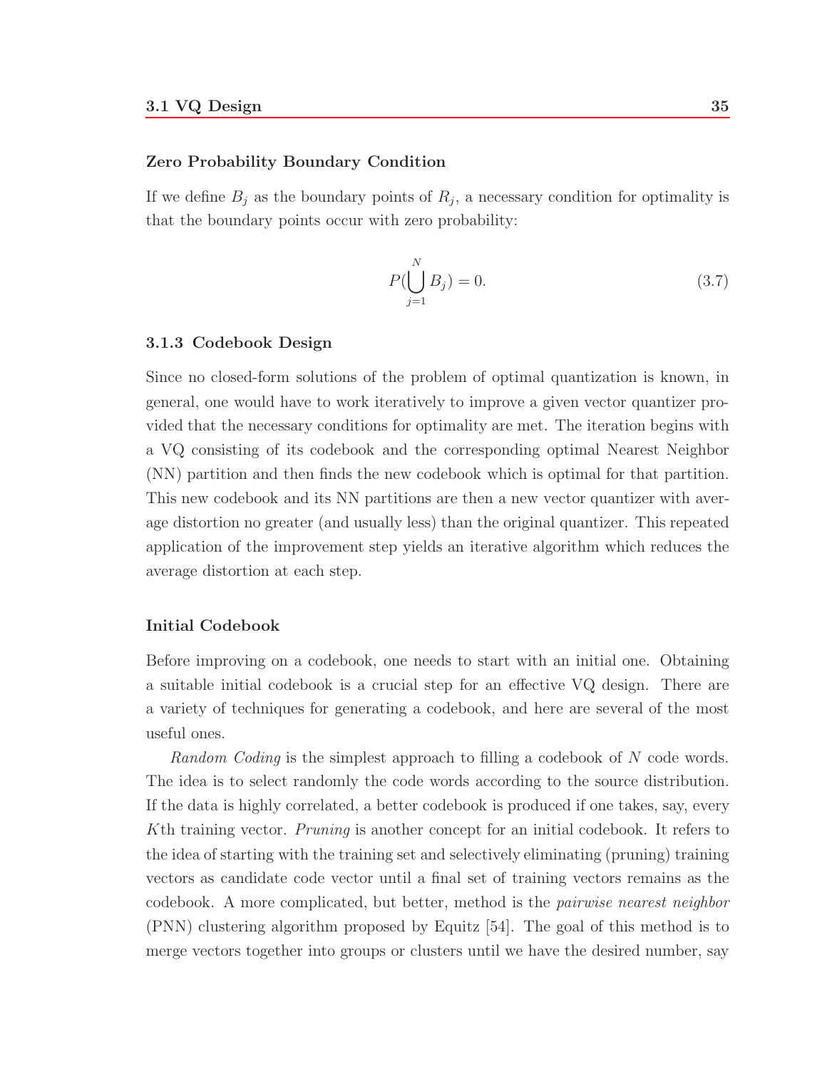#### Zero Probability Boundary Condition

If we define $B_j$ as the boundary points of $R_j$, a necessary condition for optimality is that the boundary points occur with zero probability:

$$P(\bigcup_{j=1}^{N} B_j) = 0. \tag{3.7}$$

### 3.1.3 Codebook Design

Since no closed-form solutions of the problem of optimal quantization is known, in general, one would have to work iteratively to improve a given vector quantizer provided that the necessary conditions for optimality are met. The iteration begins with a VQ consisting of its codebook and the corresponding optimal Nearest Neighbor (NN) partition and then finds the new codebook which is optimal for that partition. This new codebook and its NN partitions are then a new vector quantizer with average distortion no greater (and usually less) than the original quantizer. This repeated application of the improvement step yields an iterative algorithm which reduces the average distortion at each step.

#### Initial Codebook

Before improving on a codebook, one needs to start with an initial one. Obtaining a suitable initial codebook is a crucial step for an effective VQ design. There are a variety of techniques for generating a codebook, and here are several of the most useful ones.

*Random Coding* is the simplest approach to filling a codebook of $N$ code words. The idea is to select randomly the code words according to the source distribution. If the data is highly correlated, a better codebook is produced if one takes, say, every $K$th training vector. *Pruning* is another concept for an initial codebook. It refers to the idea of starting with the training set and selectively eliminating (pruning) training vectors as candidate code vector until a final set of training vectors remains as the codebook. A more complicated, but better, method is the *pairwise nearest neighbor* (PNN) clustering algorithm proposed by Equitz [54]. The goal of this method is to merge vectors together into groups or clusters until we have the desired number, say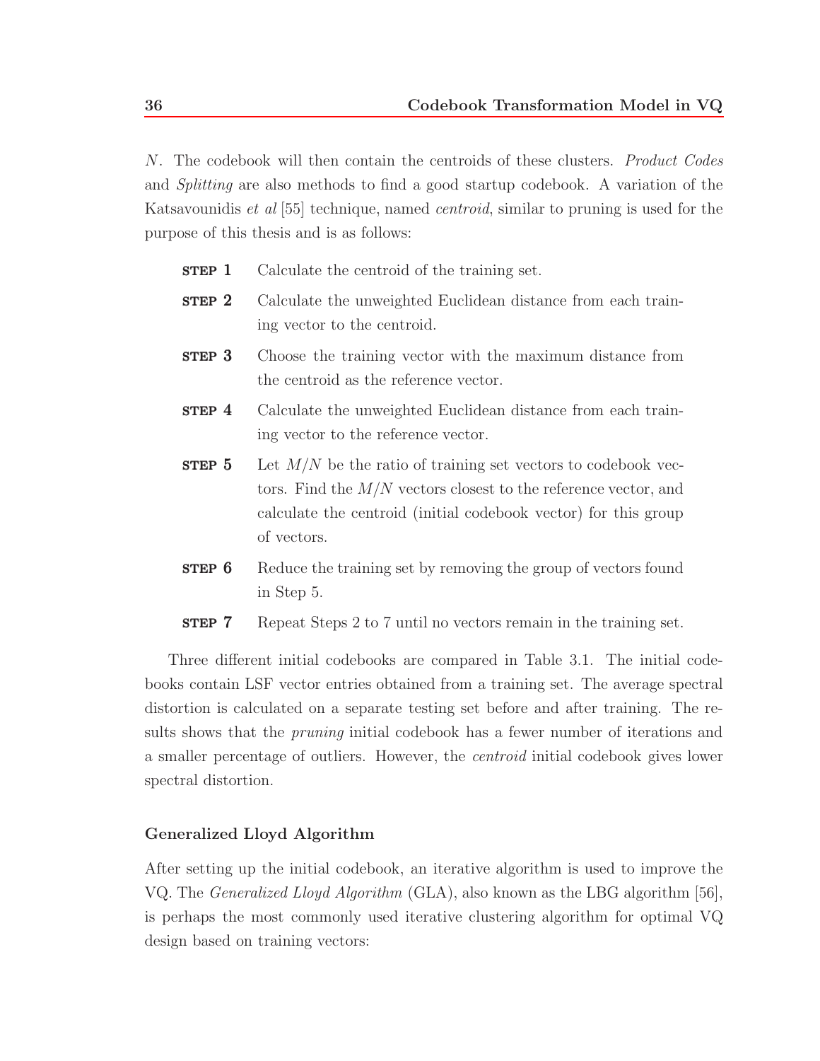$N$. The codebook will then contain the centroids of these clusters. *Product Codes* and *Splitting* are also methods to find a good startup codebook. A variation of the Katsavounidis *et al* [55] technique, named *centroid*, similar to pruning is used for the purpose of this thesis and is as follows:

**STEP 1** Calculate the centroid of the training set.

**STEP 2** Calculate the unweighted Euclidean distance from each training vector to the centroid.

**STEP 3** Choose the training vector with the maximum distance from the centroid as the reference vector.

**STEP 4** Calculate the unweighted Euclidean distance from each training vector to the reference vector.

**STEP 5** Let $M/N$ be the ratio of training set vectors to codebook vectors. Find the $M/N$ vectors closest to the reference vector, and calculate the centroid (initial codebook vector) for this group of vectors.

**STEP 6** Reduce the training set by removing the group of vectors found in Step 5.

**STEP 7** Repeat Steps 2 to 7 until no vectors remain in the training set.

Three different initial codebooks are compared in Table 3.1. The initial codebooks contain LSF vector entries obtained from a training set. The average spectral distortion is calculated on a separate testing set before and after training. The results shows that the *pruning* initial codebook has a fewer number of iterations and a smaller percentage of outliers. However, the *centroid* initial codebook gives lower spectral distortion.

#### Generalized Lloyd Algorithm

After setting up the initial codebook, an iterative algorithm is used to improve the VQ. The *Generalized Lloyd Algorithm* (GLA), also known as the LBG algorithm [56], is perhaps the most commonly used iterative clustering algorithm for optimal VQ design based on training vectors: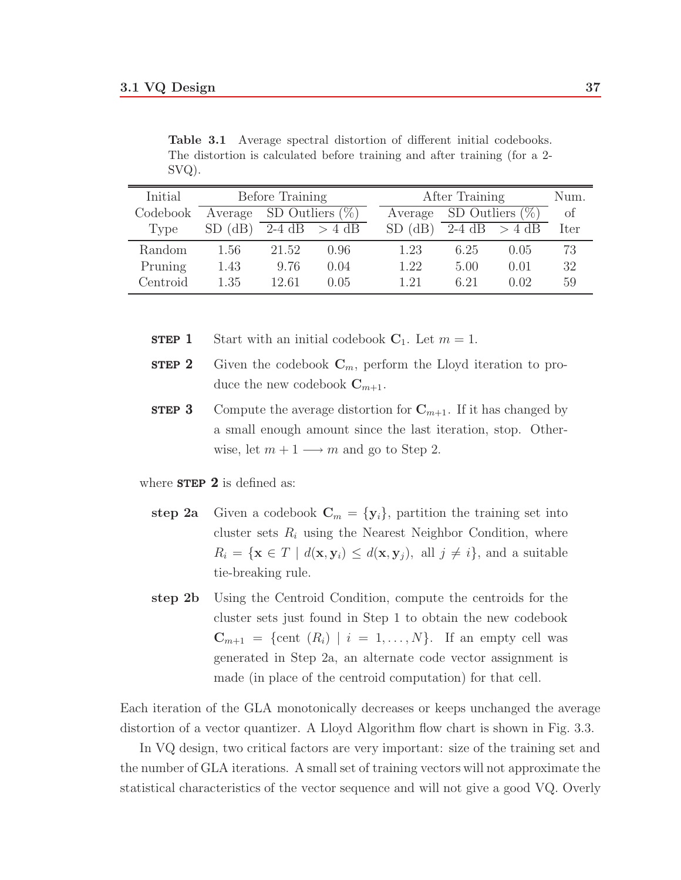**Table 3.1** Average spectral distortion of different initial codebooks. The distortion is calculated before training and after training (for a 2-SVQ).

| Initial Codebook Type | Before Training | | | After Training | | | Num. of Iter |
|---|---|---|---|---|---|---|---|
| | Average SD (dB) | SD Outliers (%) | | Average SD (dB) | SD Outliers (%) | | |
| | | 2-4 dB | > 4 dB | | 2-4 dB | > 4 dB | |
| Random | 1.56 | 21.52 | 0.96 | 1.23 | 6.25 | 0.05 | 73 |
| Pruning | 1.43 | 9.76 | 0.04 | 1.22 | 5.00 | 0.01 | 32 |
| Centroid | 1.35 | 12.61 | 0.05 | 1.21 | 6.21 | 0.02 | 59 |

**STEP 1** Start with an initial codebook $\mathbf{C}_1$. Let $m = 1$.

**STEP 2** Given the codebook $\mathbf{C}_m$, perform the Lloyd iteration to produce the new codebook $\mathbf{C}_{m+1}$.

**STEP 3** Compute the average distortion for $\mathbf{C}_{m+1}$. If it has changed by a small enough amount since the last iteration, stop. Otherwise, let $m + 1 \longrightarrow m$ and go to Step 2.

where **STEP 2** is defined as:

**step 2a** Given a codebook $\mathbf{C}_m = \{\mathbf{y}_i\}$, partition the training set into cluster sets $R_i$ using the Nearest Neighbor Condition, where $R_i = \{\mathbf{x} \in T \mid d(\mathbf{x}, \mathbf{y}_i) \leq d(\mathbf{x}, \mathbf{y}_j), \text{ all } j \neq i\}$, and a suitable tie-breaking rule.

**step 2b** Using the Centroid Condition, compute the centroids for the cluster sets just found in Step 1 to obtain the new codebook $\mathbf{C}_{m+1} = \{\text{cent } (R_i) \mid i = 1, \ldots, N\}$. If an empty cell was generated in Step 2a, an alternate code vector assignment is made (in place of the centroid computation) for that cell.

Each iteration of the GLA monotonically decreases or keeps unchanged the average distortion of a vector quantizer. A Lloyd Algorithm flow chart is shown in Fig. 3.3.

In VQ design, two critical factors are very important: size of the training set and the number of GLA iterations. A small set of training vectors will not approximate the statistical characteristics of the vector sequence and will not give a good VQ. Overly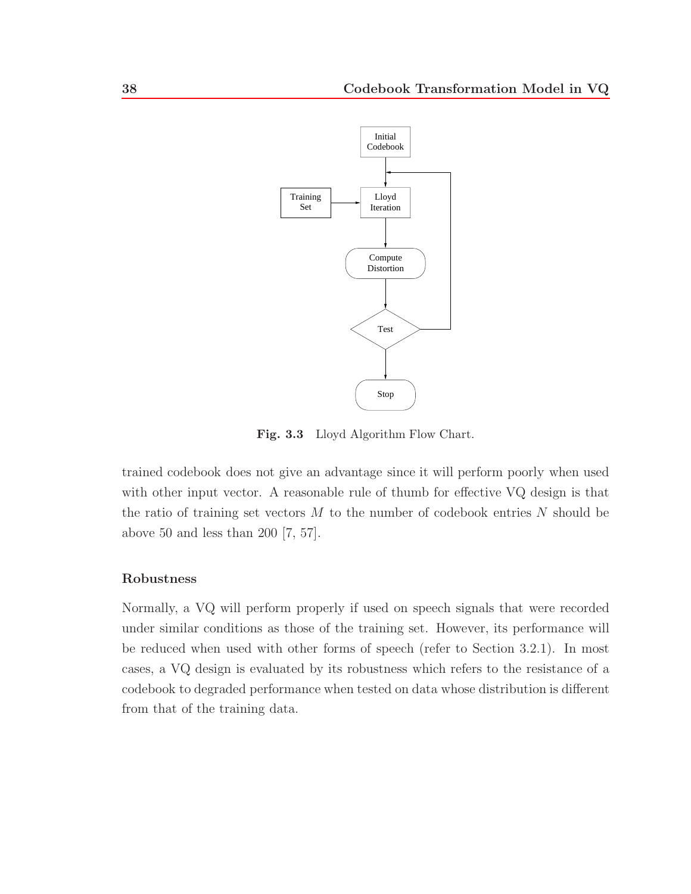Fig. 3.3 Lloyd Algorithm Flow Chart.

trained codebook does not give an advantage since it will perform poorly when used with other input vector. A reasonable rule of thumb for effective VQ design is that the ratio of training set vectors $M$ to the number of codebook entries $N$ should be above 50 and less than 200 [7, 57].

### Robustness

Normally, a VQ will perform properly if used on speech signals that were recorded under similar conditions as those of the training set. However, its performance will be reduced when used with other forms of speech (refer to Section 3.2.1). In most cases, a VQ design is evaluated by its robustness which refers to the resistance of a codebook to degraded performance when tested on data whose distribution is different from that of the training data.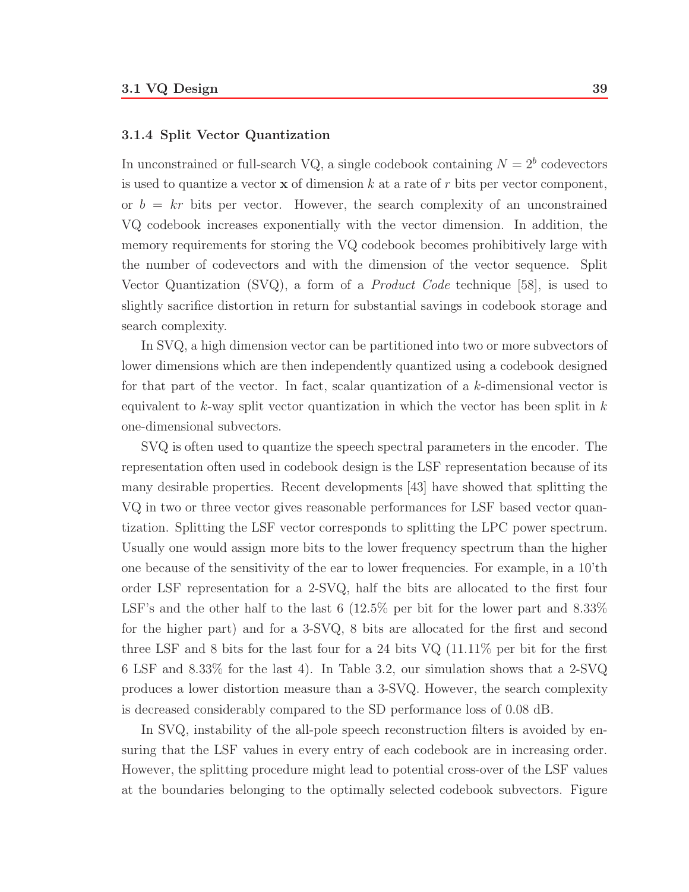### 3.1.4 Split Vector Quantization

In unconstrained or full-search VQ, a single codebook containing $N = 2^b$ codevectors is used to quantize a vector $\mathbf{x}$ of dimension $k$ at a rate of $r$ bits per vector component, or $b = kr$ bits per vector. However, the search complexity of an unconstrained VQ codebook increases exponentially with the vector dimension. In addition, the memory requirements for storing the VQ codebook becomes prohibitively large with the number of codevectors and with the dimension of the vector sequence. Split Vector Quantization (SVQ), a form of a *Product Code* technique [58], is used to slightly sacrifice distortion in return for substantial savings in codebook storage and search complexity.

In SVQ, a high dimension vector can be partitioned into two or more subvectors of lower dimensions which are then independently quantized using a codebook designed for that part of the vector. In fact, scalar quantization of a $k$-dimensional vector is equivalent to $k$-way split vector quantization in which the vector has been split in $k$ one-dimensional subvectors.

SVQ is often used to quantize the speech spectral parameters in the encoder. The representation often used in codebook design is the LSF representation because of its many desirable properties. Recent developments [43] have showed that splitting the VQ in two or three vector gives reasonable performances for LSF based vector quantization. Splitting the LSF vector corresponds to splitting the LPC power spectrum. Usually one would assign more bits to the lower frequency spectrum than the higher one because of the sensitivity of the ear to lower frequencies. For example, in a 10'th order LSF representation for a 2-SVQ, half the bits are allocated to the first four LSF's and the other half to the last 6 (12.5% per bit for the lower part and 8.33% for the higher part) and for a 3-SVQ, 8 bits are allocated for the first and second three LSF and 8 bits for the last four for a 24 bits VQ (11.11% per bit for the first 6 LSF and 8.33% for the last 4). In Table 3.2, our simulation shows that a 2-SVQ produces a lower distortion measure than a 3-SVQ. However, the search complexity is decreased considerably compared to the SD performance loss of 0.08 dB.

In SVQ, instability of the all-pole speech reconstruction filters is avoided by ensuring that the LSF values in every entry of each codebook are in increasing order. However, the splitting procedure might lead to potential cross-over of the LSF values at the boundaries belonging to the optimally selected codebook subvectors. Figure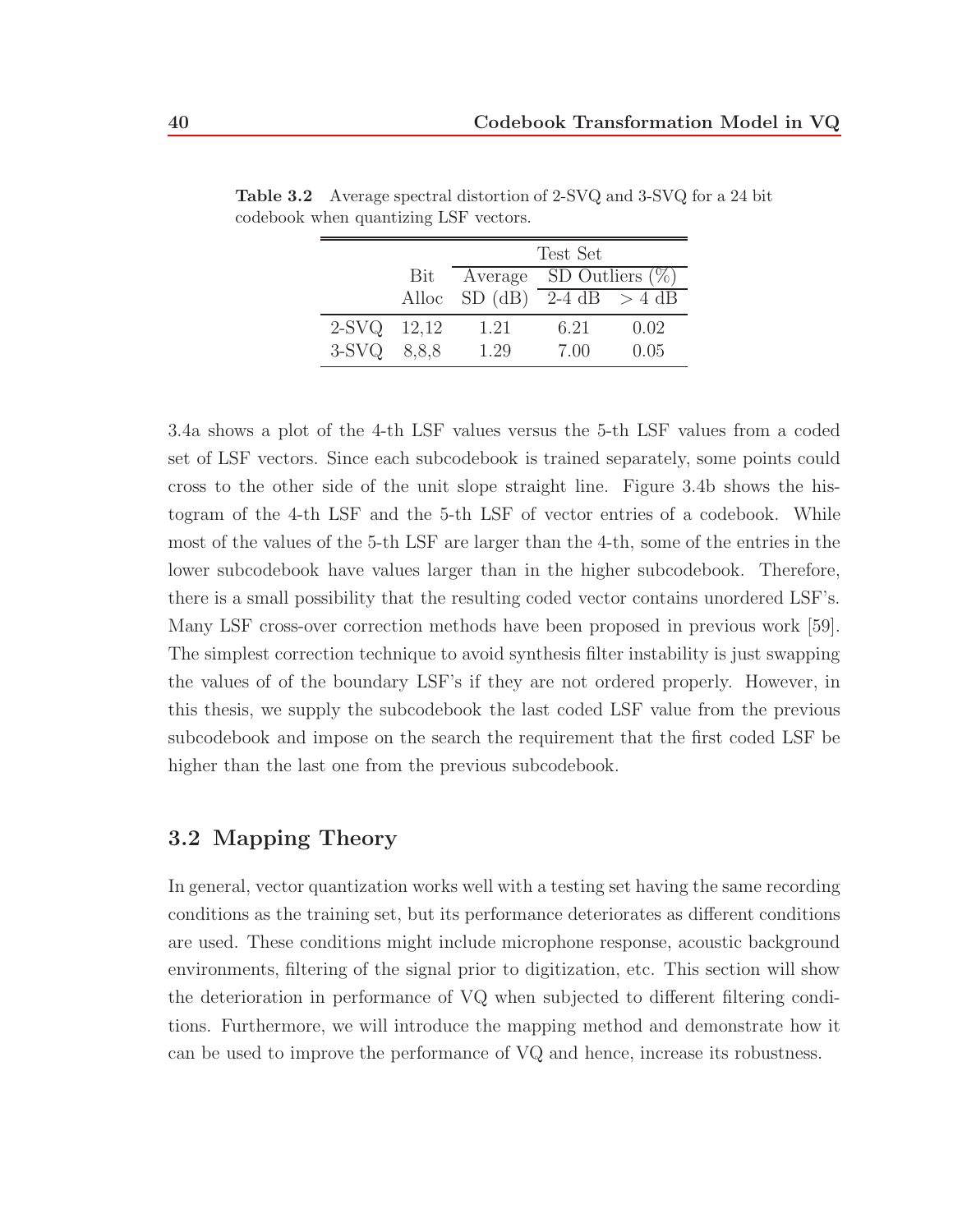**Table 3.2** Average spectral distortion of 2-SVQ and 3-SVQ for a 24 bit codebook when quantizing LSF vectors.

| | | Test Set | | |
|---|---|---|---|---|
| | Bit | Average | SD Outliers (%) | |
| | Alloc | SD (dB) | 2-4 dB | > 4 dB |
| 2-SVQ | 12,12 | 1.21 | 6.21 | 0.02 |
| 3-SVQ | 8,8,8 | 1.29 | 7.00 | 0.05 |

3.4a shows a plot of the 4-th LSF values versus the 5-th LSF values from a coded set of LSF vectors. Since each subcodebook is trained separately, some points could cross to the other side of the unit slope straight line. Figure 3.4b shows the histogram of the 4-th LSF and the 5-th LSF of vector entries of a codebook. While most of the values of the 5-th LSF are larger than the 4-th, some of the entries in the lower subcodebook have values larger than in the higher subcodebook. Therefore, there is a small possibility that the resulting coded vector contains unordered LSF's. Many LSF cross-over correction methods have been proposed in previous work [59]. The simplest correction technique to avoid synthesis filter instability is just swapping the values of of the boundary LSF's if they are not ordered properly. However, in this thesis, we supply the subcodebook the last coded LSF value from the previous subcodebook and impose on the search the requirement that the first coded LSF be higher than the last one from the previous subcodebook.

## 3.2 Mapping Theory

In general, vector quantization works well with a testing set having the same recording conditions as the training set, but its performance deteriorates as different conditions are used. These conditions might include microphone response, acoustic background environments, filtering of the signal prior to digitization, etc. This section will show the deterioration in performance of VQ when subjected to different filtering conditions. Furthermore, we will introduce the mapping method and demonstrate how it can be used to improve the performance of VQ and hence, increase its robustness.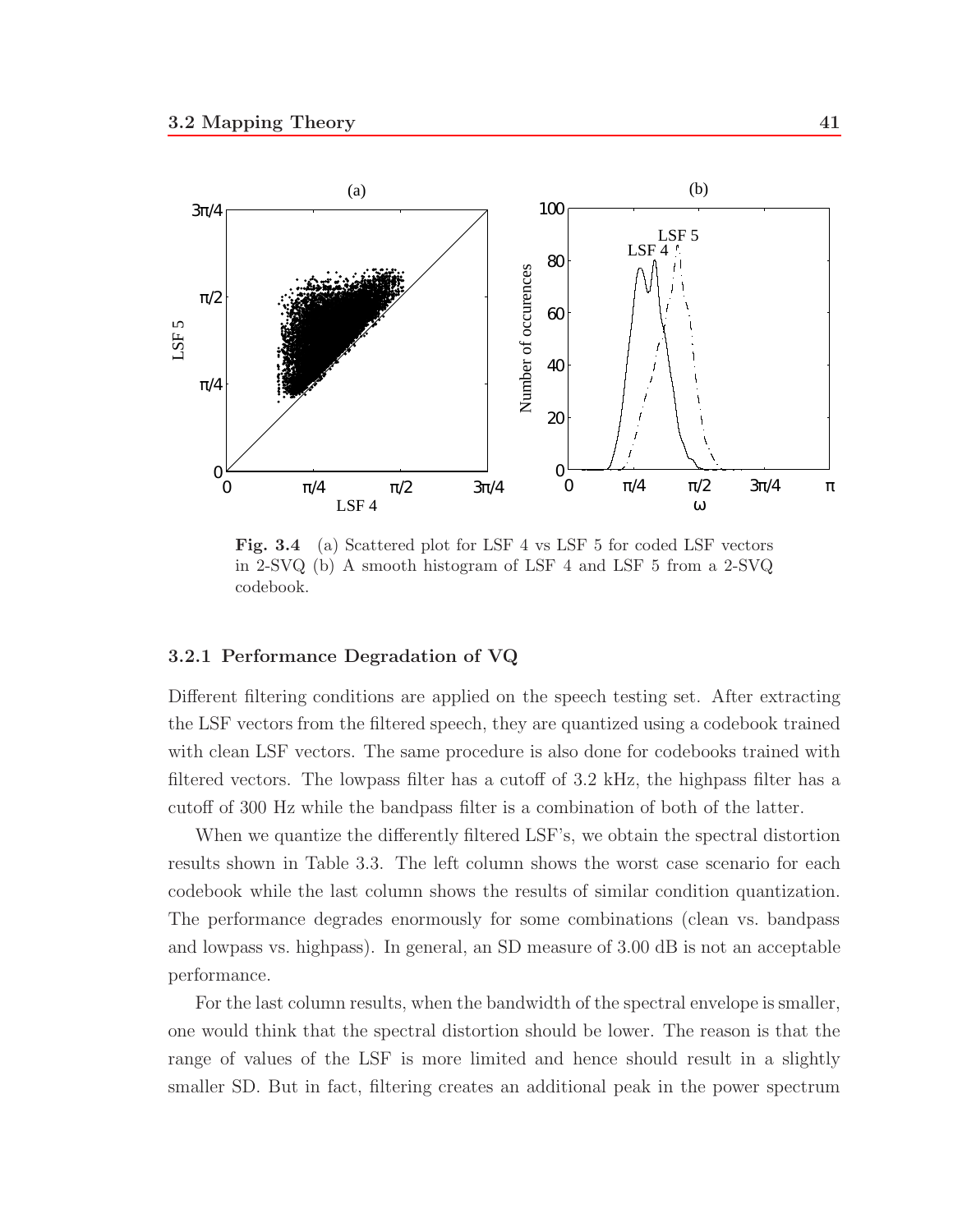**Fig. 3.4** (a) Scattered plot for LSF 4 vs LSF 5 for coded LSF vectors in 2-SVQ (b) A smooth histogram of LSF 4 and LSF 5 from a 2-SVQ codebook.

### 3.2.1 Performance Degradation of VQ

Different filtering conditions are applied on the speech testing set. After extracting the LSF vectors from the filtered speech, they are quantized using a codebook trained with clean LSF vectors. The same procedure is also done for codebooks trained with filtered vectors. The lowpass filter has a cutoff of 3.2 kHz, the highpass filter has a cutoff of 300 Hz while the bandpass filter is a combination of both of the latter.

When we quantize the differently filtered LSF's, we obtain the spectral distortion results shown in Table 3.3. The left column shows the worst case scenario for each codebook while the last column shows the results of similar condition quantization. The performance degrades enormously for some combinations (clean vs. bandpass and lowpass vs. highpass). In general, an SD measure of 3.00 dB is not an acceptable performance.

For the last column results, when the bandwidth of the spectral envelope is smaller, one would think that the spectral distortion should be lower. The reason is that the range of values of the LSF is more limited and hence should result in a slightly smaller SD. But in fact, filtering creates an additional peak in the power spectrum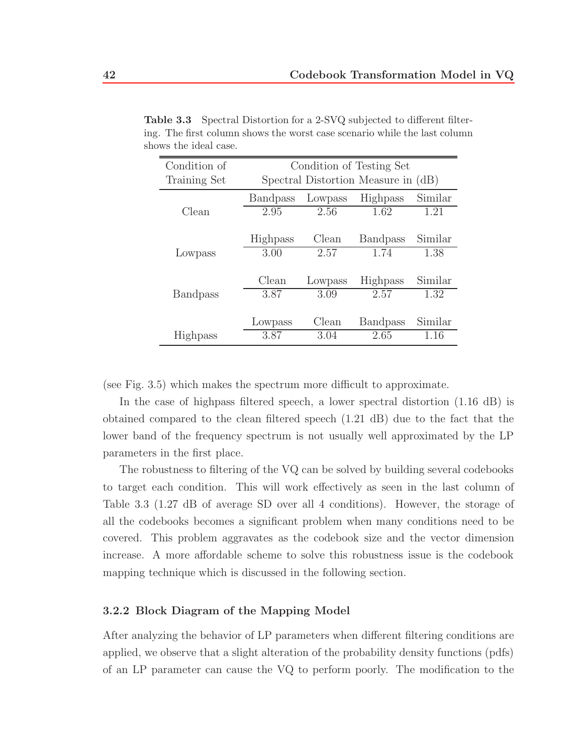**Table 3.3** Spectral Distortion for a 2-SVQ subjected to different filtering. The first column shows the worst case scenario while the last column shows the ideal case.

| Condition of Training Set | Condition of Testing Set Spectral Distortion Measure in (dB) | | | |
|---|---|---|---|---|
| | Bandpass | Lowpass | Highpass | Similar |
| Clean | 2.95 | 2.56 | 1.62 | 1.21 |
| | Highpass | Clean | Bandpass | Similar |
| Lowpass | 3.00 | 2.57 | 1.74 | 1.38 |
| | Clean | Lowpass | Highpass | Similar |
| Bandpass | 3.87 | 3.09 | 2.57 | 1.32 |
| | Lowpass | Clean | Bandpass | Similar |
| Highpass | 3.87 | 3.04 | 2.65 | 1.16 |

(see Fig. 3.5) which makes the spectrum more difficult to approximate.

In the case of highpass filtered speech, a lower spectral distortion (1.16 dB) is obtained compared to the clean filtered speech (1.21 dB) due to the fact that the lower band of the frequency spectrum is not usually well approximated by the LP parameters in the first place.

The robustness to filtering of the VQ can be solved by building several codebooks to target each condition. This will work effectively as seen in the last column of Table 3.3 (1.27 dB of average SD over all 4 conditions). However, the storage of all the codebooks becomes a significant problem when many conditions need to be covered. This problem aggravates as the codebook size and the vector dimension increase. A more affordable scheme to solve this robustness issue is the codebook mapping technique which is discussed in the following section.

### 3.2.2 Block Diagram of the Mapping Model

After analyzing the behavior of LP parameters when different filtering conditions are applied, we observe that a slight alteration of the probability density functions (pdfs) of an LP parameter can cause the VQ to perform poorly. The modification to the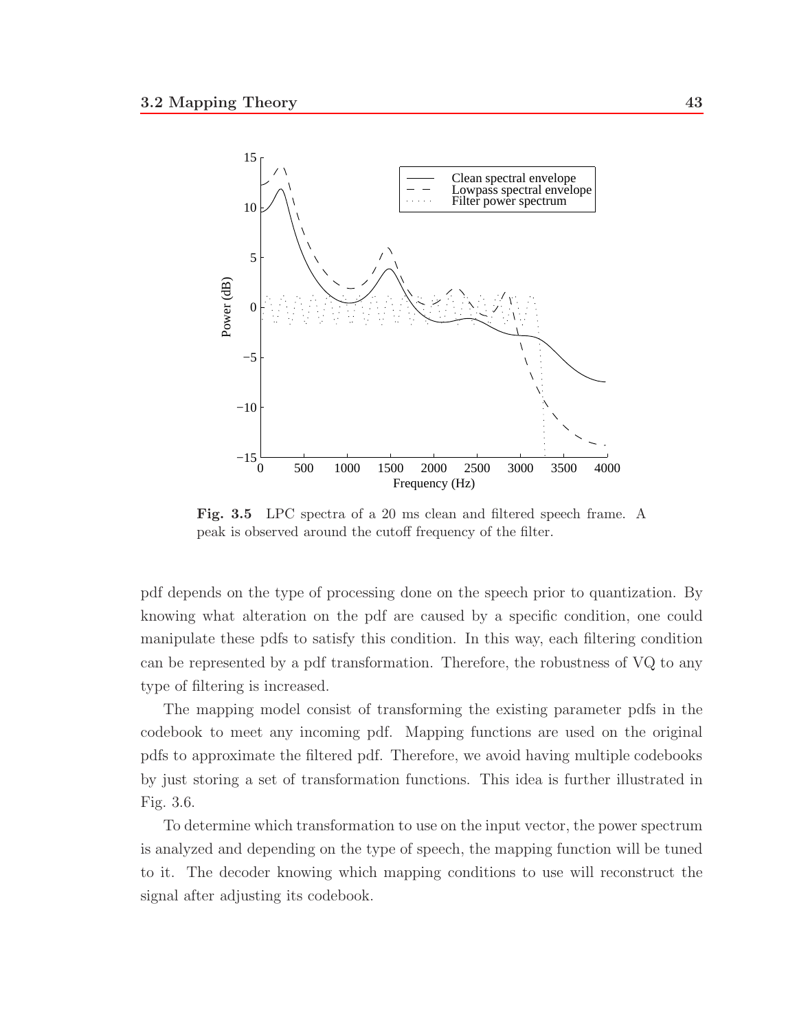**Fig. 3.5** LPC spectra of a 20 ms clean and filtered speech frame. A peak is observed around the cutoff frequency of the filter.

pdf depends on the type of processing done on the speech prior to quantization. By knowing what alteration on the pdf are caused by a specific condition, one could manipulate these pdfs to satisfy this condition. In this way, each filtering condition can be represented by a pdf transformation. Therefore, the robustness of VQ to any type of filtering is increased.

The mapping model consist of transforming the existing parameter pdfs in the codebook to meet any incoming pdf. Mapping functions are used on the original pdfs to approximate the filtered pdf. Therefore, we avoid having multiple codebooks by just storing a set of transformation functions. This idea is further illustrated in Fig. 3.6.

To determine which transformation to use on the input vector, the power spectrum is analyzed and depending on the type of speech, the mapping function will be tuned to it. The decoder knowing which mapping conditions to use will reconstruct the signal after adjusting its codebook.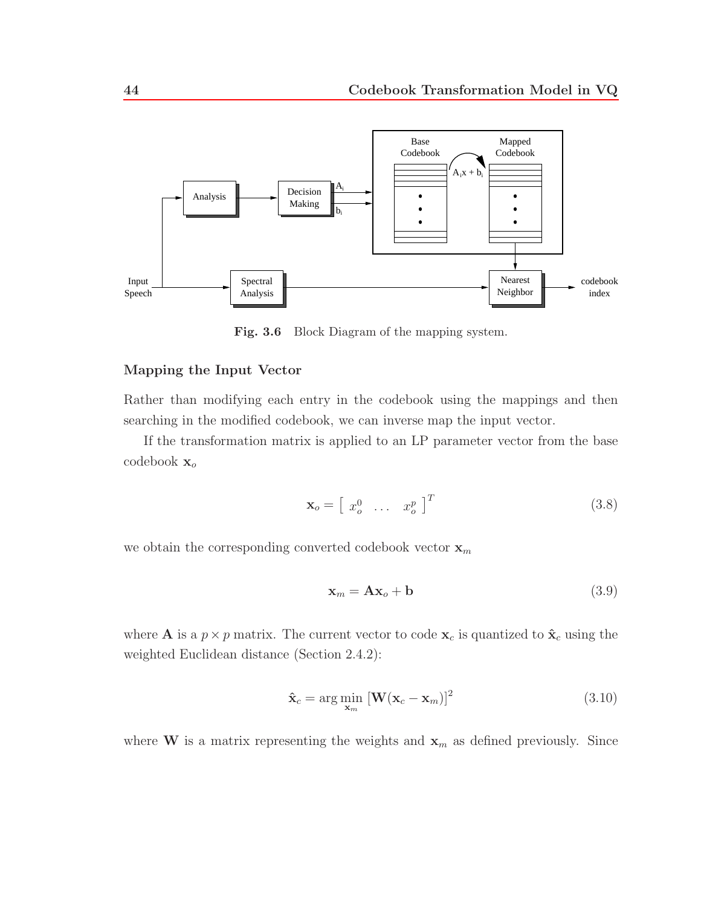Fig. 3.6 Block Diagram of the mapping system.

### Mapping the Input Vector

Rather than modifying each entry in the codebook using the mappings and then searching in the modified codebook, we can inverse map the input vector.

If the transformation matrix is applied to an LP parameter vector from the base codebook $\mathbf{x}_o$

$$\mathbf{x}_o = \left[ \begin{array}{ccc} x_o^0 & \ldots & x_o^p \end{array} \right]^T \tag{3.8}$$

we obtain the corresponding converted codebook vector $\mathbf{x}_m$

$$\mathbf{x}_m = \mathbf{A}\mathbf{x}_o + \mathbf{b} \tag{3.9}$$

where $\mathbf{A}$ is a $p \times p$ matrix. The current vector to code $\mathbf{x}_c$ is quantized to $\hat{\mathbf{x}}_c$ using the weighted Euclidean distance (Section 2.4.2):

$$\hat{\mathbf{x}}_c = \arg \min_{\mathbf{x}_m} \left[ \mathbf{W}(\mathbf{x}_c - \mathbf{x}_m) \right]^2 \tag{3.10}$$

where $\mathbf{W}$ is a matrix representing the weights and $\mathbf{x}_m$ as defined previously. Since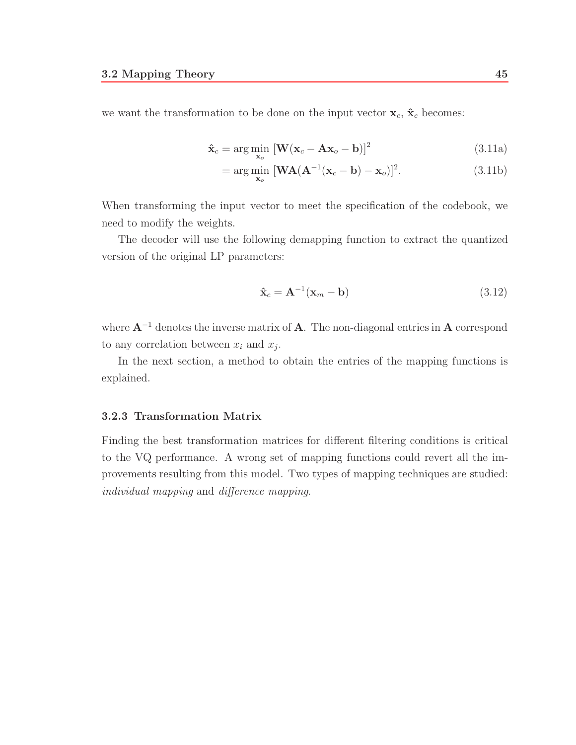we want the transformation to be done on the input vector $\mathbf{x}_c$, $\hat{\mathbf{x}}_c$ becomes:

$$\hat{\mathbf{x}}_c = \arg\min_{\mathbf{x}_o} \, [\mathbf{W}(\mathbf{x}_c - \mathbf{A}\mathbf{x}_o - \mathbf{b})]^2 \tag{3.11a}$$

$$= \arg\min_{\mathbf{x}_o} \, [\mathbf{W}\mathbf{A}(\mathbf{A}^{-1}(\mathbf{x}_c - \mathbf{b}) - \mathbf{x}_o)]^2. \tag{3.11b}$$

When transforming the input vector to meet the specification of the codebook, we need to modify the weights.

The decoder will use the following demapping function to extract the quantized version of the original LP parameters:

$$\hat{\mathbf{x}}_c = \mathbf{A}^{-1}(\mathbf{x}_m - \mathbf{b}) \tag{3.12}$$

where $\mathbf{A}^{-1}$ denotes the inverse matrix of $\mathbf{A}$. The non-diagonal entries in $\mathbf{A}$ correspond to any correlation between $x_i$ and $x_j$.

In the next section, a method to obtain the entries of the mapping functions is explained.

### 3.2.3 Transformation Matrix

Finding the best transformation matrices for different filtering conditions is critical to the VQ performance. A wrong set of mapping functions could revert all the improvements resulting from this model. Two types of mapping techniques are studied: *individual mapping* and *difference mapping*.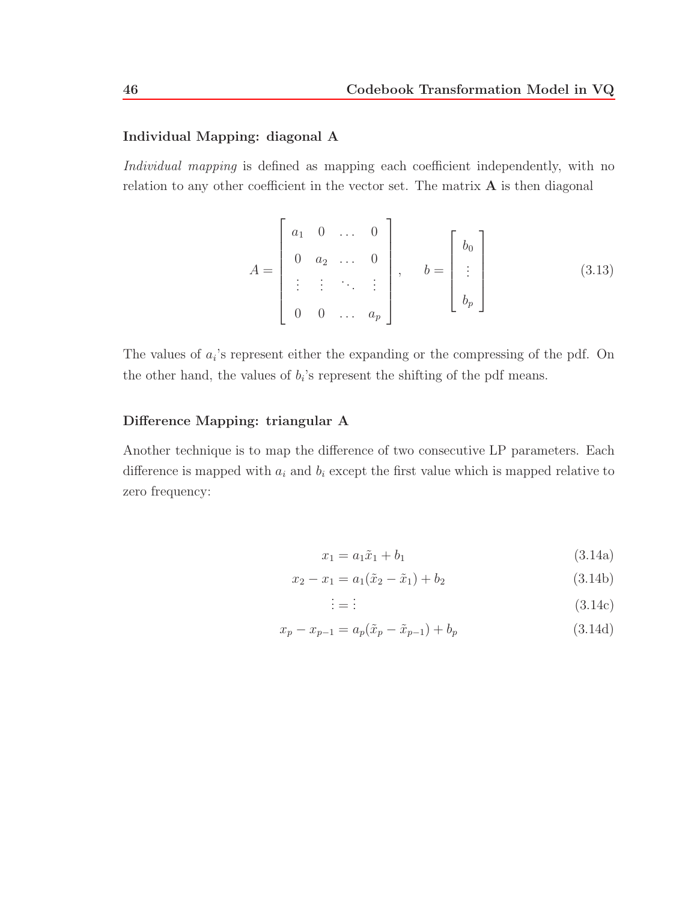### Individual Mapping: diagonal A

*Individual mapping* is defined as mapping each coefficient independently, with no relation to any other coefficient in the vector set. The matrix **A** is then diagonal

$$A = \begin{bmatrix} a_1 & 0 & \dots & 0 \\ 0 & a_2 & \dots & 0 \\ \vdots & \vdots & \ddots & \vdots \\ 0 & 0 & \dots & a_p \end{bmatrix}, \quad b = \begin{bmatrix} b_0 \\ \vdots \\ b_p \end{bmatrix} \tag{3.13}$$

The values of $a_i$'s represent either the expanding or the compressing of the pdf. On the other hand, the values of $b_i$'s represent the shifting of the pdf means.

### Difference Mapping: triangular A

Another technique is to map the difference of two consecutive LP parameters. Each difference is mapped with $a_i$ and $b_i$ except the first value which is mapped relative to zero frequency:

$$x_1 = a_1\tilde{x}_1 + b_1 \tag{3.14a}$$

$$x_2 - x_1 = a_1(\tilde{x}_2 - \tilde{x}_1) + b_2 \tag{3.14b}$$

$$\vdots = \vdots \tag{3.14c}$$

$$x_p - x_{p-1} = a_p(\tilde{x}_p - \tilde{x}_{p-1}) + b_p \tag{3.14d}$$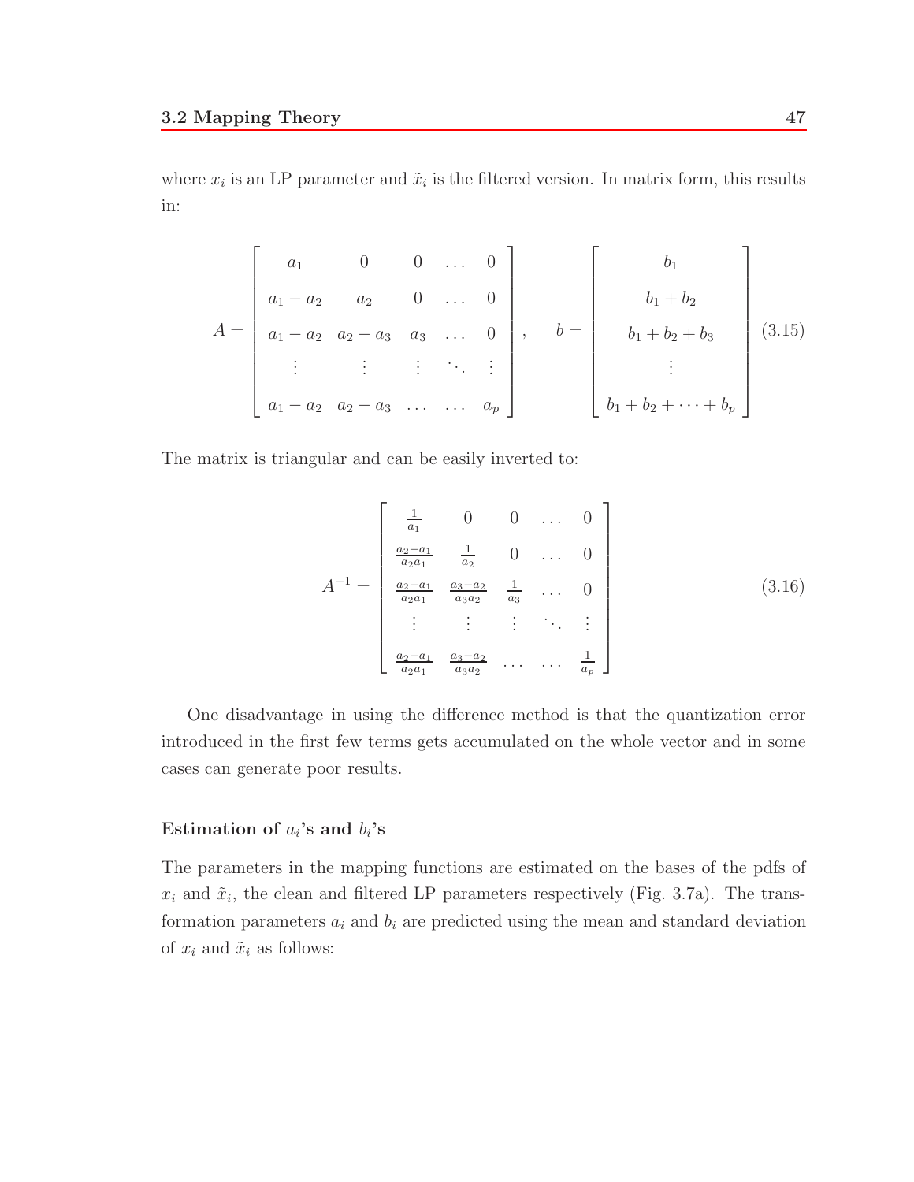where $x_i$ is an LP parameter and $\tilde{x}_i$ is the filtered version. In matrix form, this results in:

$$A = \begin{bmatrix} a_1 & 0 & 0 & \dots & 0 \\ a_1 - a_2 & a_2 & 0 & \dots & 0 \\ a_1 - a_2 & a_2 - a_3 & a_3 & \dots & 0 \\ \vdots & \vdots & \vdots & \ddots & \vdots \\ a_1 - a_2 & a_2 - a_3 & \dots & \dots & a_p \end{bmatrix}, \quad b = \begin{bmatrix} b_1 \\ b_1 + b_2 \\ b_1 + b_2 + b_3 \\ \vdots \\ b_1 + b_2 + \dots + b_p \end{bmatrix} \tag{3.15}$$

The matrix is triangular and can be easily inverted to:

$$A^{-1} = \begin{bmatrix} \frac{1}{a_1} & 0 & 0 & \dots & 0 \\ \frac{a_2 - a_1}{a_2 a_1} & \frac{1}{a_2} & 0 & \dots & 0 \\ \frac{a_2 - a_1}{a_2 a_1} & \frac{a_3 - a_2}{a_3 a_2} & \frac{1}{a_3} & \dots & 0 \\ \vdots & \vdots & \vdots & \ddots & \vdots \\ \frac{a_2 - a_1}{a_2 a_1} & \frac{a_3 - a_2}{a_3 a_2} & \dots & \dots & \frac{1}{a_p} \end{bmatrix} \tag{3.16}$$

One disadvantage in using the difference method is that the quantization error introduced in the first few terms gets accumulated on the whole vector and in some cases can generate poor results.

#### Estimation of $a_i$'s and $b_i$'s

The parameters in the mapping functions are estimated on the bases of the pdfs of $x_i$ and $\tilde{x}_i$, the clean and filtered LP parameters respectively (Fig. 3.7a). The transformation parameters $a_i$ and $b_i$ are predicted using the mean and standard deviation of $x_i$ and $\tilde{x}_i$ as follows: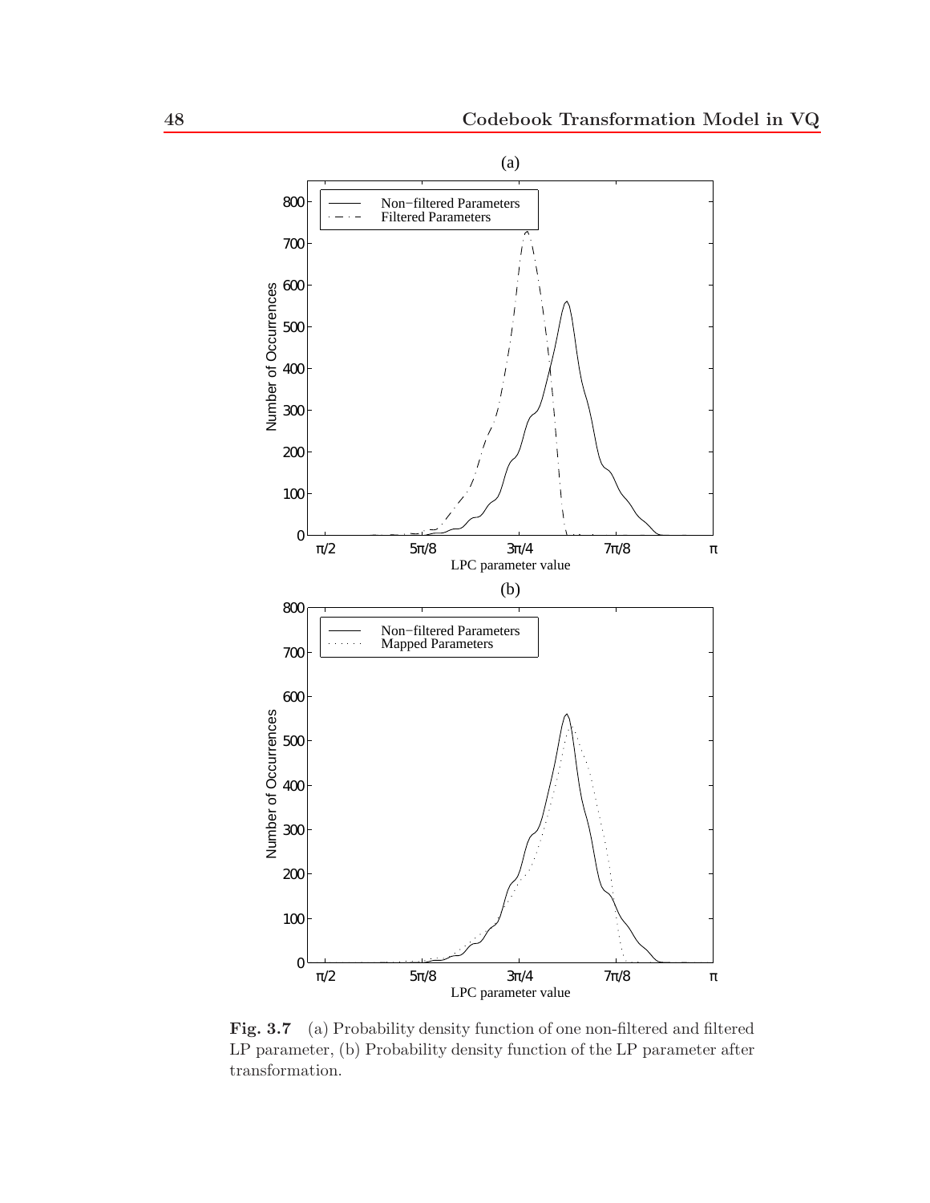**Fig. 3.7** (a) Probability density function of one non-filtered and filtered LP parameter, (b) Probability density function of the LP parameter after transformation.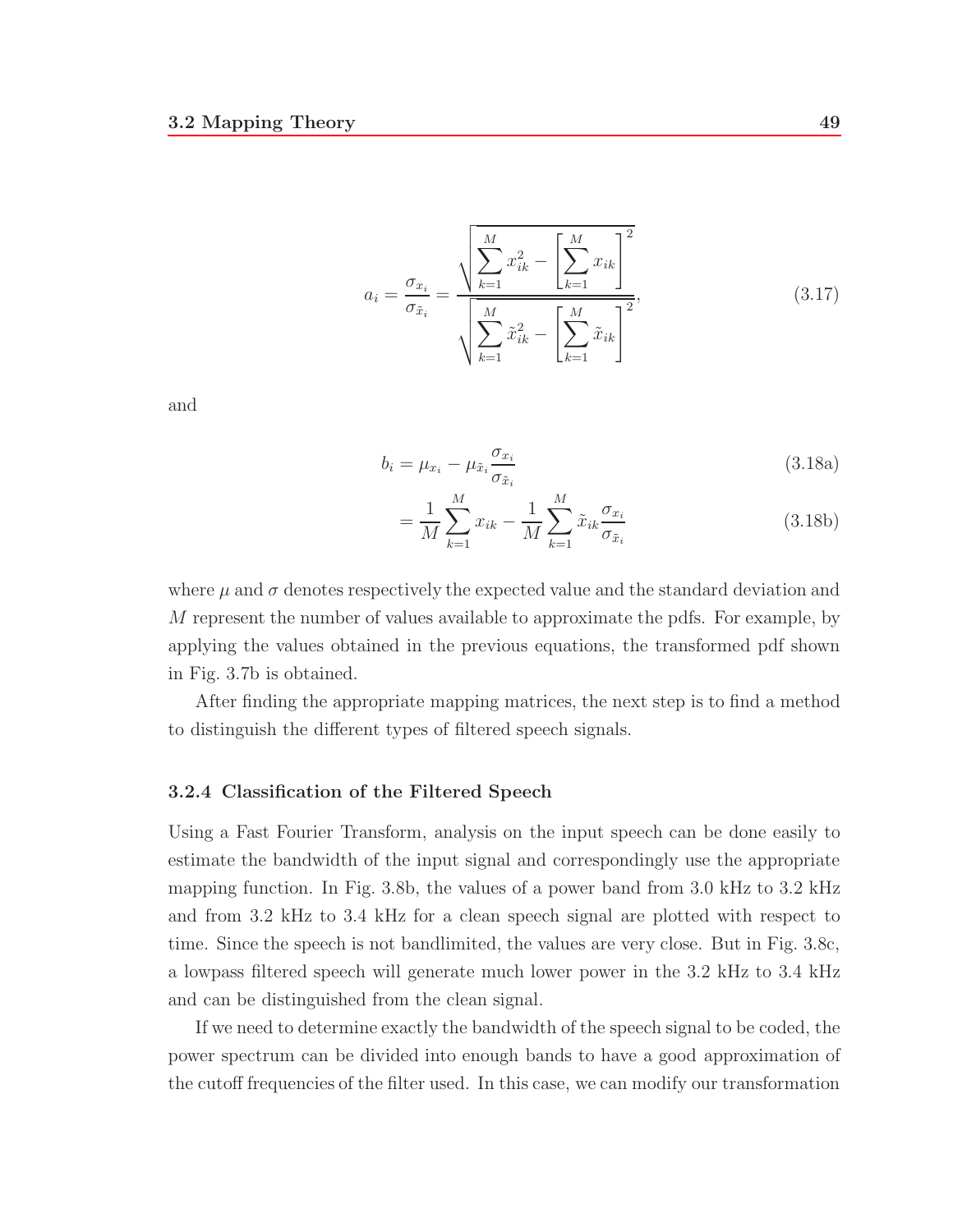$$a_i = \frac{\sigma_{x_i}}{\sigma_{\tilde{x}_i}} = \frac{\sqrt{\sum_{k=1}^{M} x_{ik}^2 - \left[\sum_{k=1}^{M} x_{ik}\right]^2}}{\sqrt{\sum_{k=1}^{M} \tilde{x}_{ik}^2 - \left[\sum_{k=1}^{M} \tilde{x}_{ik}\right]^2}}, \tag{3.17}$$

and

$$b_i = \mu_{x_i} - \mu_{\tilde{x}_i} \frac{\sigma_{x_i}}{\sigma_{\tilde{x}_i}} \tag{3.18a}$$

$$= \frac{1}{M} \sum_{k=1}^{M} x_{ik} - \frac{1}{M} \sum_{k=1}^{M} \tilde{x}_{ik} \frac{\sigma_{x_i}}{\sigma_{\tilde{x}_i}} \tag{3.18b}$$

where $\mu$ and $\sigma$ denotes respectively the expected value and the standard deviation and $M$ represent the number of values available to approximate the pdfs. For example, by applying the values obtained in the previous equations, the transformed pdf shown in Fig. 3.7b is obtained.

After finding the appropriate mapping matrices, the next step is to find a method to distinguish the different types of filtered speech signals.

### 3.2.4 Classification of the Filtered Speech

Using a Fast Fourier Transform, analysis on the input speech can be done easily to estimate the bandwidth of the input signal and correspondingly use the appropriate mapping function. In Fig. 3.8b, the values of a power band from 3.0 kHz to 3.2 kHz and from 3.2 kHz to 3.4 kHz for a clean speech signal are plotted with respect to time. Since the speech is not bandlimited, the values are very close. But in Fig. 3.8c, a lowpass filtered speech will generate much lower power in the 3.2 kHz to 3.4 kHz and can be distinguished from the clean signal.

If we need to determine exactly the bandwidth of the speech signal to be coded, the power spectrum can be divided into enough bands to have a good approximation of the cutoff frequencies of the filter used. In this case, we can modify our transformation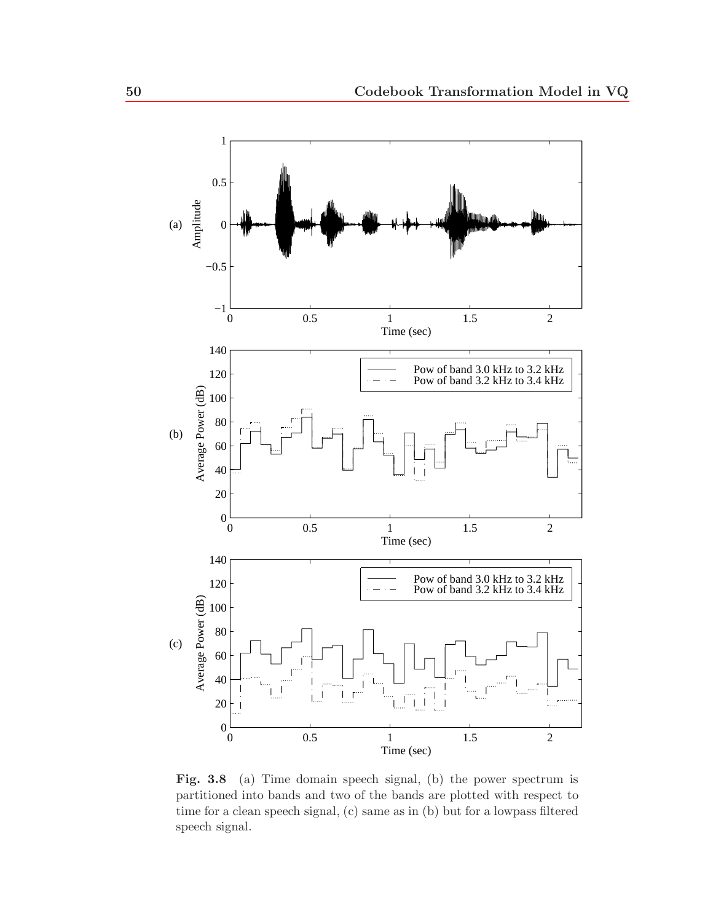**Fig. 3.8** (a) Time domain speech signal, (b) the power spectrum is partitioned into bands and two of the bands are plotted with respect to time for a clean speech signal, (c) same as in (b) but for a lowpass filtered speech signal.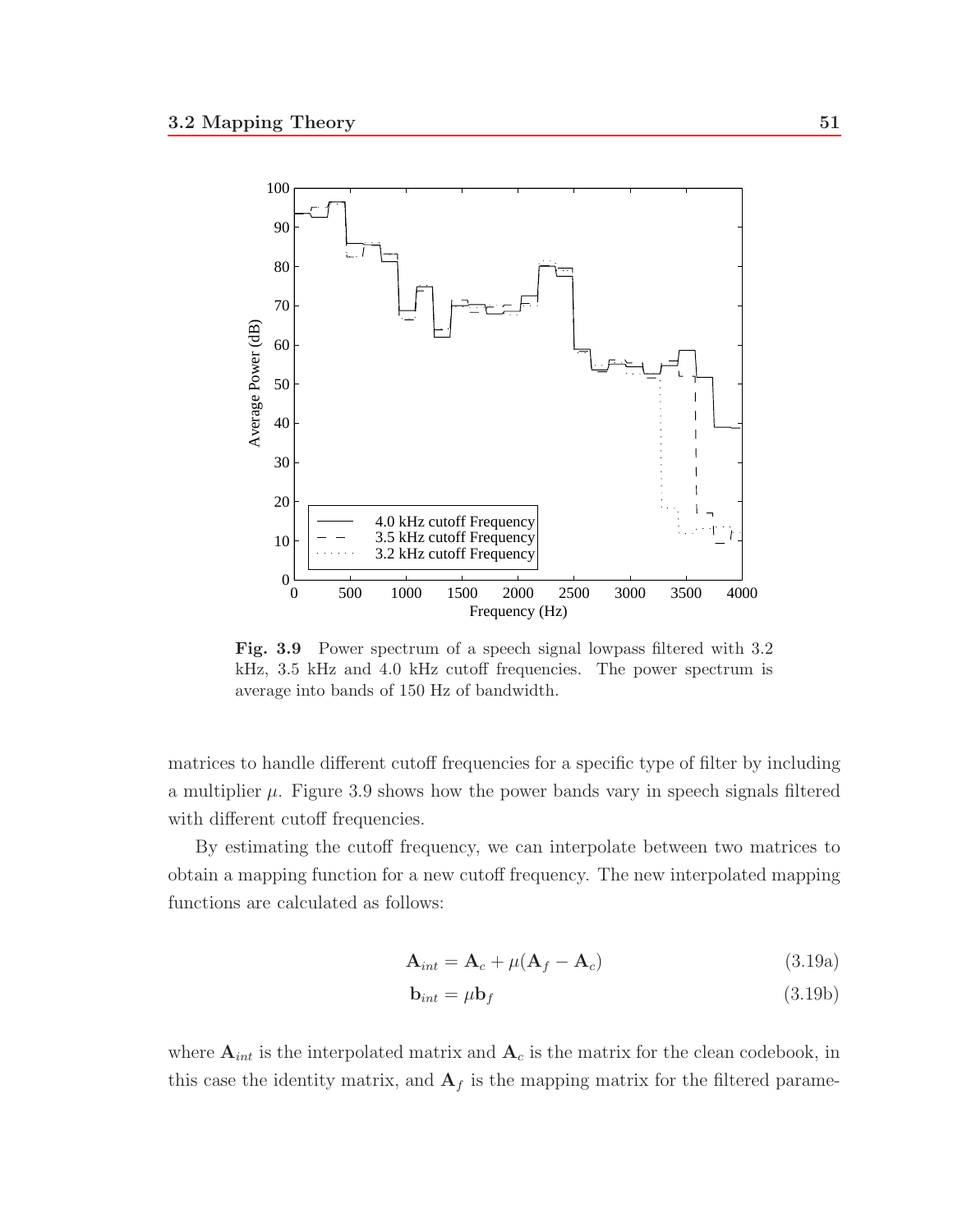**Fig. 3.9** Power spectrum of a speech signal lowpass filtered with 3.2 kHz, 3.5 kHz and 4.0 kHz cutoff frequencies. The power spectrum is average into bands of 150 Hz of bandwidth.

matrices to handle different cutoff frequencies for a specific type of filter by including a multiplier $\mu$. Figure 3.9 shows how the power bands vary in speech signals filtered with different cutoff frequencies.

By estimating the cutoff frequency, we can interpolate between two matrices to obtain a mapping function for a new cutoff frequency. The new interpolated mapping functions are calculated as follows:

$$\mathbf{A}_{int} = \mathbf{A}_c + \mu(\mathbf{A}_f - \mathbf{A}_c) \tag{3.19a}$$

$$\mathbf{b}_{int} = \mu \mathbf{b}_f \tag{3.19b}$$

where $\mathbf{A}_{int}$ is the interpolated matrix and $\mathbf{A}_c$ is the matrix for the clean codebook, in this case the identity matrix, and $\mathbf{A}_f$ is the mapping matrix for the filtered parame-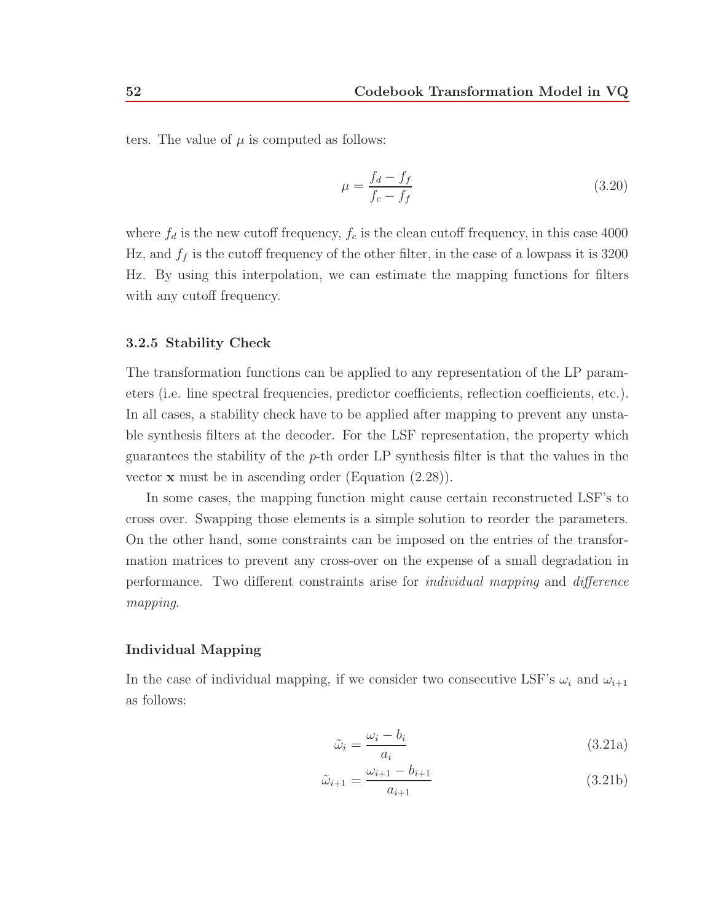ters. The value of $\mu$ is computed as follows:

$$\mu = \frac{f_d - f_f}{f_c - f_f} \tag{3.20}$$

where $f_d$ is the new cutoff frequency, $f_c$ is the clean cutoff frequency, in this case 4000 Hz, and $f_f$ is the cutoff frequency of the other filter, in the case of a lowpass it is 3200 Hz. By using this interpolation, we can estimate the mapping functions for filters with any cutoff frequency.

### 3.2.5 Stability Check

The transformation functions can be applied to any representation of the LP parameters (i.e. line spectral frequencies, predictor coefficients, reflection coefficients, etc.). In all cases, a stability check have to be applied after mapping to prevent any unstable synthesis filters at the decoder. For the LSF representation, the property which guarantees the stability of the $p$-th order LP synthesis filter is that the values in the vector $\mathbf{x}$ must be in ascending order (Equation (2.28)).

In some cases, the mapping function might cause certain reconstructed LSF's to cross over. Swapping those elements is a simple solution to reorder the parameters. On the other hand, some constraints can be imposed on the entries of the transformation matrices to prevent any cross-over on the expense of a small degradation in performance. Two different constraints arise for *individual mapping* and *difference mapping*.

#### Individual Mapping

In the case of individual mapping, if we consider two consecutive LSF's $\omega_i$ and $\omega_{i+1}$ as follows:

$$\tilde{\omega}_i = \frac{\omega_i - b_i}{a_i} \tag{3.21a}$$

$$\tilde{\omega}_{i+1} = \frac{\omega_{i+1} - b_{i+1}}{a_{i+1}} \tag{3.21b}$$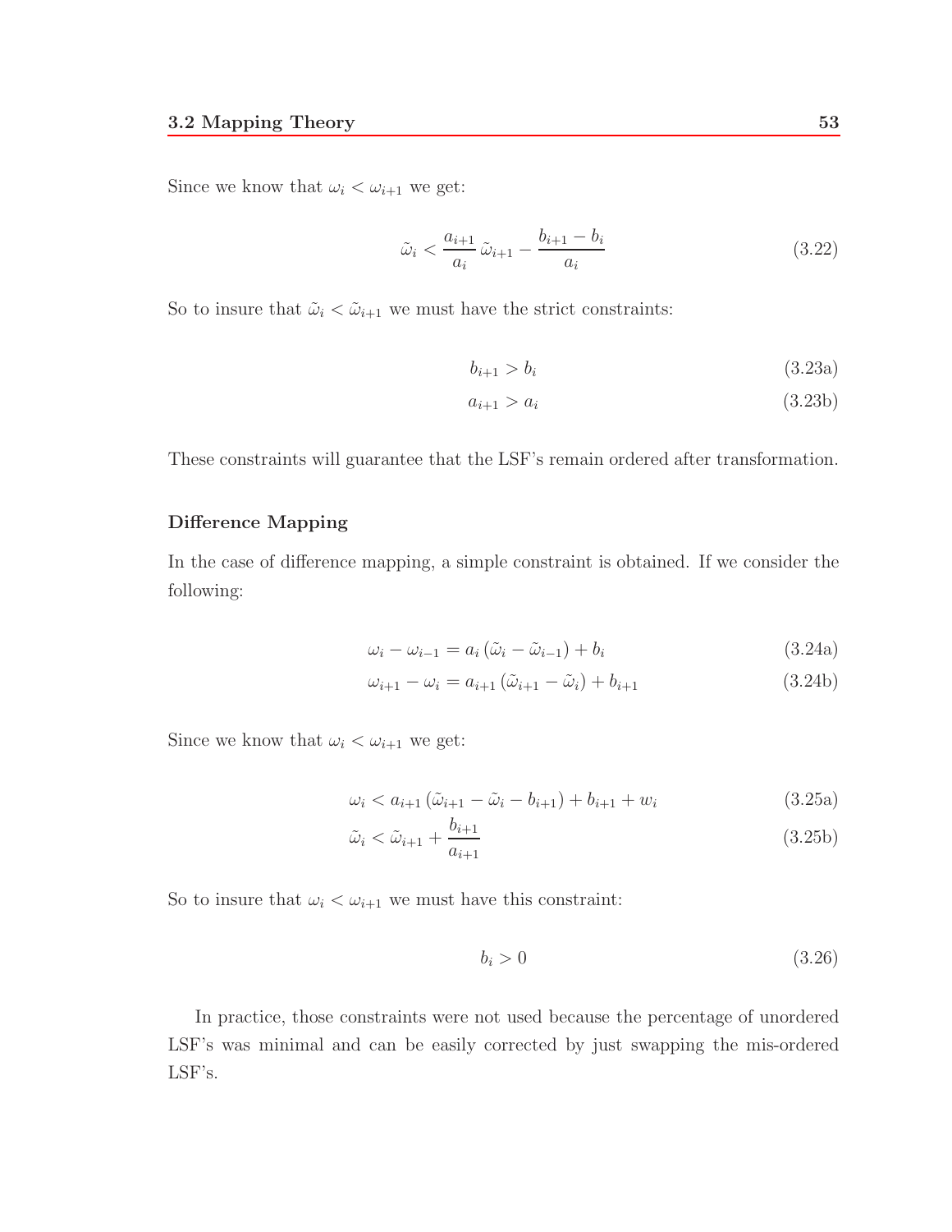Since we know that $\omega_i < \omega_{i+1}$ we get:

$$\tilde{\omega}_i < \frac{a_{i+1}}{a_i}\,\tilde{\omega}_{i+1} - \frac{b_{i+1} - b_i}{a_i} \tag{3.22}$$

So to insure that $\tilde{\omega}_i < \tilde{\omega}_{i+1}$ we must have the strict constraints:

$$b_{i+1} > b_i \tag{3.23a}$$

$$a_{i+1} > a_i \tag{3.23b}$$

These constraints will guarantee that the LSF's remain ordered after transformation.

### Difference Mapping

In the case of difference mapping, a simple constraint is obtained. If we consider the following:

$$\omega_i - \omega_{i-1} = a_i\left(\tilde{\omega}_i - \tilde{\omega}_{i-1}\right) + b_i \tag{3.24a}$$

$$\omega_{i+1} - \omega_i = a_{i+1}\left(\tilde{\omega}_{i+1} - \tilde{\omega}_i\right) + b_{i+1} \tag{3.24b}$$

Since we know that $\omega_i < \omega_{i+1}$ we get:

$$\omega_i < a_{i+1}\left(\tilde{\omega}_{i+1} - \tilde{\omega}_i - b_{i+1}\right) + b_{i+1} + w_i \tag{3.25a}$$

$$\tilde{\omega}_i < \tilde{\omega}_{i+1} + \frac{b_{i+1}}{a_{i+1}} \tag{3.25b}$$

So to insure that $\omega_i < \omega_{i+1}$ we must have this constraint:

$$b_i > 0 \tag{3.26}$$

In practice, those constraints were not used because the percentage of unordered LSF's was minimal and can be easily corrected by just swapping the mis-ordered LSF's.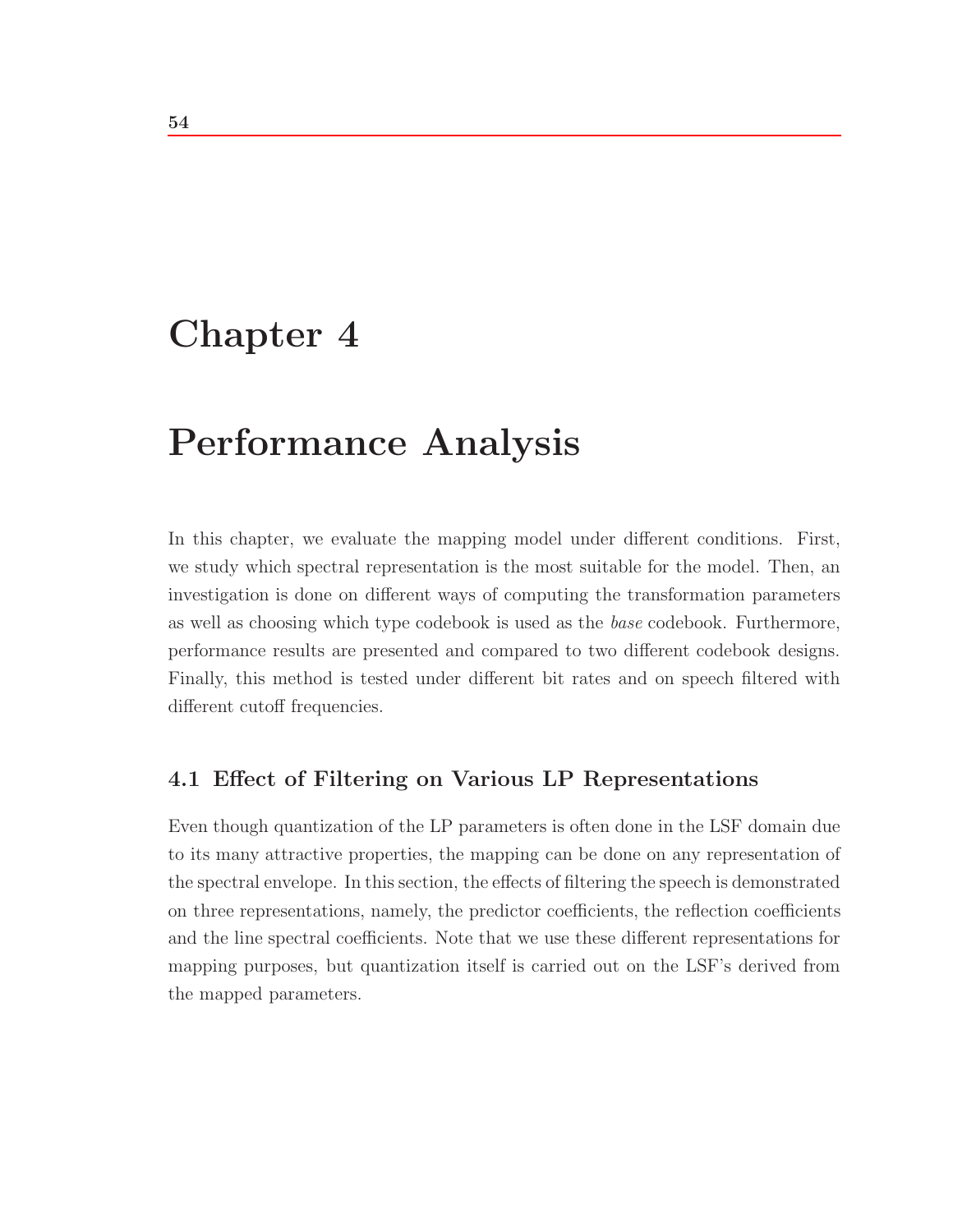# Chapter 4

# Performance Analysis

In this chapter, we evaluate the mapping model under different conditions. First, we study which spectral representation is the most suitable for the model. Then, an investigation is done on different ways of computing the transformation parameters as well as choosing which type codebook is used as the *base* codebook. Furthermore, performance results are presented and compared to two different codebook designs. Finally, this method is tested under different bit rates and on speech filtered with different cutoff frequencies.

## 4.1 Effect of Filtering on Various LP Representations

Even though quantization of the LP parameters is often done in the LSF domain due to its many attractive properties, the mapping can be done on any representation of the spectral envelope. In this section, the effects of filtering the speech is demonstrated on three representations, namely, the predictor coefficients, the reflection coefficients and the line spectral coefficients. Note that we use these different representations for mapping purposes, but quantization itself is carried out on the LSF's derived from the mapped parameters.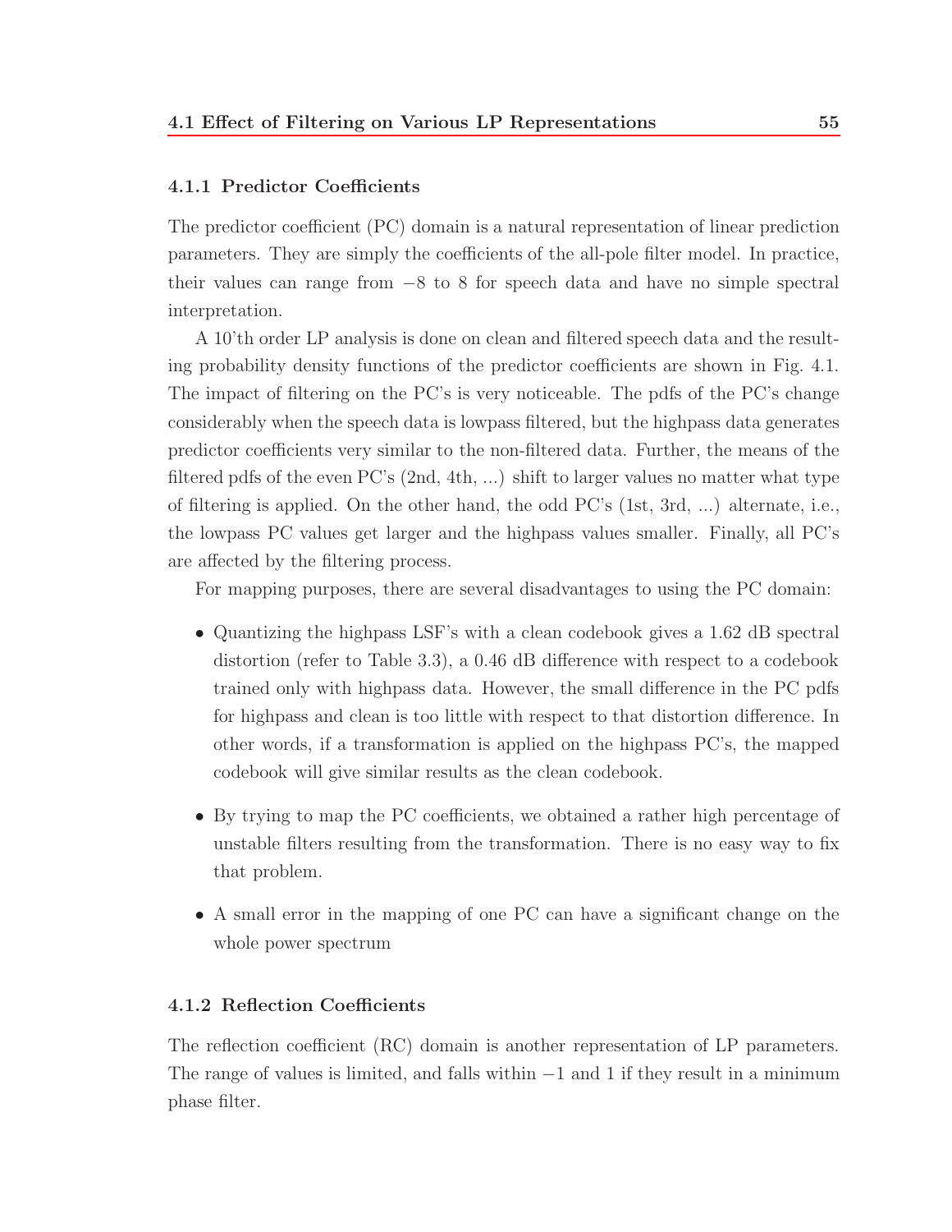### 4.1.1 Predictor Coefficients

The predictor coefficient (PC) domain is a natural representation of linear prediction parameters. They are simply the coefficients of the all-pole filter model. In practice, their values can range from $-8$ to 8 for speech data and have no simple spectral interpretation.

A 10'th order LP analysis is done on clean and filtered speech data and the resulting probability density functions of the predictor coefficients are shown in Fig. 4.1. The impact of filtering on the PC's is very noticeable. The pdfs of the PC's change considerably when the speech data is lowpass filtered, but the highpass data generates predictor coefficients very similar to the non-filtered data. Further, the means of the filtered pdfs of the even PC's (2nd, 4th, ...) shift to larger values no matter what type of filtering is applied. On the other hand, the odd PC's (1st, 3rd, ...) alternate, i.e., the lowpass PC values get larger and the highpass values smaller. Finally, all PC's are affected by the filtering process.

For mapping purposes, there are several disadvantages to using the PC domain:

- Quantizing the highpass LSF's with a clean codebook gives a 1.62 dB spectral distortion (refer to Table 3.3), a 0.46 dB difference with respect to a codebook trained only with highpass data. However, the small difference in the PC pdfs for highpass and clean is too little with respect to that distortion difference. In other words, if a transformation is applied on the highpass PC's, the mapped codebook will give similar results as the clean codebook.
- By trying to map the PC coefficients, we obtained a rather high percentage of unstable filters resulting from the transformation. There is no easy way to fix that problem.
- A small error in the mapping of one PC can have a significant change on the whole power spectrum

### 4.1.2 Reflection Coefficients

The reflection coefficient (RC) domain is another representation of LP parameters. The range of values is limited, and falls within $-1$ and 1 if they result in a minimum phase filter.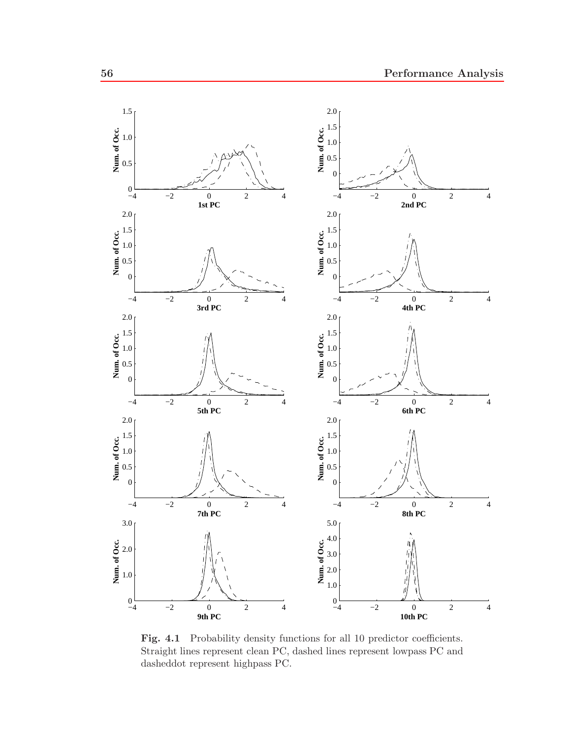**Fig. 4.1** Probability density functions for all 10 predictor coefficients. Straight lines represent clean PC, dashed lines represent lowpass PC and dasheddot represent highpass PC.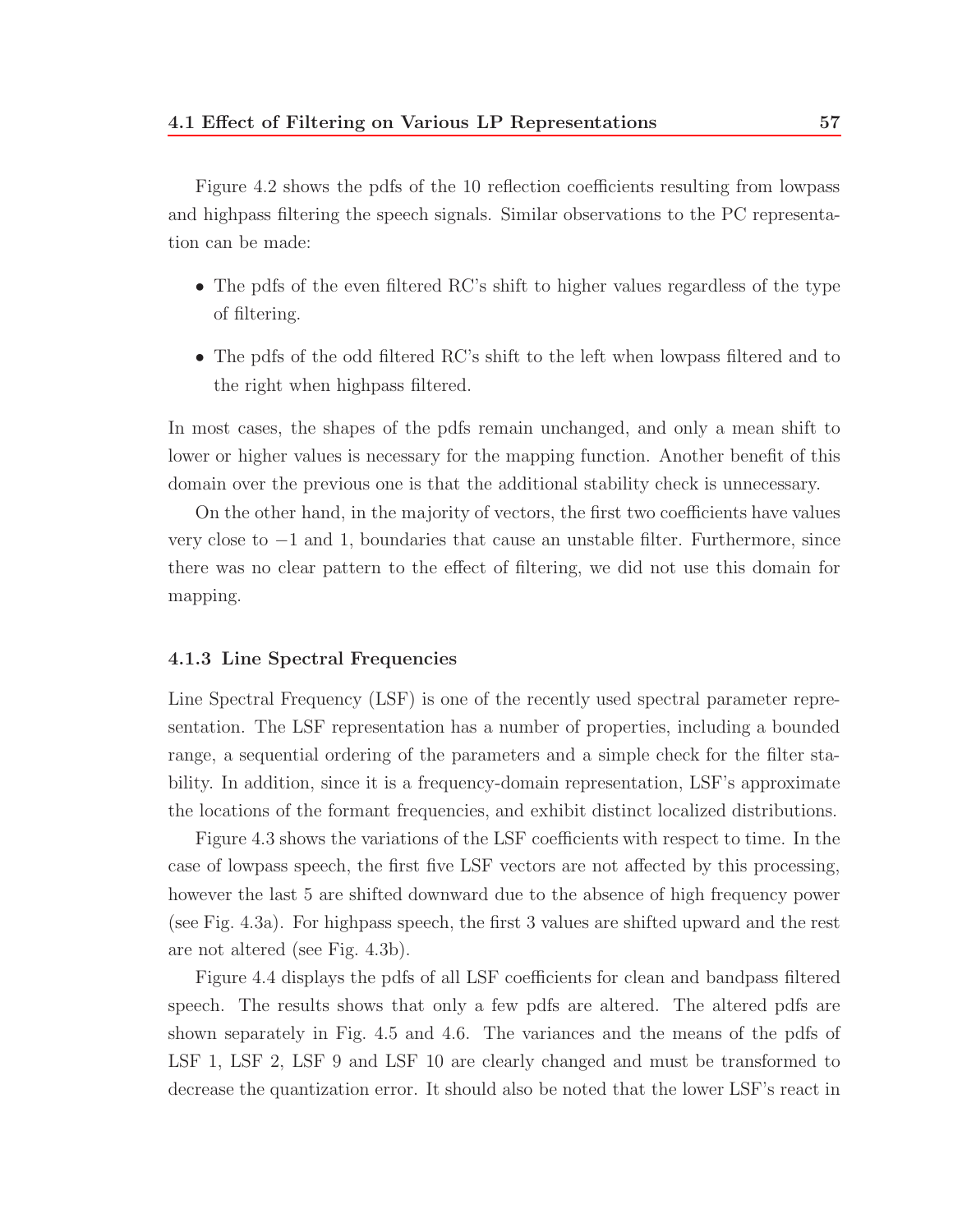Figure 4.2 shows the pdfs of the 10 reflection coefficients resulting from lowpass and highpass filtering the speech signals. Similar observations to the PC representation can be made:

- The pdfs of the even filtered RC's shift to higher values regardless of the type of filtering.
- The pdfs of the odd filtered RC's shift to the left when lowpass filtered and to the right when highpass filtered.

In most cases, the shapes of the pdfs remain unchanged, and only a mean shift to lower or higher values is necessary for the mapping function. Another benefit of this domain over the previous one is that the additional stability check is unnecessary.

On the other hand, in the majority of vectors, the first two coefficients have values very close to $-1$ and 1, boundaries that cause an unstable filter. Furthermore, since there was no clear pattern to the effect of filtering, we did not use this domain for mapping.

### 4.1.3 Line Spectral Frequencies

Line Spectral Frequency (LSF) is one of the recently used spectral parameter representation. The LSF representation has a number of properties, including a bounded range, a sequential ordering of the parameters and a simple check for the filter stability. In addition, since it is a frequency-domain representation, LSF's approximate the locations of the formant frequencies, and exhibit distinct localized distributions.

Figure 4.3 shows the variations of the LSF coefficients with respect to time. In the case of lowpass speech, the first five LSF vectors are not affected by this processing, however the last 5 are shifted downward due to the absence of high frequency power (see Fig. 4.3a). For highpass speech, the first 3 values are shifted upward and the rest are not altered (see Fig. 4.3b).

Figure 4.4 displays the pdfs of all LSF coefficients for clean and bandpass filtered speech. The results shows that only a few pdfs are altered. The altered pdfs are shown separately in Fig. 4.5 and 4.6. The variances and the means of the pdfs of LSF 1, LSF 2, LSF 9 and LSF 10 are clearly changed and must be transformed to decrease the quantization error. It should also be noted that the lower LSF's react in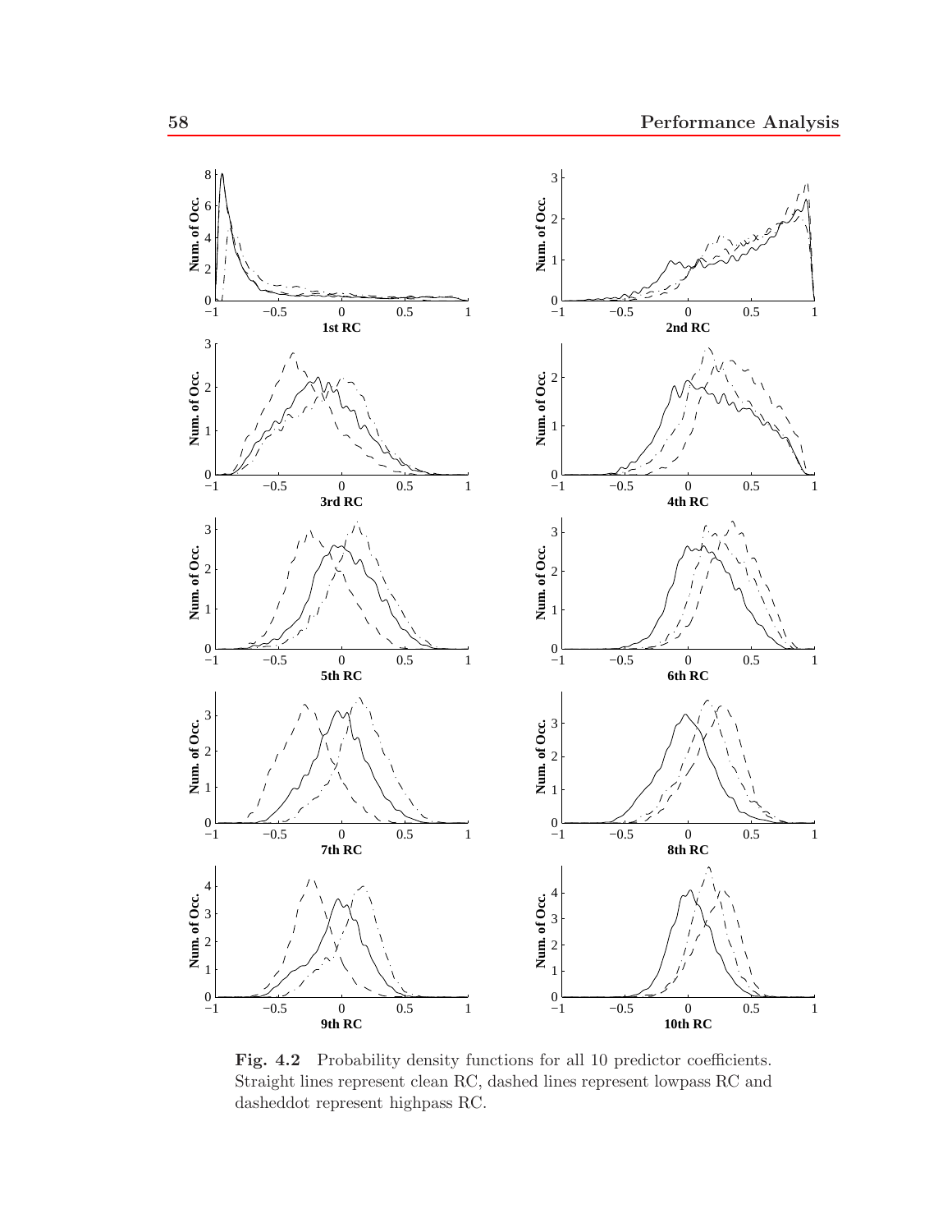**Fig. 4.2** Probability density functions for all 10 predictor coefficients. Straight lines represent clean RC, dashed lines represent lowpass RC and dasheddot represent highpass RC.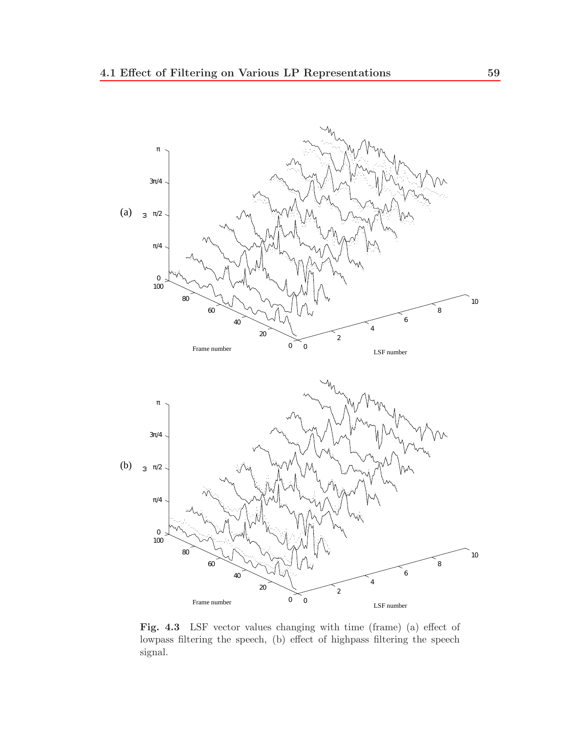**Fig. 4.3** LSF vector values changing with time (frame) (a) effect of lowpass filtering the speech, (b) effect of highpass filtering the speech signal.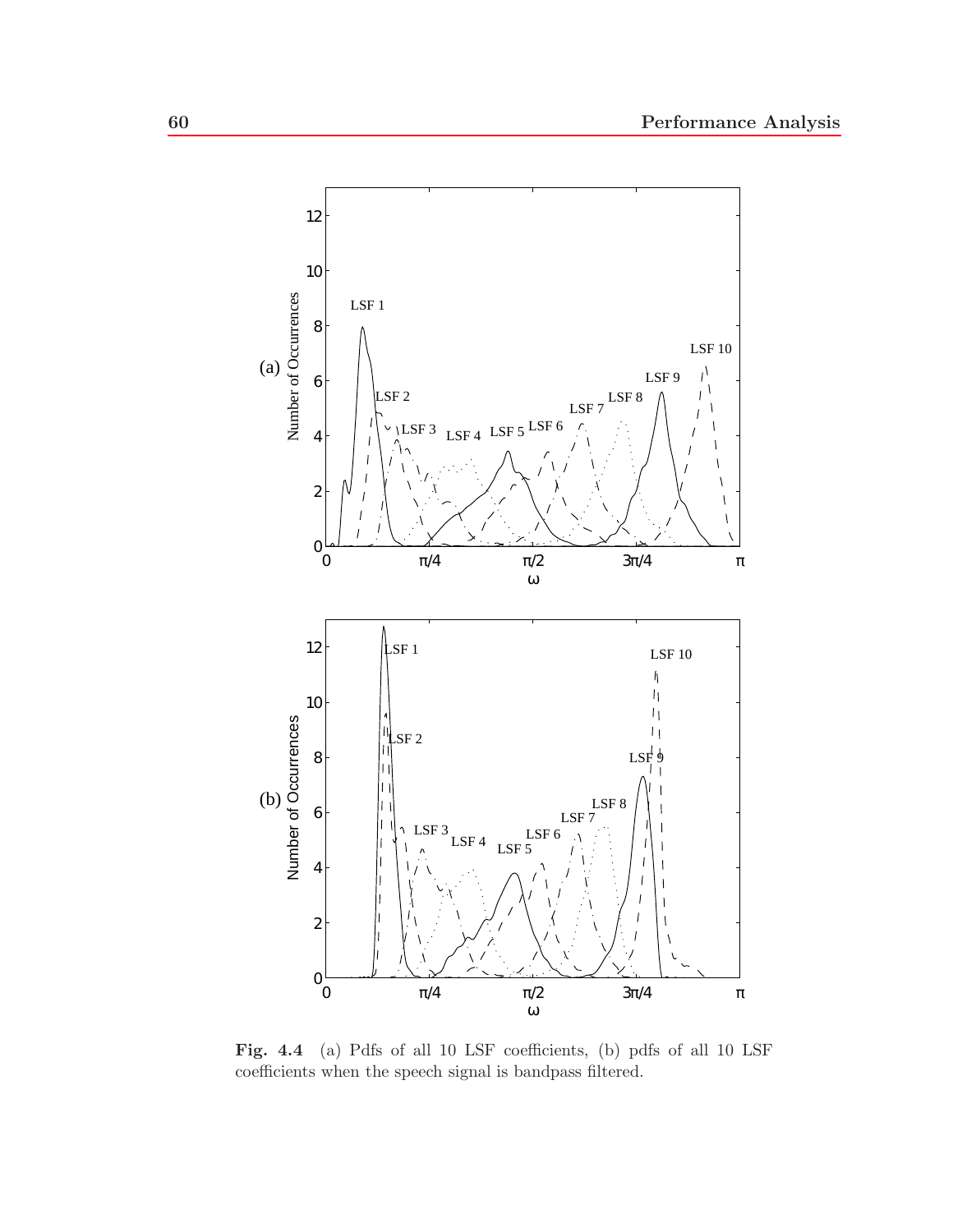**Fig. 4.4** (a) Pdfs of all 10 LSF coefficients, (b) pdfs of all 10 LSF coefficients when the speech signal is bandpass filtered.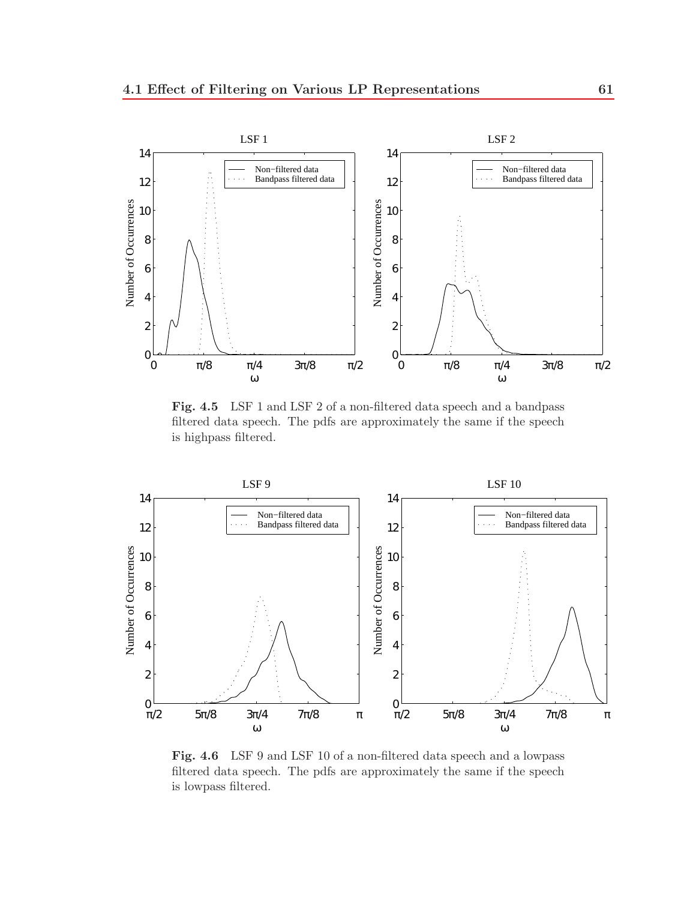**Fig. 4.5** LSF 1 and LSF 2 of a non-filtered data speech and a bandpass filtered data speech. The pdfs are approximately the same if the speech is highpass filtered.

**Fig. 4.6** LSF 9 and LSF 10 of a non-filtered data speech and a lowpass filtered data speech. The pdfs are approximately the same if the speech is lowpass filtered.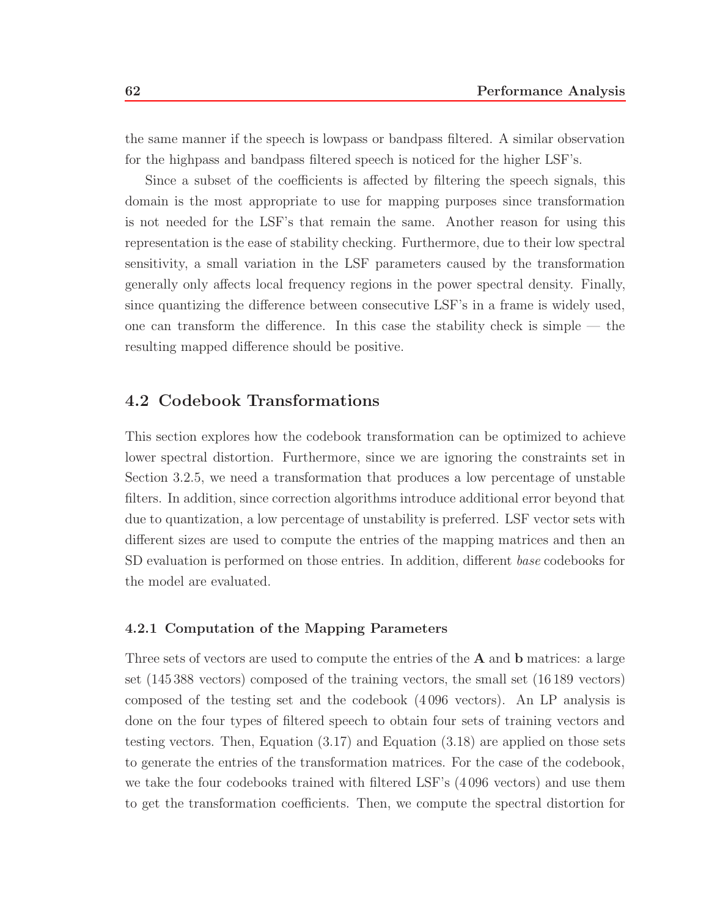the same manner if the speech is lowpass or bandpass filtered. A similar observation for the highpass and bandpass filtered speech is noticed for the higher LSF's.

Since a subset of the coefficients is affected by filtering the speech signals, this domain is the most appropriate to use for mapping purposes since transformation is not needed for the LSF's that remain the same. Another reason for using this representation is the ease of stability checking. Furthermore, due to their low spectral sensitivity, a small variation in the LSF parameters caused by the transformation generally only affects local frequency regions in the power spectral density. Finally, since quantizing the difference between consecutive LSF's in a frame is widely used, one can transform the difference. In this case the stability check is simple — the resulting mapped difference should be positive.

## 4.2 Codebook Transformations

This section explores how the codebook transformation can be optimized to achieve lower spectral distortion. Furthermore, since we are ignoring the constraints set in Section 3.2.5, we need a transformation that produces a low percentage of unstable filters. In addition, since correction algorithms introduce additional error beyond that due to quantization, a low percentage of unstability is preferred. LSF vector sets with different sizes are used to compute the entries of the mapping matrices and then an SD evaluation is performed on those entries. In addition, different *base* codebooks for the model are evaluated.

### 4.2.1 Computation of the Mapping Parameters

Three sets of vectors are used to compute the entries of the **A** and **b** matrices: a large set (145 388 vectors) composed of the training vectors, the small set (16 189 vectors) composed of the testing set and the codebook (4 096 vectors). An LP analysis is done on the four types of filtered speech to obtain four sets of training vectors and testing vectors. Then, Equation (3.17) and Equation (3.18) are applied on those sets to generate the entries of the transformation matrices. For the case of the codebook, we take the four codebooks trained with filtered LSF's (4 096 vectors) and use them to get the transformation coefficients. Then, we compute the spectral distortion for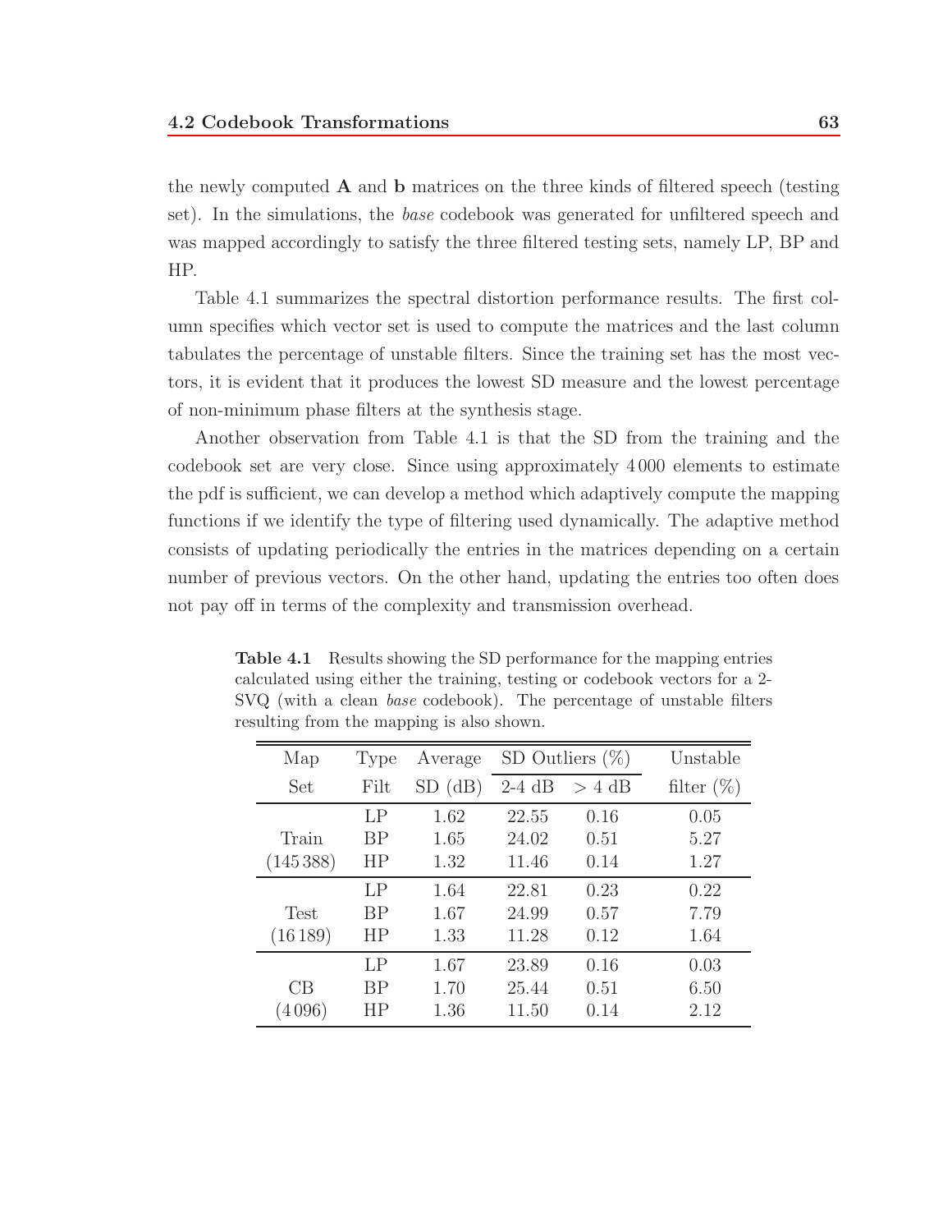the newly computed **A** and **b** matrices on the three kinds of filtered speech (testing set). In the simulations, the *base* codebook was generated for unfiltered speech and was mapped accordingly to satisfy the three filtered testing sets, namely LP, BP and HP.

Table 4.1 summarizes the spectral distortion performance results. The first column specifies which vector set is used to compute the matrices and the last column tabulates the percentage of unstable filters. Since the training set has the most vectors, it is evident that it produces the lowest SD measure and the lowest percentage of non-minimum phase filters at the synthesis stage.

Another observation from Table 4.1 is that the SD from the training and the codebook set are very close. Since using approximately 4 000 elements to estimate the pdf is sufficient, we can develop a method which adaptively compute the mapping functions if we identify the type of filtering used dynamically. The adaptive method consists of updating periodically the entries in the matrices depending on a certain number of previous vectors. On the other hand, updating the entries too often does not pay off in terms of the complexity and transmission overhead.

**Table 4.1** Results showing the SD performance for the mapping entries calculated using either the training, testing or codebook vectors for a 2-SVQ (with a clean *base* codebook). The percentage of unstable filters resulting from the mapping is also shown.

| Map | Type | Average | SD Outliers (%) | | Unstable |
|---|---|---|---|---|---|
| Set | Filt | SD (dB) | 2-4 dB | > 4 dB | filter (%) |
| Train (145 388) | LP | 1.62 | 22.55 | 0.16 | 0.05 |
| | BP | 1.65 | 24.02 | 0.51 | 5.27 |
| | HP | 1.32 | 11.46 | 0.14 | 1.27 |
| Test (16 189) | LP | 1.64 | 22.81 | 0.23 | 0.22 |
| | BP | 1.67 | 24.99 | 0.57 | 7.79 |
| | HP | 1.33 | 11.28 | 0.12 | 1.64 |
| CB (4 096) | LP | 1.67 | 23.89 | 0.16 | 0.03 |
| | BP | 1.70 | 25.44 | 0.51 | 6.50 |
| | HP | 1.36 | 11.50 | 0.14 | 2.12 |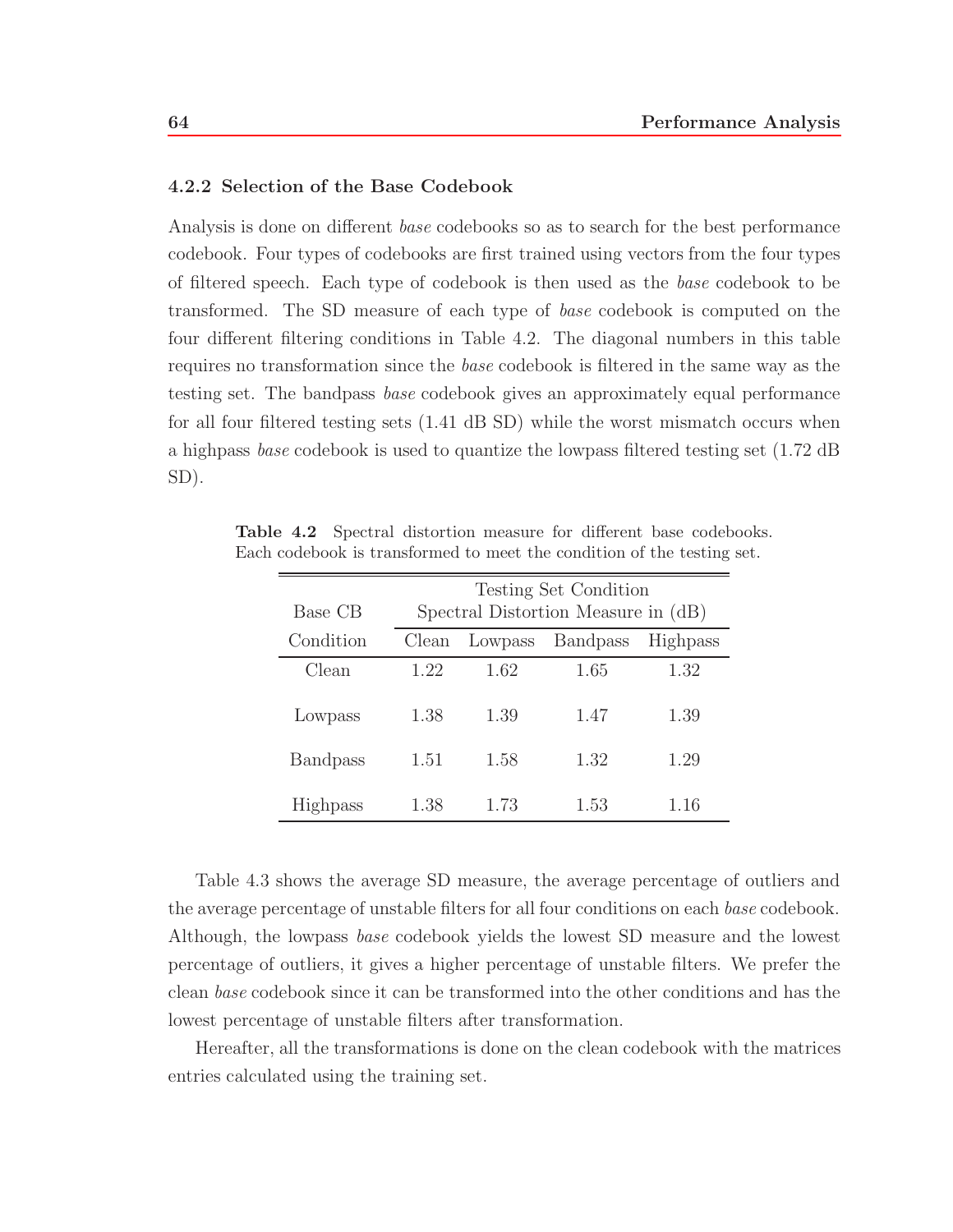### 4.2.2 Selection of the Base Codebook

Analysis is done on different *base* codebooks so as to search for the best performance codebook. Four types of codebooks are first trained using vectors from the four types of filtered speech. Each type of codebook is then used as the *base* codebook to be transformed. The SD measure of each type of *base* codebook is computed on the four different filtering conditions in Table 4.2. The diagonal numbers in this table requires no transformation since the *base* codebook is filtered in the same way as the testing set. The bandpass *base* codebook gives an approximately equal performance for all four filtered testing sets (1.41 dB SD) while the worst mismatch occurs when a highpass *base* codebook is used to quantize the lowpass filtered testing set (1.72 dB SD).

**Table 4.2** Spectral distortion measure for different base codebooks. Each codebook is transformed to meet the condition of the testing set.

| Base CB | Testing Set Condition Spectral Distortion Measure in (dB) | | | |
|---|---|---|---|---|
| Condition | Clean | Lowpass | Bandpass | Highpass |
| Clean | 1.22 | 1.62 | 1.65 | 1.32 |
| Lowpass | 1.38 | 1.39 | 1.47 | 1.39 |
| Bandpass | 1.51 | 1.58 | 1.32 | 1.29 |
| Highpass | 1.38 | 1.73 | 1.53 | 1.16 |

Table 4.3 shows the average SD measure, the average percentage of outliers and the average percentage of unstable filters for all four conditions on each *base* codebook. Although, the lowpass *base* codebook yields the lowest SD measure and the lowest percentage of outliers, it gives a higher percentage of unstable filters. We prefer the clean *base* codebook since it can be transformed into the other conditions and has the lowest percentage of unstable filters after transformation.

Hereafter, all the transformations is done on the clean codebook with the matrices entries calculated using the training set.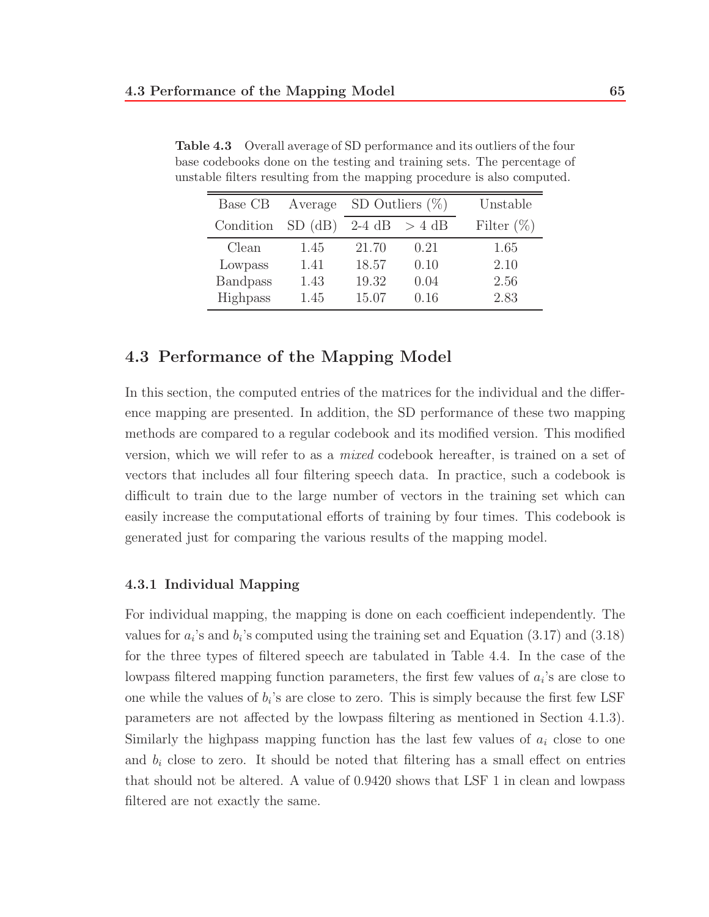**Table 4.3** Overall average of SD performance and its outliers of the four base codebooks done on the testing and training sets. The percentage of unstable filters resulting from the mapping procedure is also computed.

| Base CB Condition | Average SD (dB) | SD Outliers (%) 2-4 dB | SD Outliers (%) > 4 dB | Unstable Filter (%) |
|---|---|---|---|---|
| Clean | 1.45 | 21.70 | 0.21 | 1.65 |
| Lowpass | 1.41 | 18.57 | 0.10 | 2.10 |
| Bandpass | 1.43 | 19.32 | 0.04 | 2.56 |
| Highpass | 1.45 | 15.07 | 0.16 | 2.83 |

## 4.3 Performance of the Mapping Model

In this section, the computed entries of the matrices for the individual and the difference mapping are presented. In addition, the SD performance of these two mapping methods are compared to a regular codebook and its modified version. This modified version, which we will refer to as a *mixed* codebook hereafter, is trained on a set of vectors that includes all four filtering speech data. In practice, such a codebook is difficult to train due to the large number of vectors in the training set which can easily increase the computational efforts of training by four times. This codebook is generated just for comparing the various results of the mapping model.

### 4.3.1 Individual Mapping

For individual mapping, the mapping is done on each coefficient independently. The values for $a_i$'s and $b_i$'s computed using the training set and Equation (3.17) and (3.18) for the three types of filtered speech are tabulated in Table 4.4. In the case of the lowpass filtered mapping function parameters, the first few values of $a_i$'s are close to one while the values of $b_i$'s are close to zero. This is simply because the first few LSF parameters are not affected by the lowpass filtering as mentioned in Section 4.1.3). Similarly the highpass mapping function has the last few values of $a_i$ close to one and $b_i$ close to zero. It should be noted that filtering has a small effect on entries that should not be altered. A value of 0.9420 shows that LSF 1 in clean and lowpass filtered are not exactly the same.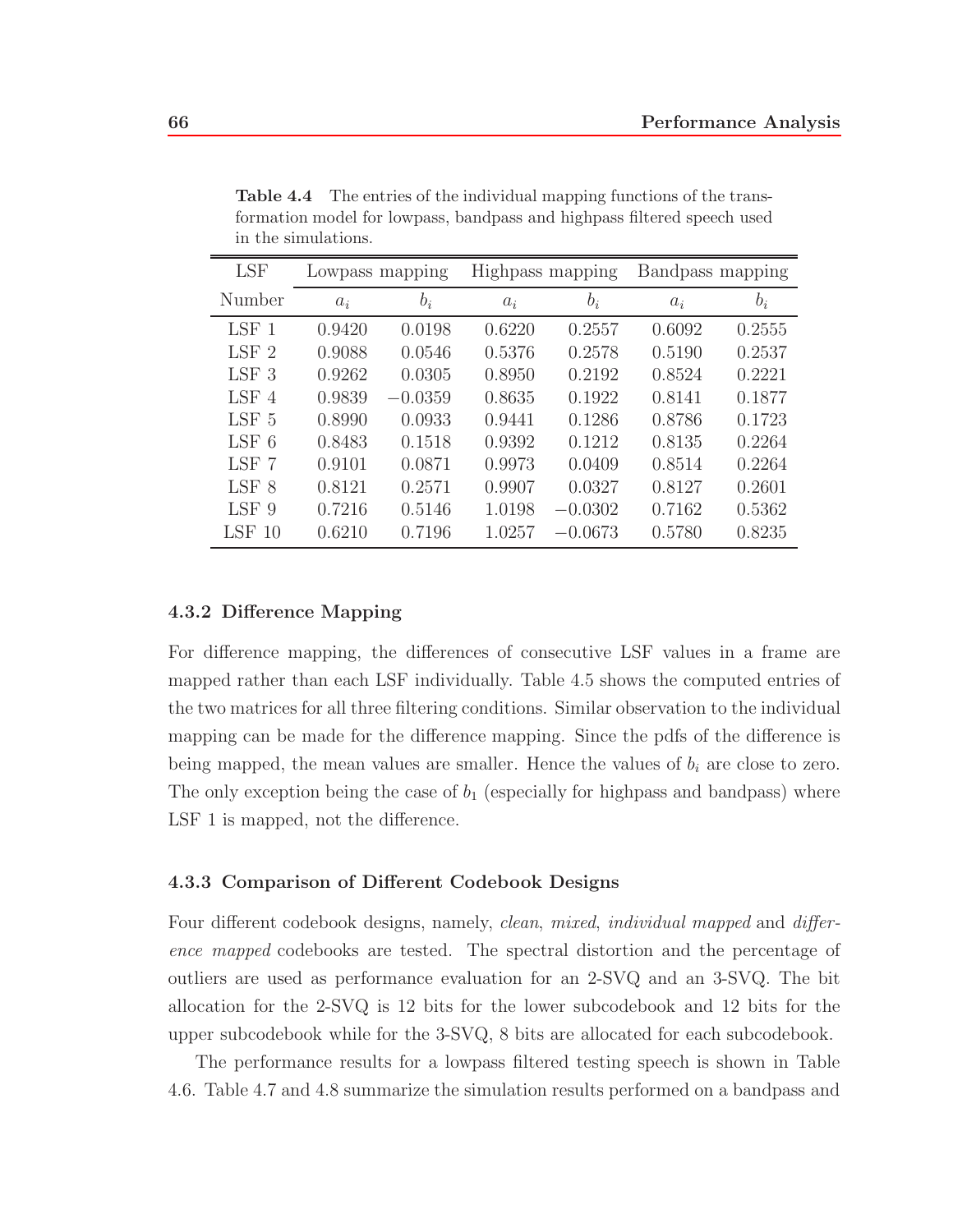**Table 4.4** The entries of the individual mapping functions of the transformation model for lowpass, bandpass and highpass filtered speech used in the simulations.

| LSF | Lowpass mapping | | Highpass mapping | | Bandpass mapping | |
|---|---|---|---|---|---|---|
| Number | $a_i$ | $b_i$ | $a_i$ | $b_i$ | $a_i$ | $b_i$ |
| LSF 1 | 0.9420 | 0.0198 | 0.6220 | 0.2557 | 0.6092 | 0.2555 |
| LSF 2 | 0.9088 | 0.0546 | 0.5376 | 0.2578 | 0.5190 | 0.2537 |
| LSF 3 | 0.9262 | 0.0305 | 0.8950 | 0.2192 | 0.8524 | 0.2221 |
| LSF 4 | 0.9839 | −0.0359 | 0.8635 | 0.1922 | 0.8141 | 0.1877 |
| LSF 5 | 0.8990 | 0.0933 | 0.9441 | 0.1286 | 0.8786 | 0.1723 |
| LSF 6 | 0.8483 | 0.1518 | 0.9392 | 0.1212 | 0.8135 | 0.2264 |
| LSF 7 | 0.9101 | 0.0871 | 0.9973 | 0.0409 | 0.8514 | 0.2264 |
| LSF 8 | 0.8121 | 0.2571 | 0.9907 | 0.0327 | 0.8127 | 0.2601 |
| LSF 9 | 0.7216 | 0.5146 | 1.0198 | −0.0302 | 0.7162 | 0.5362 |
| LSF 10 | 0.6210 | 0.7196 | 1.0257 | −0.0673 | 0.5780 | 0.8235 |

### 4.3.2 Difference Mapping

For difference mapping, the differences of consecutive LSF values in a frame are mapped rather than each LSF individually. Table 4.5 shows the computed entries of the two matrices for all three filtering conditions. Similar observation to the individual mapping can be made for the difference mapping. Since the pdfs of the difference is being mapped, the mean values are smaller. Hence the values of $b_i$ are close to zero. The only exception being the case of $b_1$ (especially for highpass and bandpass) where LSF 1 is mapped, not the difference.

### 4.3.3 Comparison of Different Codebook Designs

Four different codebook designs, namely, *clean*, *mixed*, *individual mapped* and *difference mapped* codebooks are tested. The spectral distortion and the percentage of outliers are used as performance evaluation for an 2-SVQ and an 3-SVQ. The bit allocation for the 2-SVQ is 12 bits for the lower subcodebook and 12 bits for the upper subcodebook while for the 3-SVQ, 8 bits are allocated for each subcodebook.

The performance results for a lowpass filtered testing speech is shown in Table 4.6. Table 4.7 and 4.8 summarize the simulation results performed on a bandpass and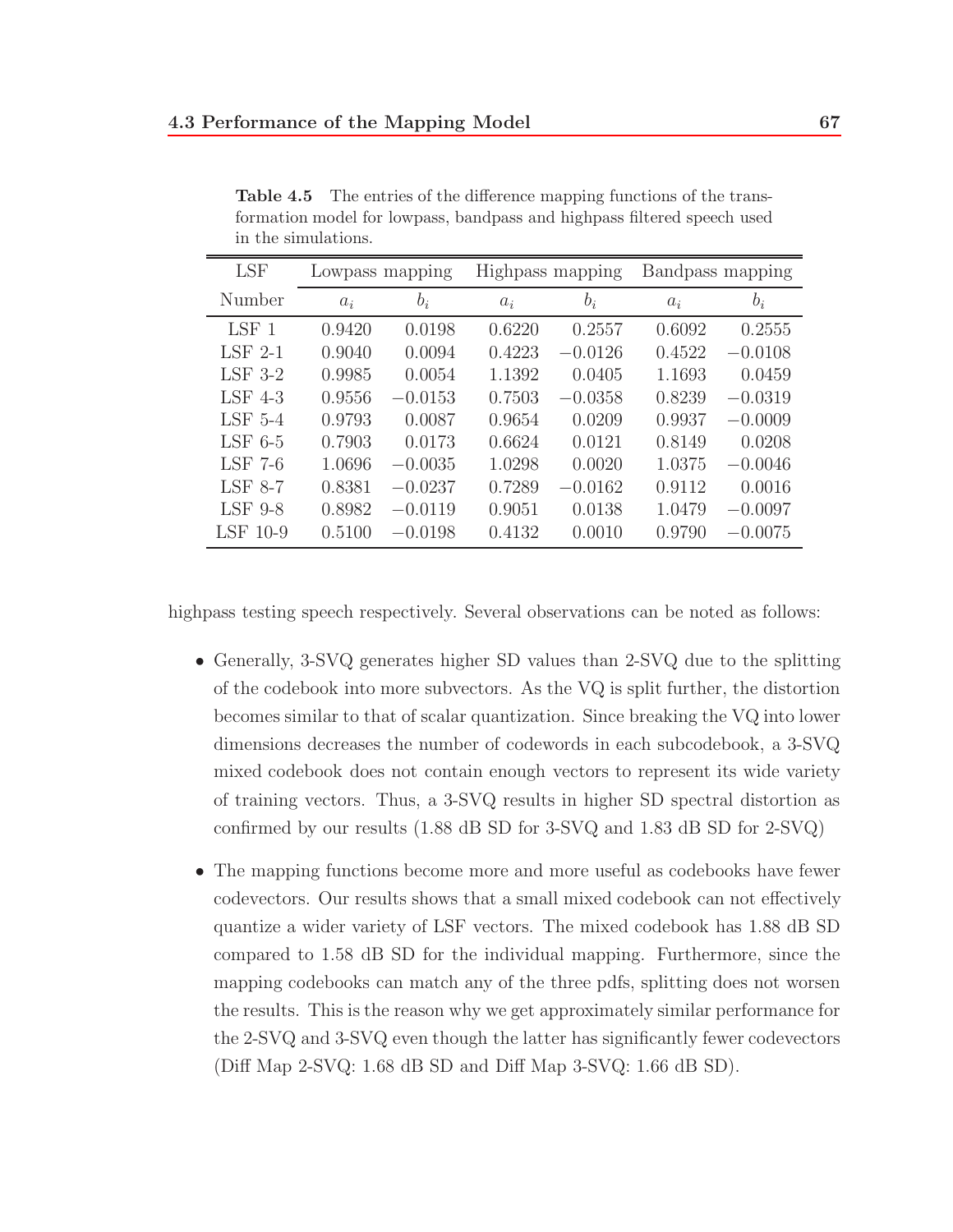**Table 4.5** The entries of the difference mapping functions of the transformation model for lowpass, bandpass and highpass filtered speech used in the simulations.

| LSF | Lowpass mapping | | Highpass mapping | | Bandpass mapping | |
|---|---|---|---|---|---|---|
| Number | $a_i$ | $b_i$ | $a_i$ | $b_i$ | $a_i$ | $b_i$ |
| LSF 1 | 0.9420 | 0.0198 | 0.6220 | 0.2557 | 0.6092 | 0.2555 |
| LSF 2-1 | 0.9040 | 0.0094 | 0.4223 | $-0.0126$ | 0.4522 | $-0.0108$ |
| LSF 3-2 | 0.9985 | 0.0054 | 1.1392 | 0.0405 | 1.1693 | 0.0459 |
| LSF 4-3 | 0.9556 | $-0.0153$ | 0.7503 | $-0.0358$ | 0.8239 | $-0.0319$ |
| LSF 5-4 | 0.9793 | 0.0087 | 0.9654 | 0.0209 | 0.9937 | $-0.0009$ |
| LSF 6-5 | 0.7903 | 0.0173 | 0.6624 | 0.0121 | 0.8149 | 0.0208 |
| LSF 7-6 | 1.0696 | $-0.0035$ | 1.0298 | 0.0020 | 1.0375 | $-0.0046$ |
| LSF 8-7 | 0.8381 | $-0.0237$ | 0.7289 | $-0.0162$ | 0.9112 | 0.0016 |
| LSF 9-8 | 0.8982 | $-0.0119$ | 0.9051 | 0.0138 | 1.0479 | $-0.0097$ |
| LSF 10-9 | 0.5100 | $-0.0198$ | 0.4132 | 0.0010 | 0.9790 | $-0.0075$ |

highpass testing speech respectively. Several observations can be noted as follows:

- Generally, 3-SVQ generates higher SD values than 2-SVQ due to the splitting of the codebook into more subvectors. As the VQ is split further, the distortion becomes similar to that of scalar quantization. Since breaking the VQ into lower dimensions decreases the number of codewords in each subcodebook, a 3-SVQ mixed codebook does not contain enough vectors to represent its wide variety of training vectors. Thus, a 3-SVQ results in higher SD spectral distortion as confirmed by our results (1.88 dB SD for 3-SVQ and 1.83 dB SD for 2-SVQ)

- The mapping functions become more and more useful as codebooks have fewer codevectors. Our results shows that a small mixed codebook can not effectively quantize a wider variety of LSF vectors. The mixed codebook has 1.88 dB SD compared to 1.58 dB SD for the individual mapping. Furthermore, since the mapping codebooks can match any of the three pdfs, splitting does not worsen the results. This is the reason why we get approximately similar performance for the 2-SVQ and 3-SVQ even though the latter has significantly fewer codevectors (Diff Map 2-SVQ: 1.68 dB SD and Diff Map 3-SVQ: 1.66 dB SD).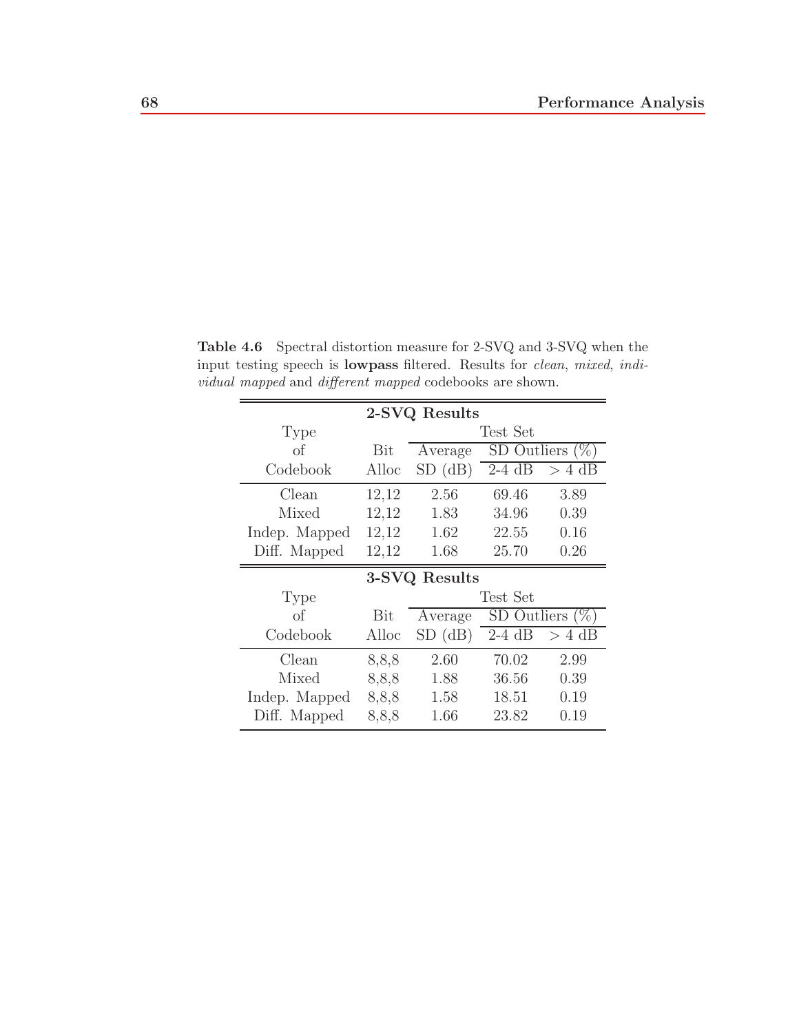**Table 4.6** Spectral distortion measure for 2-SVQ and 3-SVQ when the input testing speech is **lowpass** filtered. Results for *clean*, *mixed*, *individual mapped* and *different mapped* codebooks are shown.

**2-SVQ Results**

| Type of Codebook | Bit Alloc | Test Set | | |
|---|---|---|---|---|
| | | Average SD (dB) | SD Outliers (%) | |
| | | | 2-4 dB | > 4 dB |
| Clean | 12,12 | 2.56 | 69.46 | 3.89 |
| Mixed | 12,12 | 1.83 | 34.96 | 0.39 |
| Indep. Mapped | 12,12 | 1.62 | 22.55 | 0.16 |
| Diff. Mapped | 12,12 | 1.68 | 25.70 | 0.26 |

**3-SVQ Results**

| Type of Codebook | Bit Alloc | Test Set | | |
|---|---|---|---|---|
| | | Average SD (dB) | SD Outliers (%) | |
| | | | 2-4 dB | > 4 dB |
| Clean | 8,8,8 | 2.60 | 70.02 | 2.99 |
| Mixed | 8,8,8 | 1.88 | 36.56 | 0.39 |
| Indep. Mapped | 8,8,8 | 1.58 | 18.51 | 0.19 |
| Diff. Mapped | 8,8,8 | 1.66 | 23.82 | 0.19 |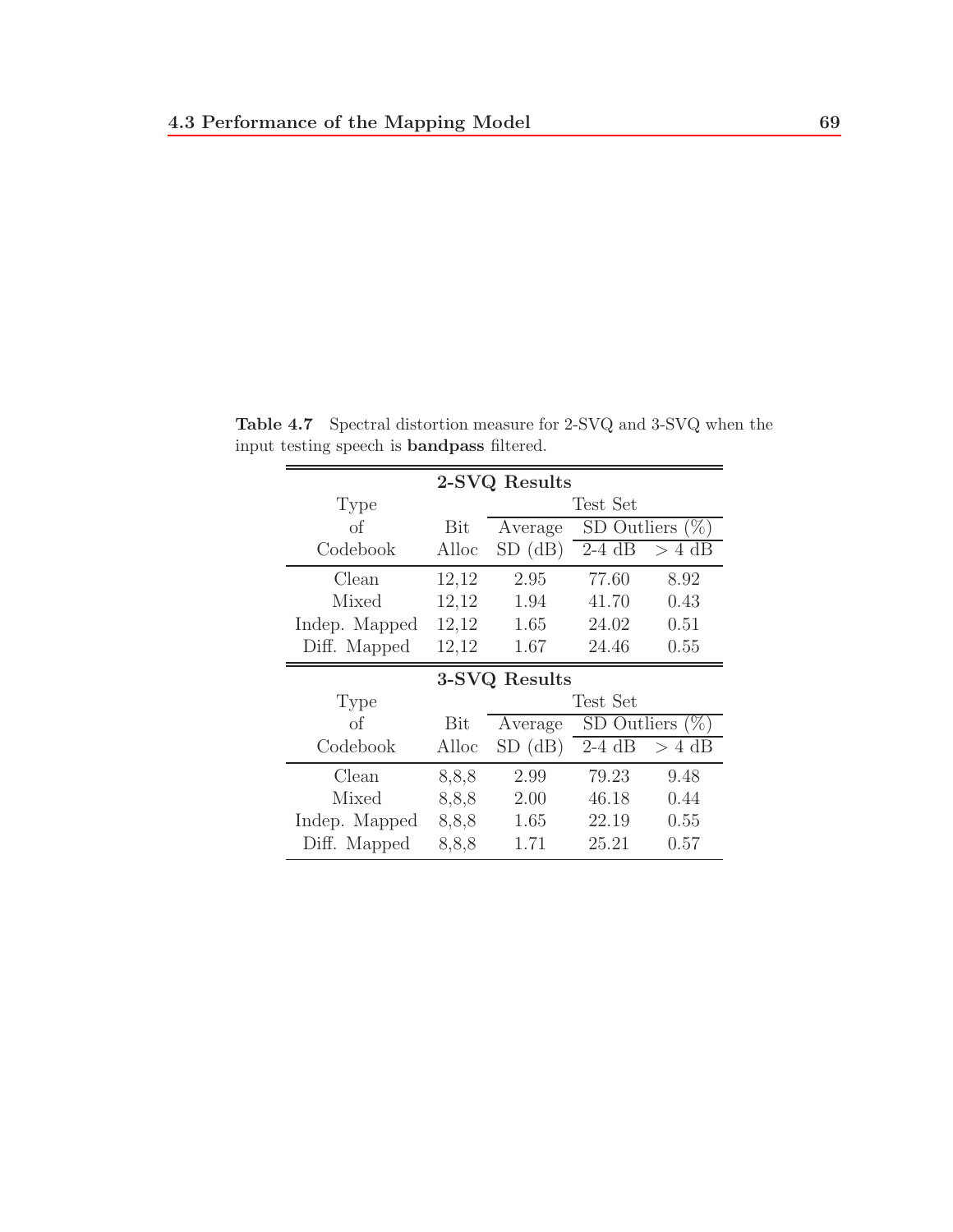**Table 4.7** Spectral distortion measure for 2-SVQ and 3-SVQ when the input testing speech is **bandpass** filtered.

| **2-SVQ Results** | | | | |
|---|---|---|---|---|
| Type of Codebook | Bit Alloc | Test Set | | |
| | | Average SD (dB) | SD Outliers (%) | |
| | | | 2-4 dB | > 4 dB |
| Clean | 12,12 | 2.95 | 77.60 | 8.92 |
| Mixed | 12,12 | 1.94 | 41.70 | 0.43 |
| Indep. Mapped | 12,12 | 1.65 | 24.02 | 0.51 |
| Diff. Mapped | 12,12 | 1.67 | 24.46 | 0.55 |

| **3-SVQ Results** | | | | |
|---|---|---|---|---|
| Type of Codebook | Bit Alloc | Test Set | | |
| | | Average SD (dB) | SD Outliers (%) | |
| | | | 2-4 dB | > 4 dB |
| Clean | 8,8,8 | 2.99 | 79.23 | 9.48 |
| Mixed | 8,8,8 | 2.00 | 46.18 | 0.44 |
| Indep. Mapped | 8,8,8 | 1.65 | 22.19 | 0.55 |
| Diff. Mapped | 8,8,8 | 1.71 | 25.21 | 0.57 |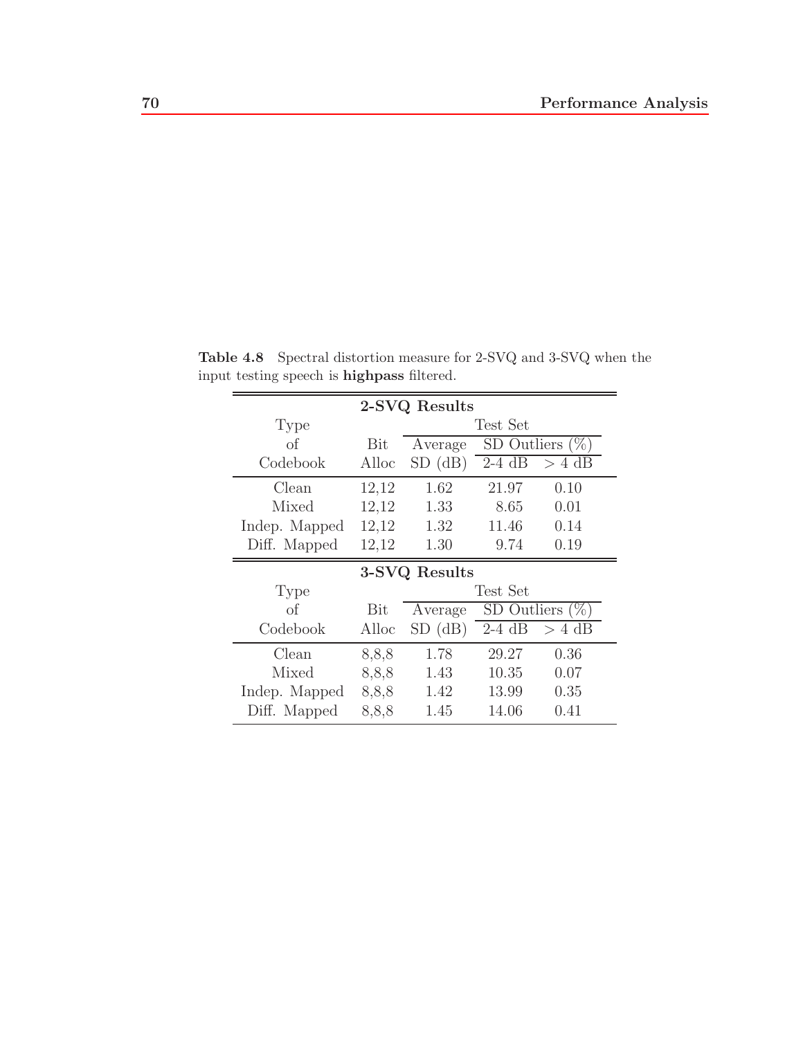**Table 4.8** Spectral distortion measure for 2-SVQ and 3-SVQ when the input testing speech is **highpass** filtered.

| **2-SVQ Results** | | | | |
|---|---|---|---|---|
| Type | | Test Set | | |
| of | Bit | Average | SD Outliers (%) | |
| Codebook | Alloc | SD (dB) | 2-4 dB | > 4 dB |
| Clean | 12,12 | 1.62 | 21.97 | 0.10 |
| Mixed | 12,12 | 1.33 | 8.65 | 0.01 |
| Indep. Mapped | 12,12 | 1.32 | 11.46 | 0.14 |
| Diff. Mapped | 12,12 | 1.30 | 9.74 | 0.19 |
| **3-SVQ Results** | | | | |
| Type | | Test Set | | |
| of | Bit | Average | SD Outliers (%) | |
| Codebook | Alloc | SD (dB) | 2-4 dB | > 4 dB |
| Clean | 8,8,8 | 1.78 | 29.27 | 0.36 |
| Mixed | 8,8,8 | 1.43 | 10.35 | 0.07 |
| Indep. Mapped | 8,8,8 | 1.42 | 13.99 | 0.35 |
| Diff. Mapped | 8,8,8 | 1.45 | 14.06 | 0.41 |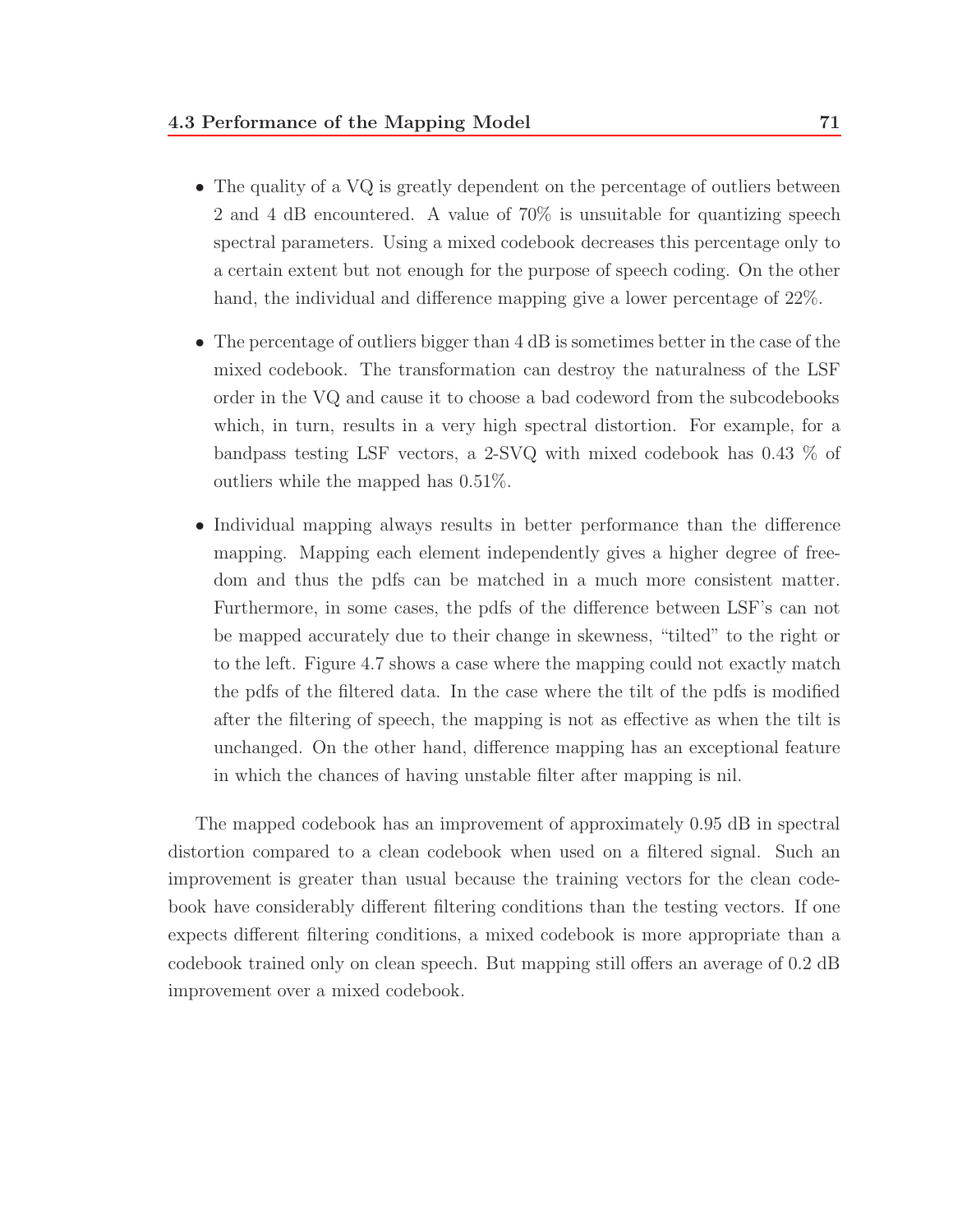- The quality of a VQ is greatly dependent on the percentage of outliers between 2 and 4 dB encountered. A value of 70% is unsuitable for quantizing speech spectral parameters. Using a mixed codebook decreases this percentage only to a certain extent but not enough for the purpose of speech coding. On the other hand, the individual and difference mapping give a lower percentage of 22%.

- The percentage of outliers bigger than 4 dB is sometimes better in the case of the mixed codebook. The transformation can destroy the naturalness of the LSF order in the VQ and cause it to choose a bad codeword from the subcodebooks which, in turn, results in a very high spectral distortion. For example, for a bandpass testing LSF vectors, a 2-SVQ with mixed codebook has 0.43 % of outliers while the mapped has 0.51%.

- Individual mapping always results in better performance than the difference mapping. Mapping each element independently gives a higher degree of freedom and thus the pdfs can be matched in a much more consistent matter. Furthermore, in some cases, the pdfs of the difference between LSF's can not be mapped accurately due to their change in skewness, "tilted" to the right or to the left. Figure 4.7 shows a case where the mapping could not exactly match the pdfs of the filtered data. In the case where the tilt of the pdfs is modified after the filtering of speech, the mapping is not as effective as when the tilt is unchanged. On the other hand, difference mapping has an exceptional feature in which the chances of having unstable filter after mapping is nil.

The mapped codebook has an improvement of approximately 0.95 dB in spectral distortion compared to a clean codebook when used on a filtered signal. Such an improvement is greater than usual because the training vectors for the clean codebook have considerably different filtering conditions than the testing vectors. If one expects different filtering conditions, a mixed codebook is more appropriate than a codebook trained only on clean speech. But mapping still offers an average of 0.2 dB improvement over a mixed codebook.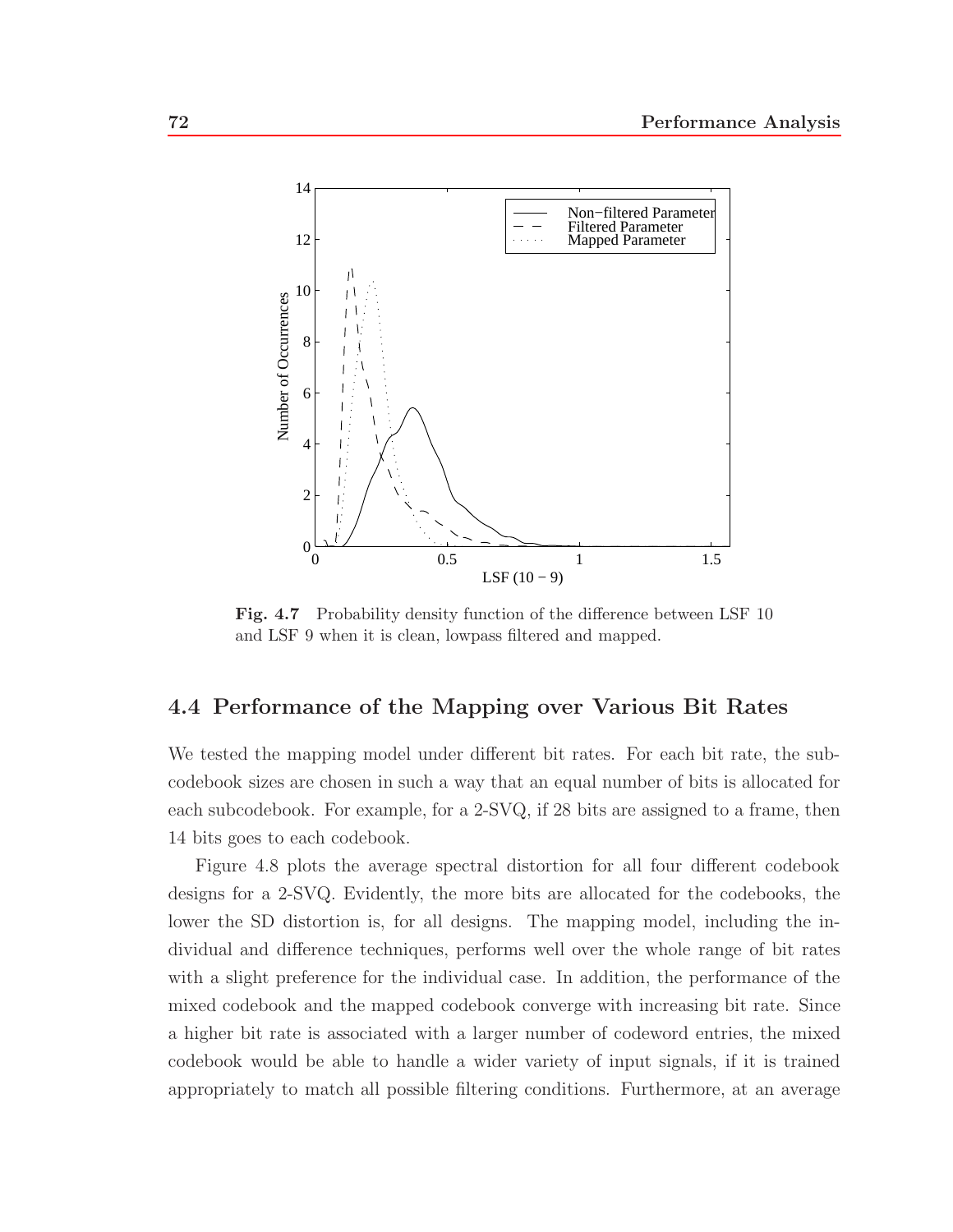**Fig. 4.7** Probability density function of the difference between LSF 10 and LSF 9 when it is clean, lowpass filtered and mapped.

## 4.4 Performance of the Mapping over Various Bit Rates

We tested the mapping model under different bit rates. For each bit rate, the subcodebook sizes are chosen in such a way that an equal number of bits is allocated for each subcodebook. For example, for a 2-SVQ, if 28 bits are assigned to a frame, then 14 bits goes to each codebook.

Figure 4.8 plots the average spectral distortion for all four different codebook designs for a 2-SVQ. Evidently, the more bits are allocated for the codebooks, the lower the SD distortion is, for all designs. The mapping model, including the individual and difference techniques, performs well over the whole range of bit rates with a slight preference for the individual case. In addition, the performance of the mixed codebook and the mapped codebook converge with increasing bit rate. Since a higher bit rate is associated with a larger number of codeword entries, the mixed codebook would be able to handle a wider variety of input signals, if it is trained appropriately to match all possible filtering conditions. Furthermore, at an average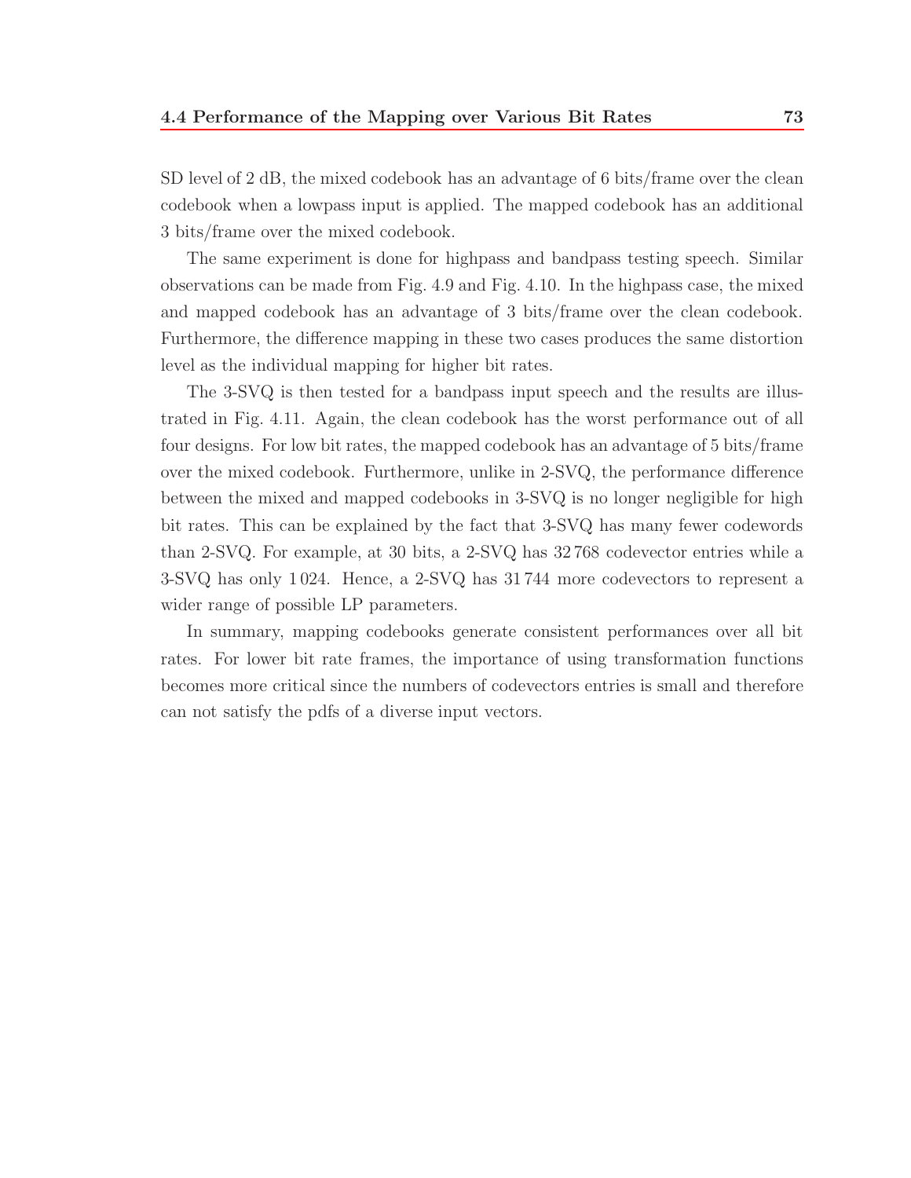SD level of 2 dB, the mixed codebook has an advantage of 6 bits/frame over the clean codebook when a lowpass input is applied. The mapped codebook has an additional 3 bits/frame over the mixed codebook.

The same experiment is done for highpass and bandpass testing speech. Similar observations can be made from Fig. 4.9 and Fig. 4.10. In the highpass case, the mixed and mapped codebook has an advantage of 3 bits/frame over the clean codebook. Furthermore, the difference mapping in these two cases produces the same distortion level as the individual mapping for higher bit rates.

The 3-SVQ is then tested for a bandpass input speech and the results are illustrated in Fig. 4.11. Again, the clean codebook has the worst performance out of all four designs. For low bit rates, the mapped codebook has an advantage of 5 bits/frame over the mixed codebook. Furthermore, unlike in 2-SVQ, the performance difference between the mixed and mapped codebooks in 3-SVQ is no longer negligible for high bit rates. This can be explained by the fact that 3-SVQ has many fewer codewords than 2-SVQ. For example, at 30 bits, a 2-SVQ has 32 768 codevector entries while a 3-SVQ has only 1 024. Hence, a 2-SVQ has 31 744 more codevectors to represent a wider range of possible LP parameters.

In summary, mapping codebooks generate consistent performances over all bit rates. For lower bit rate frames, the importance of using transformation functions becomes more critical since the numbers of codevectors entries is small and therefore can not satisfy the pdfs of a diverse input vectors.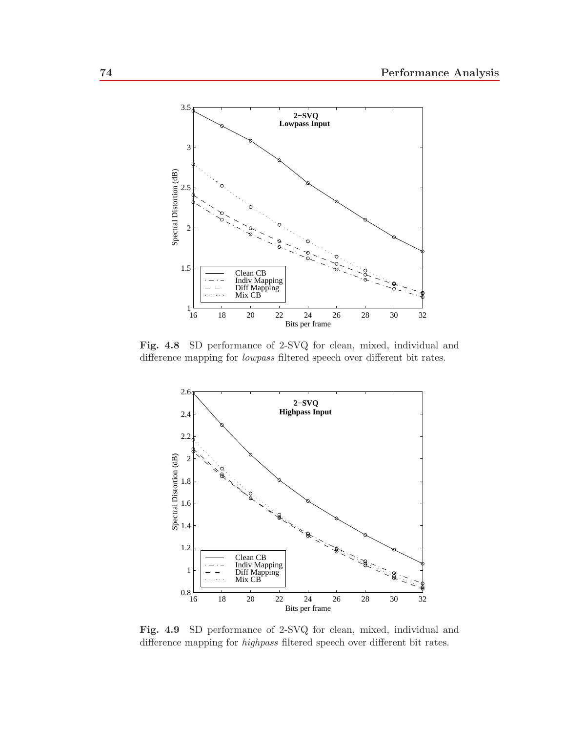**Fig. 4.8** SD performance of 2-SVQ for clean, mixed, individual and difference mapping for *lowpass* filtered speech over different bit rates.

**Fig. 4.9** SD performance of 2-SVQ for clean, mixed, individual and difference mapping for *highpass* filtered speech over different bit rates.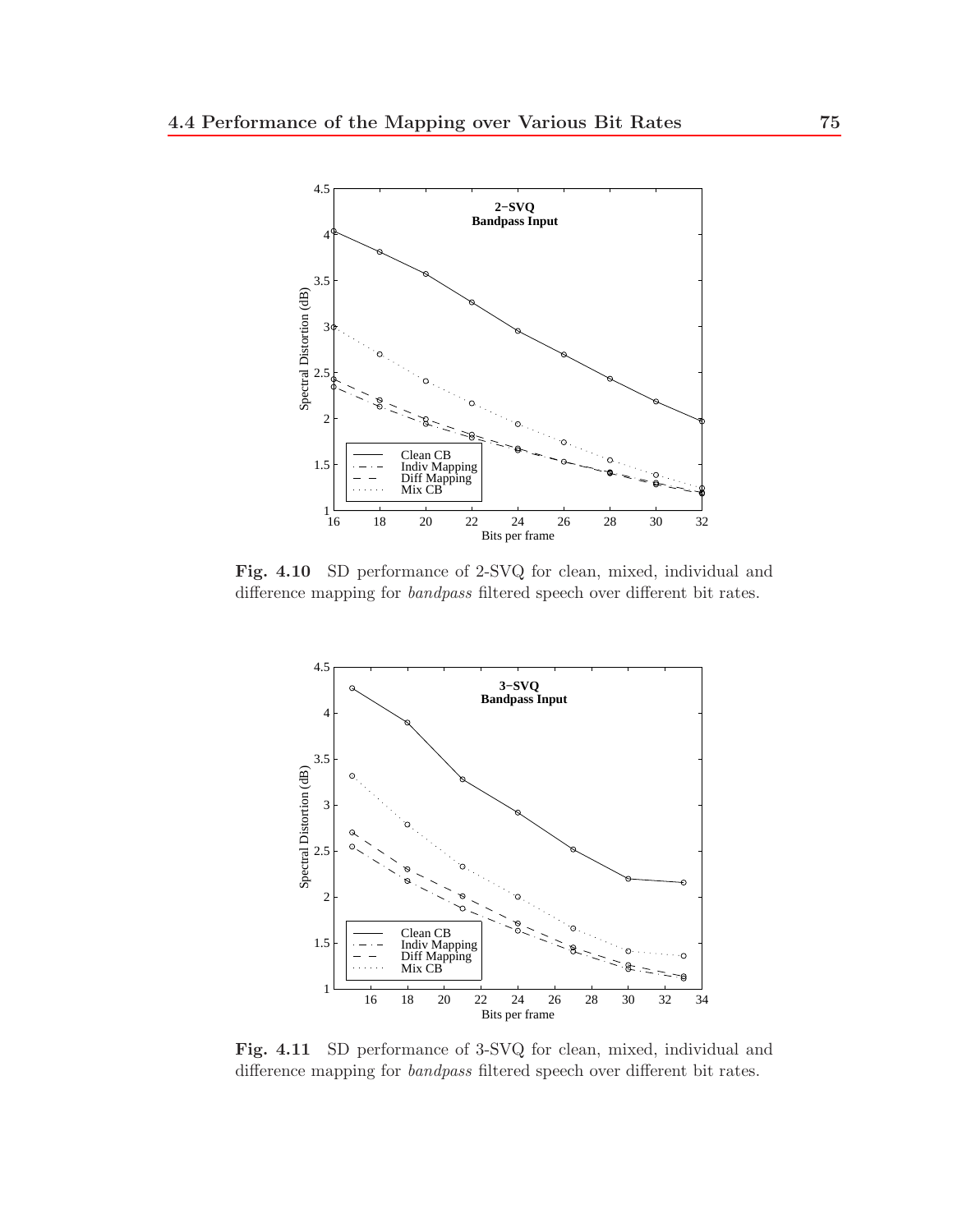**Fig. 4.10** SD performance of 2-SVQ for clean, mixed, individual and difference mapping for *bandpass* filtered speech over different bit rates.

**Fig. 4.11** SD performance of 3-SVQ for clean, mixed, individual and difference mapping for *bandpass* filtered speech over different bit rates.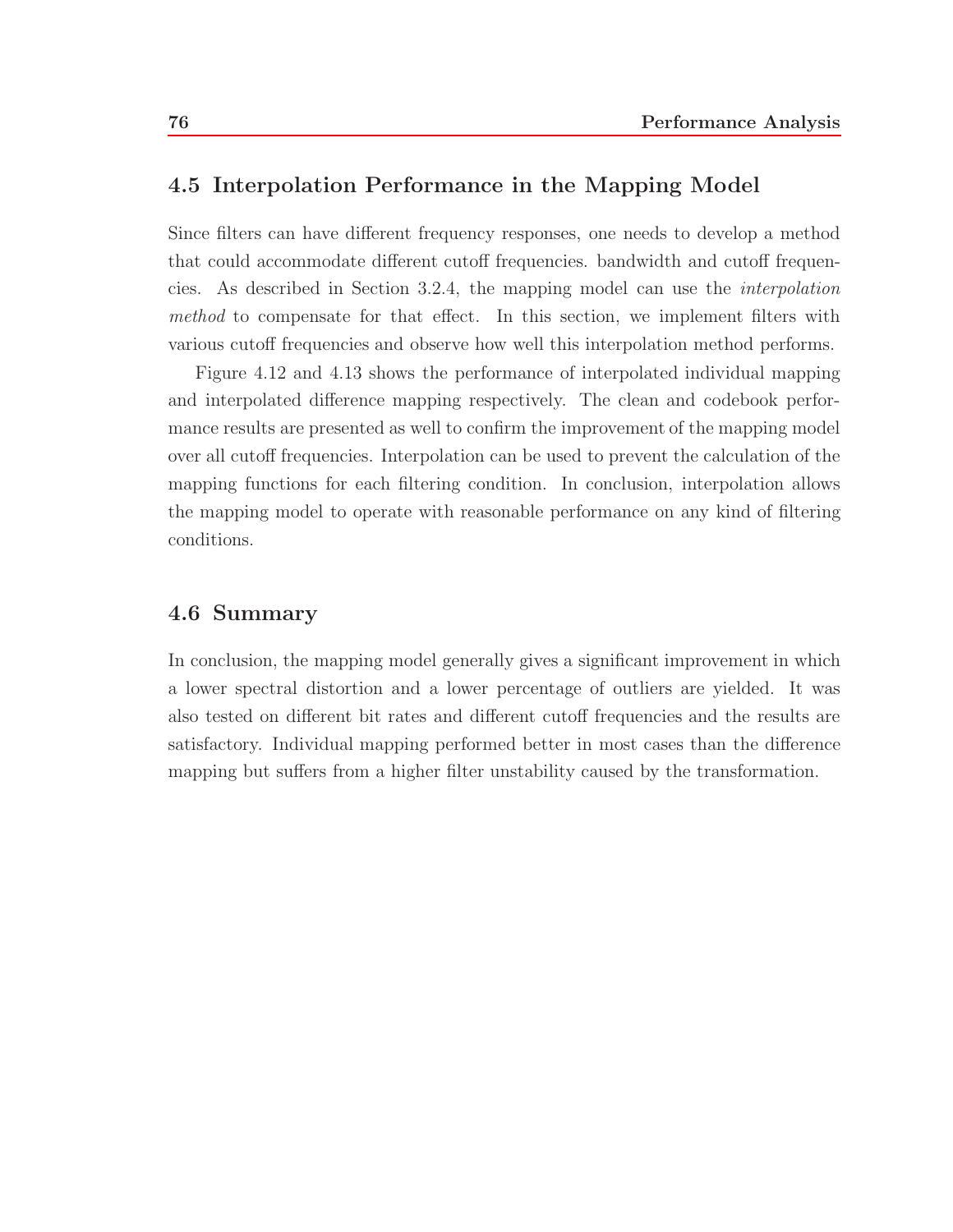## 4.5 Interpolation Performance in the Mapping Model

Since filters can have different frequency responses, one needs to develop a method that could accommodate different cutoff frequencies. bandwidth and cutoff frequencies. As described in Section 3.2.4, the mapping model can use the *interpolation method* to compensate for that effect. In this section, we implement filters with various cutoff frequencies and observe how well this interpolation method performs.

Figure 4.12 and 4.13 shows the performance of interpolated individual mapping and interpolated difference mapping respectively. The clean and codebook performance results are presented as well to confirm the improvement of the mapping model over all cutoff frequencies. Interpolation can be used to prevent the calculation of the mapping functions for each filtering condition. In conclusion, interpolation allows the mapping model to operate with reasonable performance on any kind of filtering conditions.

## 4.6 Summary

In conclusion, the mapping model generally gives a significant improvement in which a lower spectral distortion and a lower percentage of outliers are yielded. It was also tested on different bit rates and different cutoff frequencies and the results are satisfactory. Individual mapping performed better in most cases than the difference mapping but suffers from a higher filter unstability caused by the transformation.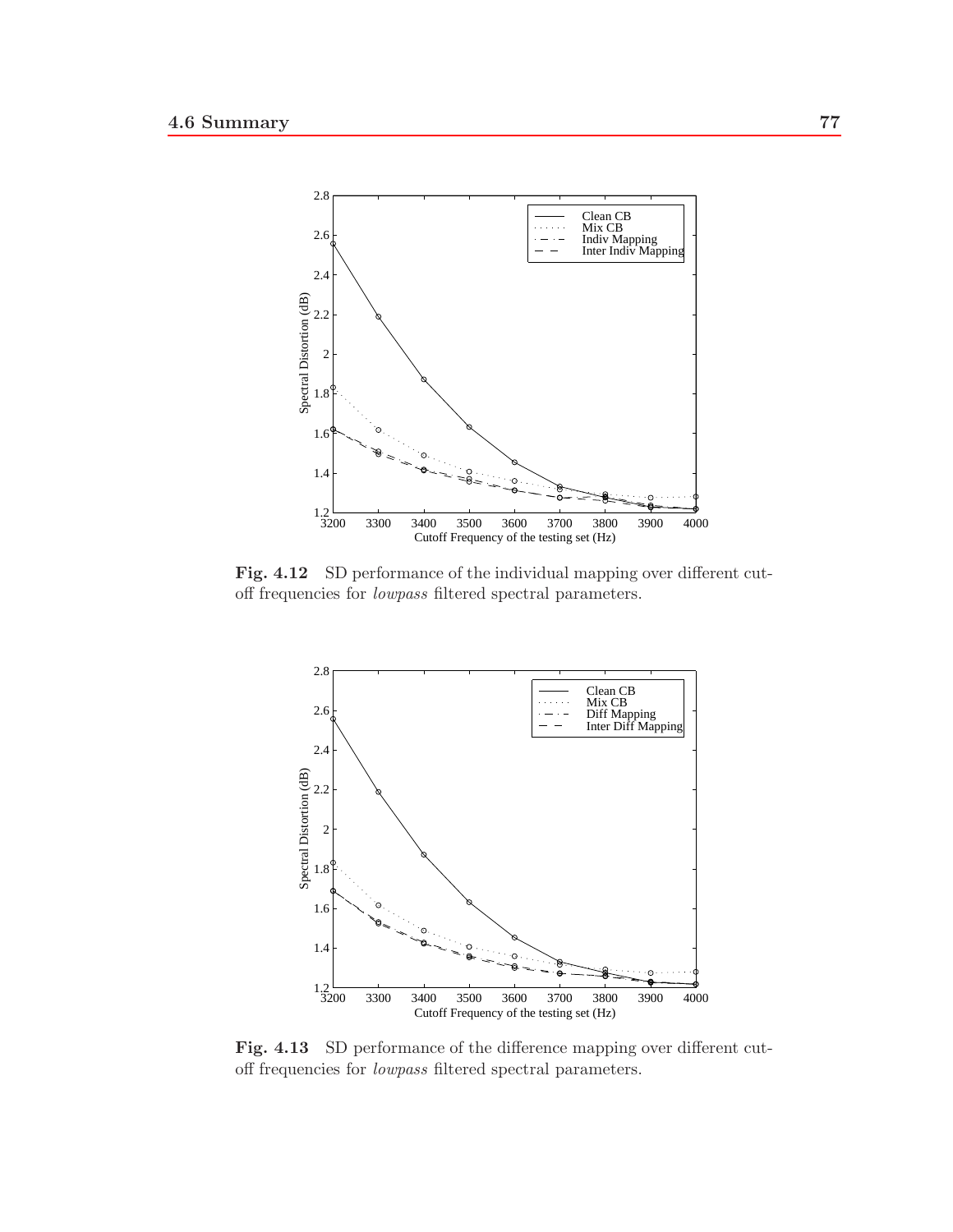**Fig. 4.12** SD performance of the individual mapping over different cutoff frequencies for *lowpass* filtered spectral parameters.

**Fig. 4.13** SD performance of the difference mapping over different cutoff frequencies for *lowpass* filtered spectral parameters.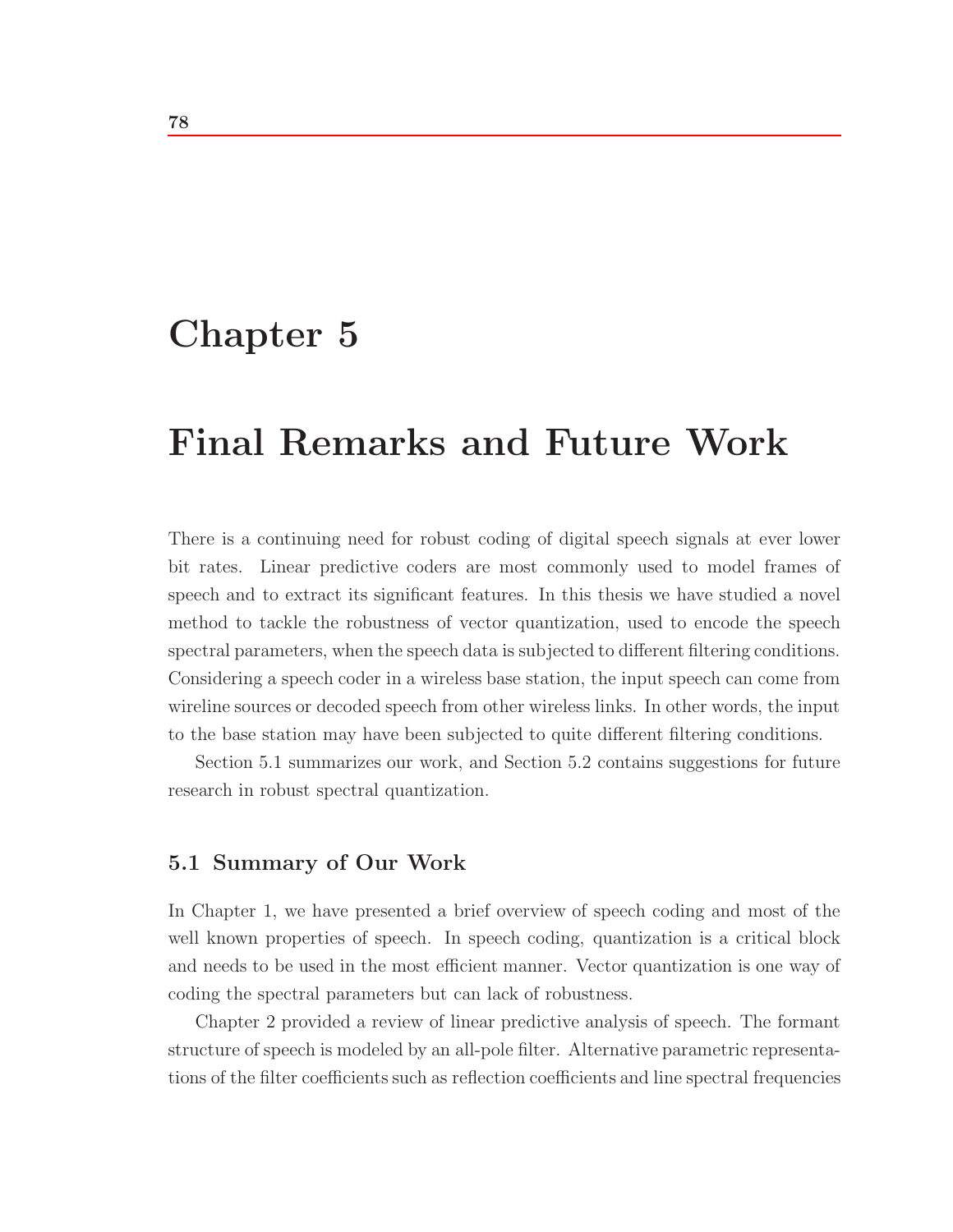# Chapter 5

# Final Remarks and Future Work

There is a continuing need for robust coding of digital speech signals at ever lower bit rates. Linear predictive coders are most commonly used to model frames of speech and to extract its significant features. In this thesis we have studied a novel method to tackle the robustness of vector quantization, used to encode the speech spectral parameters, when the speech data is subjected to different filtering conditions. Considering a speech coder in a wireless base station, the input speech can come from wireline sources or decoded speech from other wireless links. In other words, the input to the base station may have been subjected to quite different filtering conditions.

Section 5.1 summarizes our work, and Section 5.2 contains suggestions for future research in robust spectral quantization.

## 5.1 Summary of Our Work

In Chapter 1, we have presented a brief overview of speech coding and most of the well known properties of speech. In speech coding, quantization is a critical block and needs to be used in the most efficient manner. Vector quantization is one way of coding the spectral parameters but can lack of robustness.

Chapter 2 provided a review of linear predictive analysis of speech. The formant structure of speech is modeled by an all-pole filter. Alternative parametric representations of the filter coefficients such as reflection coefficients and line spectral frequencies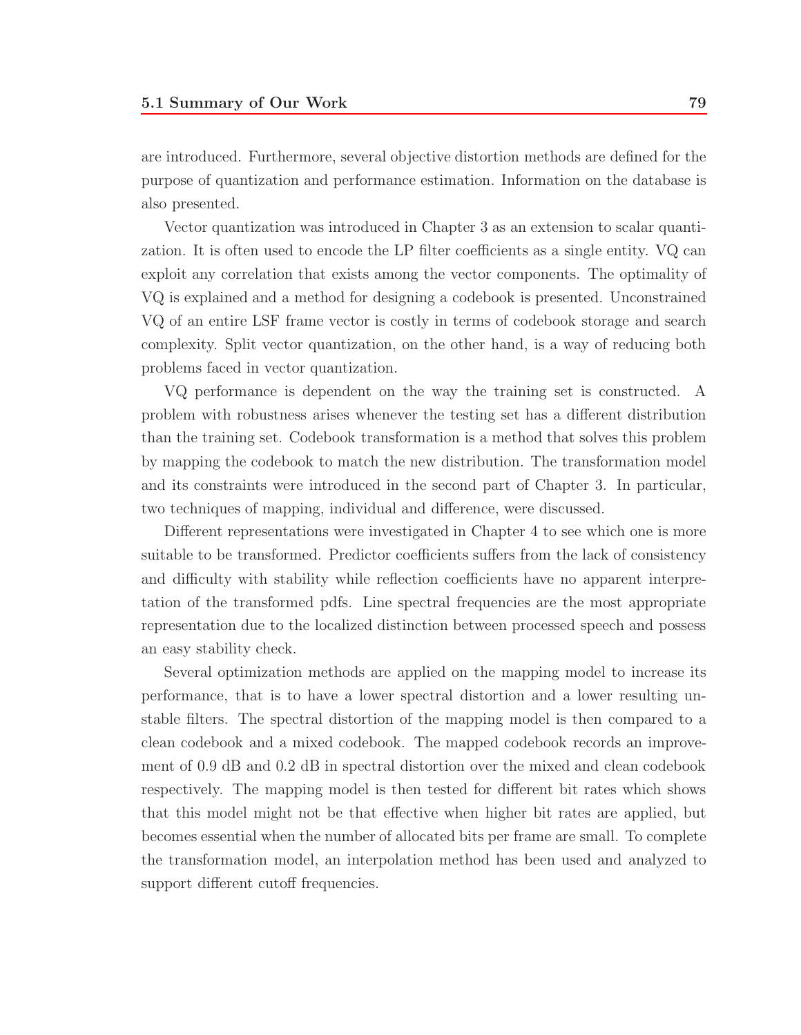are introduced. Furthermore, several objective distortion methods are defined for the purpose of quantization and performance estimation. Information on the database is also presented.

Vector quantization was introduced in Chapter 3 as an extension to scalar quantization. It is often used to encode the LP filter coefficients as a single entity. VQ can exploit any correlation that exists among the vector components. The optimality of VQ is explained and a method for designing a codebook is presented. Unconstrained VQ of an entire LSF frame vector is costly in terms of codebook storage and search complexity. Split vector quantization, on the other hand, is a way of reducing both problems faced in vector quantization.

VQ performance is dependent on the way the training set is constructed. A problem with robustness arises whenever the testing set has a different distribution than the training set. Codebook transformation is a method that solves this problem by mapping the codebook to match the new distribution. The transformation model and its constraints were introduced in the second part of Chapter 3. In particular, two techniques of mapping, individual and difference, were discussed.

Different representations were investigated in Chapter 4 to see which one is more suitable to be transformed. Predictor coefficients suffers from the lack of consistency and difficulty with stability while reflection coefficients have no apparent interpretation of the transformed pdfs. Line spectral frequencies are the most appropriate representation due to the localized distinction between processed speech and possess an easy stability check.

Several optimization methods are applied on the mapping model to increase its performance, that is to have a lower spectral distortion and a lower resulting unstable filters. The spectral distortion of the mapping model is then compared to a clean codebook and a mixed codebook. The mapped codebook records an improvement of 0.9 dB and 0.2 dB in spectral distortion over the mixed and clean codebook respectively. The mapping model is then tested for different bit rates which shows that this model might not be that effective when higher bit rates are applied, but becomes essential when the number of allocated bits per frame are small. To complete the transformation model, an interpolation method has been used and analyzed to support different cutoff frequencies.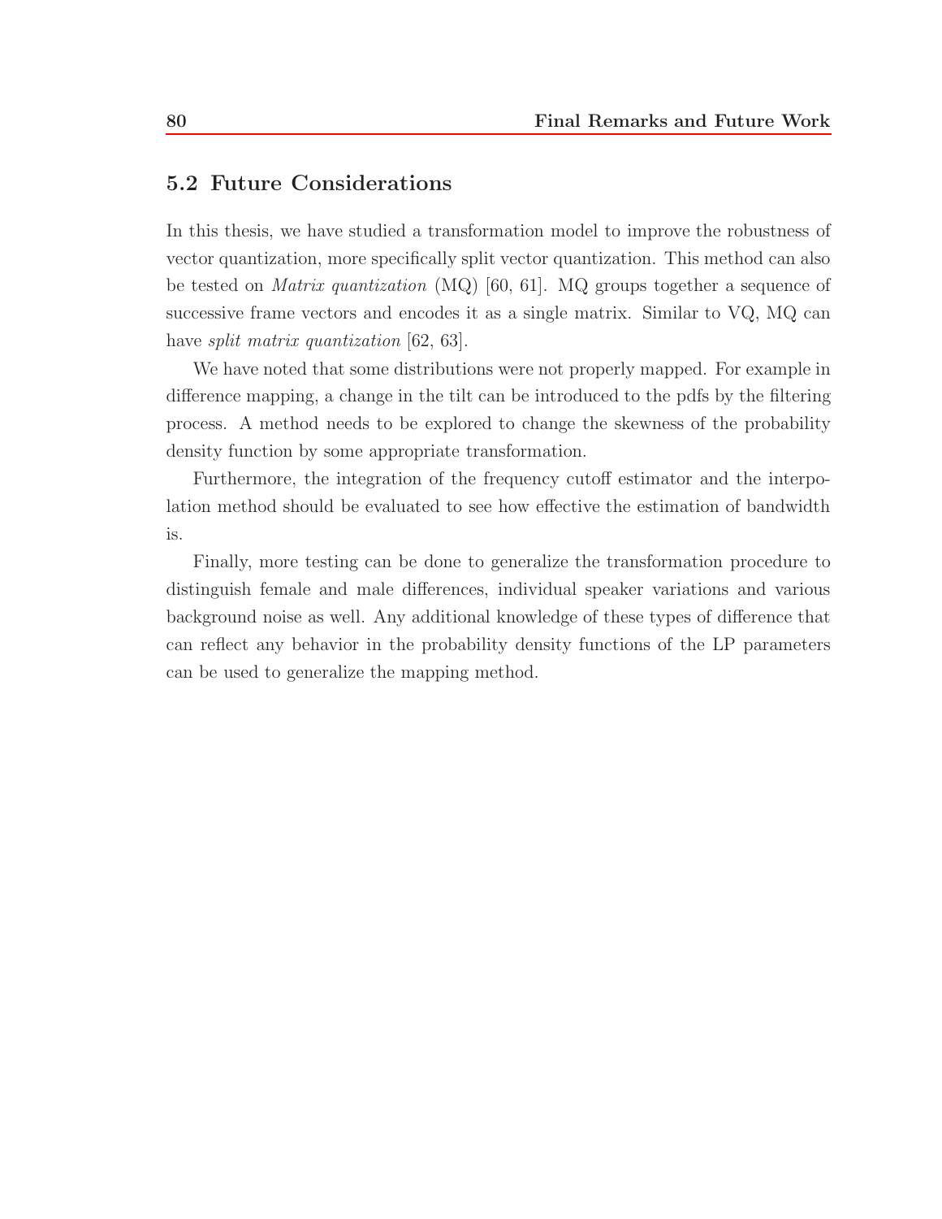## 5.2 Future Considerations

In this thesis, we have studied a transformation model to improve the robustness of vector quantization, more specifically split vector quantization. This method can also be tested on *Matrix quantization* (MQ) [60, 61]. MQ groups together a sequence of successive frame vectors and encodes it as a single matrix. Similar to VQ, MQ can have *split matrix quantization* [62, 63].

We have noted that some distributions were not properly mapped. For example in difference mapping, a change in the tilt can be introduced to the pdfs by the filtering process. A method needs to be explored to change the skewness of the probability density function by some appropriate transformation.

Furthermore, the integration of the frequency cutoff estimator and the interpolation method should be evaluated to see how effective the estimation of bandwidth is.

Finally, more testing can be done to generalize the transformation procedure to distinguish female and male differences, individual speaker variations and various background noise as well. Any additional knowledge of these types of difference that can reflect any behavior in the probability density functions of the LP parameters can be used to generalize the mapping method.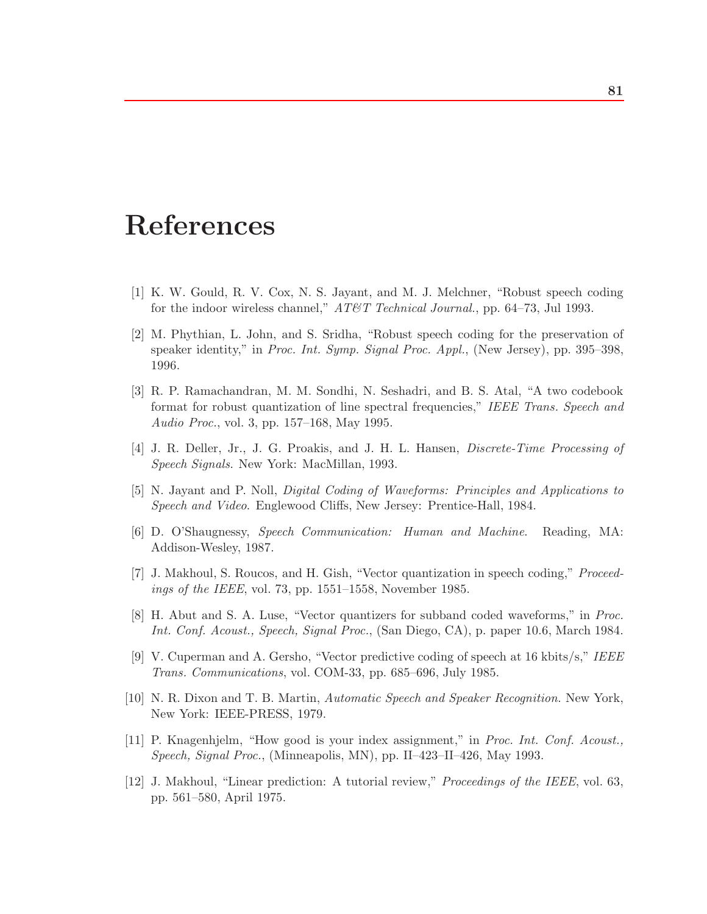# References

[1] K. W. Gould, R. V. Cox, N. S. Jayant, and M. J. Melchner, "Robust speech coding for the indoor wireless channel," *AT&T Technical Journal.*, pp. 64–73, Jul 1993.

[2] M. Phythian, L. John, and S. Sridha, "Robust speech coding for the preservation of speaker identity," in *Proc. Int. Symp. Signal Proc. Appl.*, (New Jersey), pp. 395–398, 1996.

[3] R. P. Ramachandran, M. M. Sondhi, N. Seshadri, and B. S. Atal, "A two codebook format for robust quantization of line spectral frequencies," *IEEE Trans. Speech and Audio Proc.*, vol. 3, pp. 157–168, May 1995.

[4] J. R. Deller, Jr., J. G. Proakis, and J. H. L. Hansen, *Discrete-Time Processing of Speech Signals*. New York: MacMillan, 1993.

[5] N. Jayant and P. Noll, *Digital Coding of Waveforms: Principles and Applications to Speech and Video*. Englewood Cliffs, New Jersey: Prentice-Hall, 1984.

[6] D. O'Shaugnessy, *Speech Communication: Human and Machine*. Reading, MA: Addison-Wesley, 1987.

[7] J. Makhoul, S. Roucos, and H. Gish, "Vector quantization in speech coding," *Proceedings of the IEEE*, vol. 73, pp. 1551–1558, November 1985.

[8] H. Abut and S. A. Luse, "Vector quantizers for subband coded waveforms," in *Proc. Int. Conf. Acoust., Speech, Signal Proc.*, (San Diego, CA), p. paper 10.6, March 1984.

[9] V. Cuperman and A. Gersho, "Vector predictive coding of speech at 16 kbits/s," *IEEE Trans. Communications*, vol. COM-33, pp. 685–696, July 1985.

[10] N. R. Dixon and T. B. Martin, *Automatic Speech and Speaker Recognition*. New York, New York: IEEE-PRESS, 1979.

[11] P. Knagenhjelm, "How good is your index assignment," in *Proc. Int. Conf. Acoust., Speech, Signal Proc.*, (Minneapolis, MN), pp. II–423–II–426, May 1993.

[12] J. Makhoul, "Linear prediction: A tutorial review," *Proceedings of the IEEE*, vol. 63, pp. 561–580, April 1975.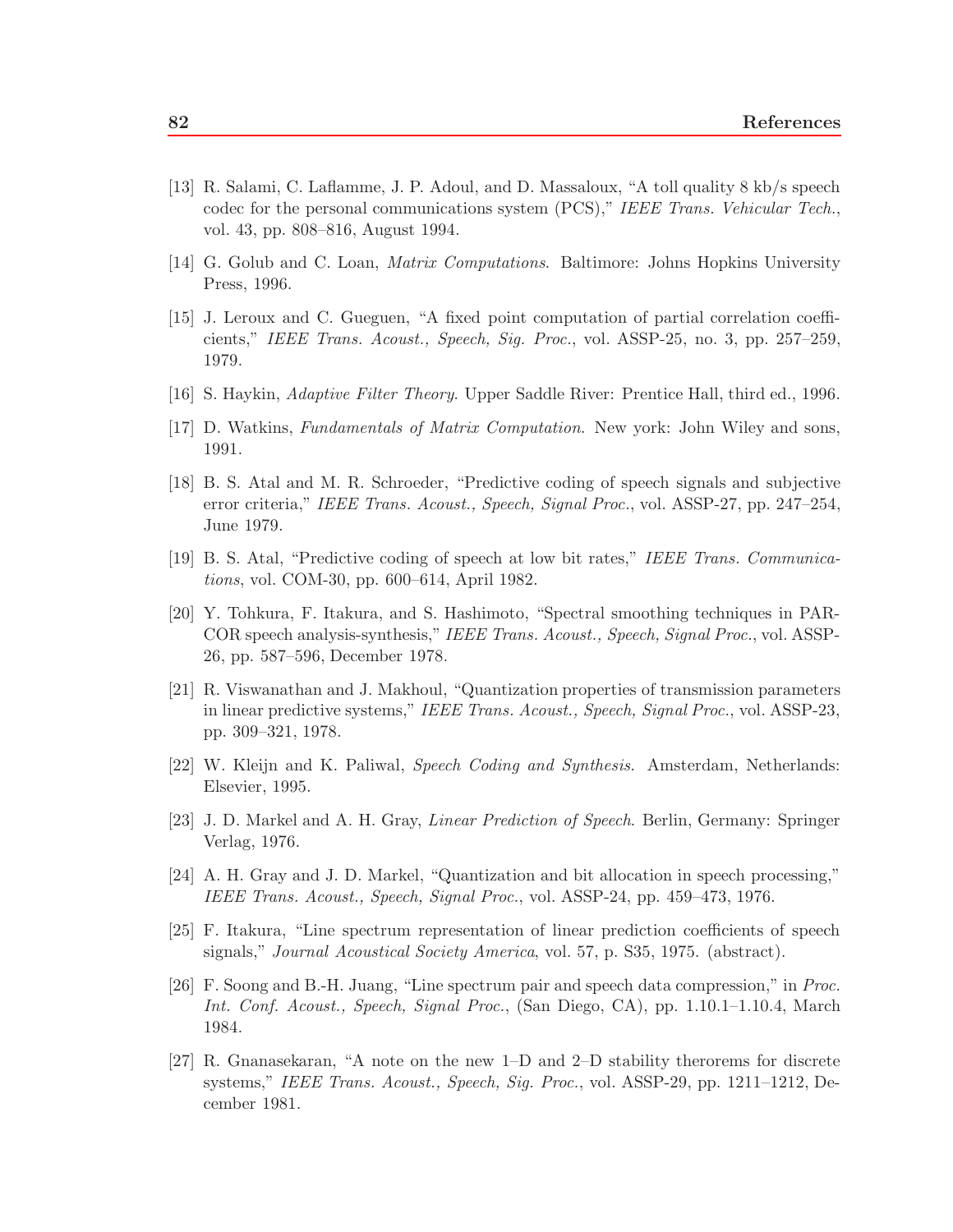[13] R. Salami, C. Laflamme, J. P. Adoul, and D. Massaloux, "A toll quality 8 kb/s speech codec for the personal communications system (PCS)," *IEEE Trans. Vehicular Tech.*, vol. 43, pp. 808–816, August 1994.

[14] G. Golub and C. Loan, *Matrix Computations*. Baltimore: Johns Hopkins University Press, 1996.

[15] J. Leroux and C. Gueguen, "A fixed point computation of partial correlation coefficients," *IEEE Trans. Acoust., Speech, Sig. Proc.*, vol. ASSP-25, no. 3, pp. 257–259, 1979.

[16] S. Haykin, *Adaptive Filter Theory*. Upper Saddle River: Prentice Hall, third ed., 1996.

[17] D. Watkins, *Fundamentals of Matrix Computation*. New york: John Wiley and sons, 1991.

[18] B. S. Atal and M. R. Schroeder, "Predictive coding of speech signals and subjective error criteria," *IEEE Trans. Acoust., Speech, Signal Proc.*, vol. ASSP-27, pp. 247–254, June 1979.

[19] B. S. Atal, "Predictive coding of speech at low bit rates," *IEEE Trans. Communications*, vol. COM-30, pp. 600–614, April 1982.

[20] Y. Tohkura, F. Itakura, and S. Hashimoto, "Spectral smoothing techniques in PARCOR speech analysis-synthesis," *IEEE Trans. Acoust., Speech, Signal Proc.*, vol. ASSP-26, pp. 587–596, December 1978.

[21] R. Viswanathan and J. Makhoul, "Quantization properties of transmission parameters in linear predictive systems," *IEEE Trans. Acoust., Speech, Signal Proc.*, vol. ASSP-23, pp. 309–321, 1978.

[22] W. Kleijn and K. Paliwal, *Speech Coding and Synthesis*. Amsterdam, Netherlands: Elsevier, 1995.

[23] J. D. Markel and A. H. Gray, *Linear Prediction of Speech*. Berlin, Germany: Springer Verlag, 1976.

[24] A. H. Gray and J. D. Markel, "Quantization and bit allocation in speech processing," *IEEE Trans. Acoust., Speech, Signal Proc.*, vol. ASSP-24, pp. 459–473, 1976.

[25] F. Itakura, "Line spectrum representation of linear prediction coefficients of speech signals," *Journal Acoustical Society America*, vol. 57, p. S35, 1975. (abstract).

[26] F. Soong and B.-H. Juang, "Line spectrum pair and speech data compression," in *Proc. Int. Conf. Acoust., Speech, Signal Proc.*, (San Diego, CA), pp. 1.10.1–1.10.4, March 1984.

[27] R. Gnanasekaran, "A note on the new 1–D and 2–D stability therorems for discrete systems," *IEEE Trans. Acoust., Speech, Sig. Proc.*, vol. ASSP-29, pp. 1211–1212, December 1981.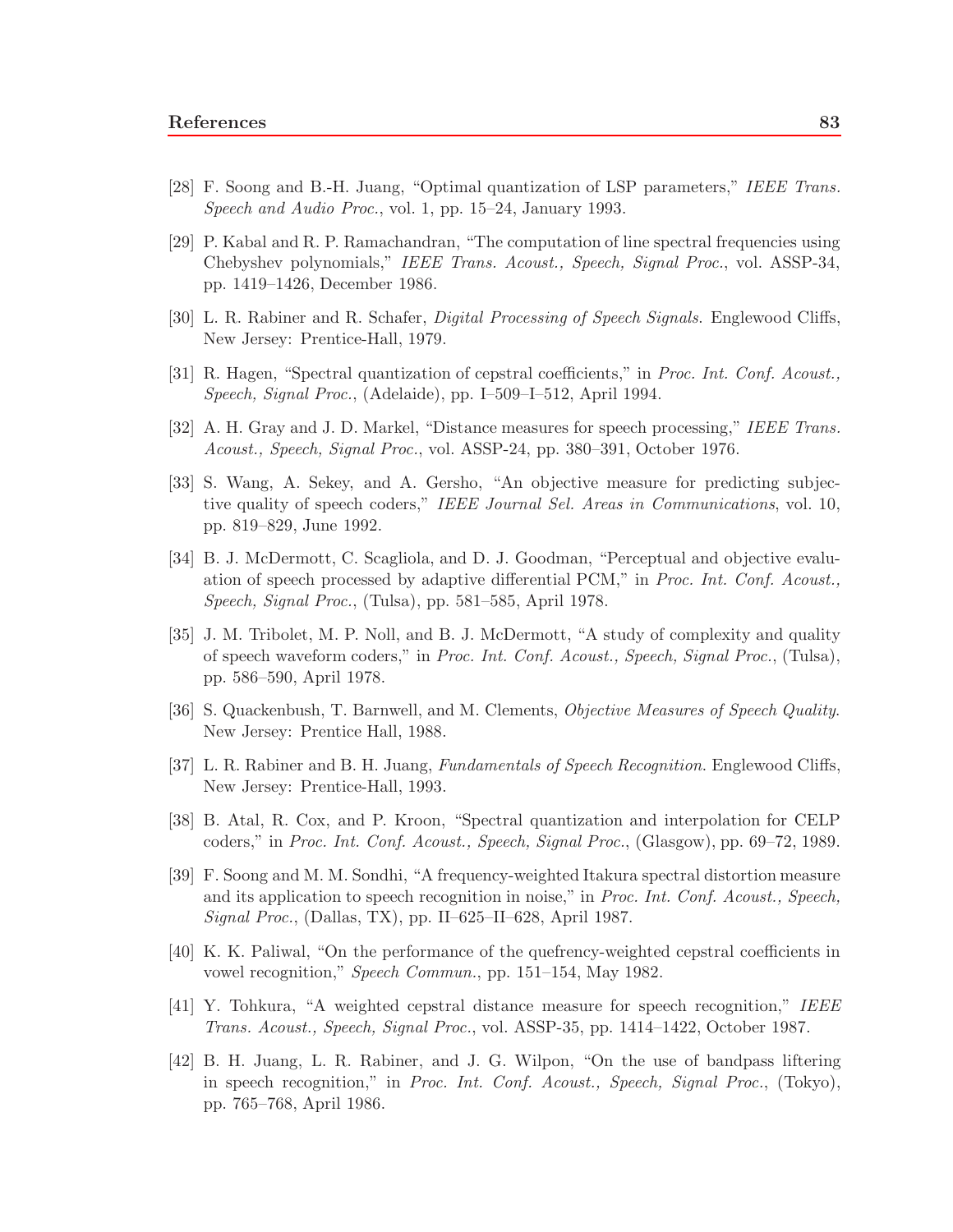[28] F. Soong and B.-H. Juang, "Optimal quantization of LSP parameters," *IEEE Trans. Speech and Audio Proc.*, vol. 1, pp. 15–24, January 1993.

[29] P. Kabal and R. P. Ramachandran, "The computation of line spectral frequencies using Chebyshev polynomials," *IEEE Trans. Acoust., Speech, Signal Proc.*, vol. ASSP-34, pp. 1419–1426, December 1986.

[30] L. R. Rabiner and R. Schafer, *Digital Processing of Speech Signals*. Englewood Cliffs, New Jersey: Prentice-Hall, 1979.

[31] R. Hagen, "Spectral quantization of cepstral coefficients," in *Proc. Int. Conf. Acoust., Speech, Signal Proc.*, (Adelaide), pp. I–509–I–512, April 1994.

[32] A. H. Gray and J. D. Markel, "Distance measures for speech processing," *IEEE Trans. Acoust., Speech, Signal Proc.*, vol. ASSP-24, pp. 380–391, October 1976.

[33] S. Wang, A. Sekey, and A. Gersho, "An objective measure for predicting subjective quality of speech coders," *IEEE Journal Sel. Areas in Communications*, vol. 10, pp. 819–829, June 1992.

[34] B. J. McDermott, C. Scagliola, and D. J. Goodman, "Perceptual and objective evaluation of speech processed by adaptive differential PCM," in *Proc. Int. Conf. Acoust., Speech, Signal Proc.*, (Tulsa), pp. 581–585, April 1978.

[35] J. M. Tribolet, M. P. Noll, and B. J. McDermott, "A study of complexity and quality of speech waveform coders," in *Proc. Int. Conf. Acoust., Speech, Signal Proc.*, (Tulsa), pp. 586–590, April 1978.

[36] S. Quackenbush, T. Barnwell, and M. Clements, *Objective Measures of Speech Quality*. New Jersey: Prentice Hall, 1988.

[37] L. R. Rabiner and B. H. Juang, *Fundamentals of Speech Recognition*. Englewood Cliffs, New Jersey: Prentice-Hall, 1993.

[38] B. Atal, R. Cox, and P. Kroon, "Spectral quantization and interpolation for CELP coders," in *Proc. Int. Conf. Acoust., Speech, Signal Proc.*, (Glasgow), pp. 69–72, 1989.

[39] F. Soong and M. M. Sondhi, "A frequency-weighted Itakura spectral distortion measure and its application to speech recognition in noise," in *Proc. Int. Conf. Acoust., Speech, Signal Proc.*, (Dallas, TX), pp. II–625–II–628, April 1987.

[40] K. K. Paliwal, "On the performance of the quefrency-weighted cepstral coefficients in vowel recognition," *Speech Commun.*, pp. 151–154, May 1982.

[41] Y. Tohkura, "A weighted cepstral distance measure for speech recognition," *IEEE Trans. Acoust., Speech, Signal Proc.*, vol. ASSP-35, pp. 1414–1422, October 1987.

[42] B. H. Juang, L. R. Rabiner, and J. G. Wilpon, "On the use of bandpass liftering in speech recognition," in *Proc. Int. Conf. Acoust., Speech, Signal Proc.*, (Tokyo), pp. 765–768, April 1986.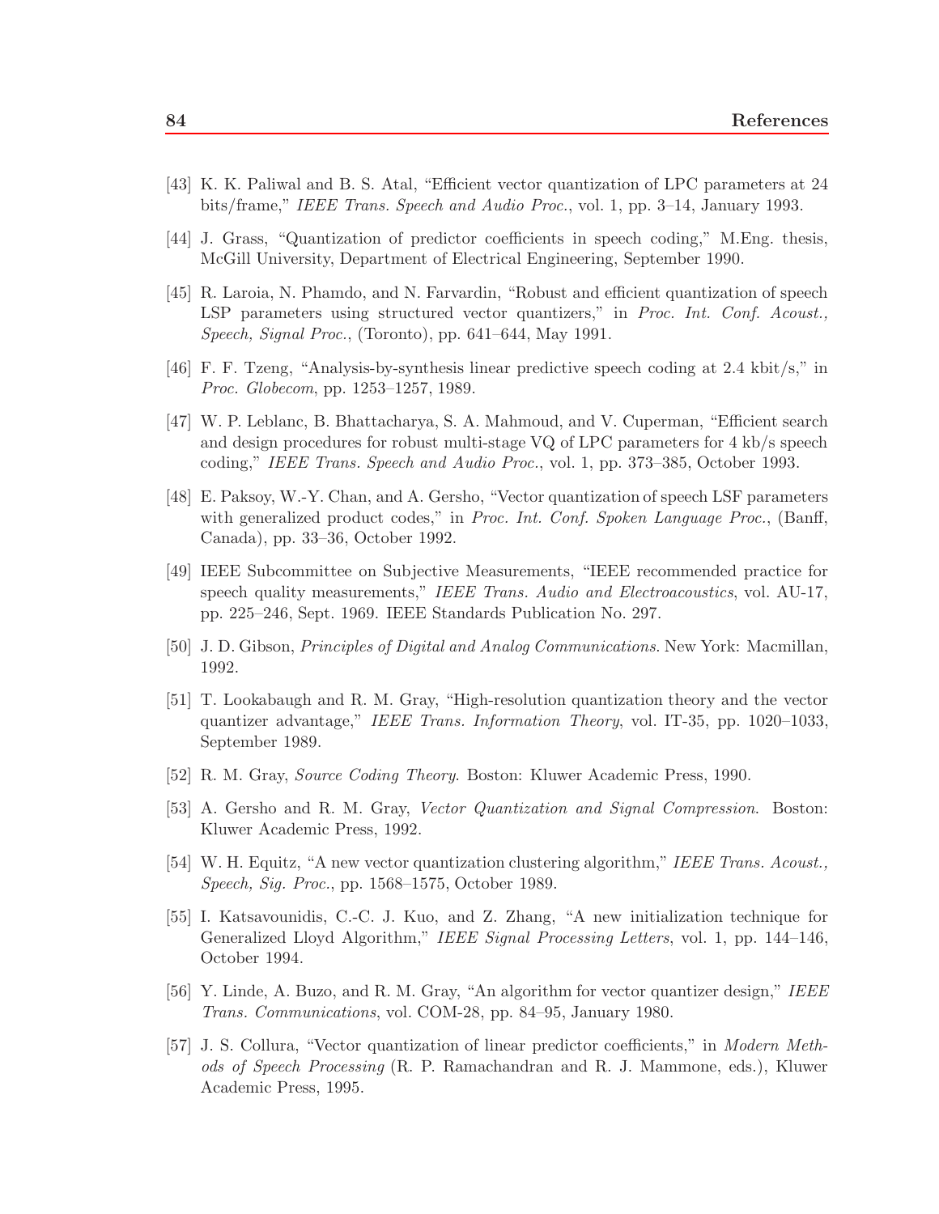[43] K. K. Paliwal and B. S. Atal, "Efficient vector quantization of LPC parameters at 24 bits/frame," *IEEE Trans. Speech and Audio Proc.*, vol. 1, pp. 3–14, January 1993.

[44] J. Grass, "Quantization of predictor coefficients in speech coding," M.Eng. thesis, McGill University, Department of Electrical Engineering, September 1990.

[45] R. Laroia, N. Phamdo, and N. Farvardin, "Robust and efficient quantization of speech LSP parameters using structured vector quantizers," in *Proc. Int. Conf. Acoust., Speech, Signal Proc.*, (Toronto), pp. 641–644, May 1991.

[46] F. F. Tzeng, "Analysis-by-synthesis linear predictive speech coding at 2.4 kbit/s," in *Proc. Globecom*, pp. 1253–1257, 1989.

[47] W. P. Leblanc, B. Bhattacharya, S. A. Mahmoud, and V. Cuperman, "Efficient search and design procedures for robust multi-stage VQ of LPC parameters for 4 kb/s speech coding," *IEEE Trans. Speech and Audio Proc.*, vol. 1, pp. 373–385, October 1993.

[48] E. Paksoy, W.-Y. Chan, and A. Gersho, "Vector quantization of speech LSF parameters with generalized product codes," in *Proc. Int. Conf. Spoken Language Proc.*, (Banff, Canada), pp. 33–36, October 1992.

[49] IEEE Subcommittee on Subjective Measurements, "IEEE recommended practice for speech quality measurements," *IEEE Trans. Audio and Electroacoustics*, vol. AU-17, pp. 225–246, Sept. 1969. IEEE Standards Publication No. 297.

[50] J. D. Gibson, *Principles of Digital and Analog Communications*. New York: Macmillan, 1992.

[51] T. Lookabaugh and R. M. Gray, "High-resolution quantization theory and the vector quantizer advantage," *IEEE Trans. Information Theory*, vol. IT-35, pp. 1020–1033, September 1989.

[52] R. M. Gray, *Source Coding Theory*. Boston: Kluwer Academic Press, 1990.

[53] A. Gersho and R. M. Gray, *Vector Quantization and Signal Compression*. Boston: Kluwer Academic Press, 1992.

[54] W. H. Equitz, "A new vector quantization clustering algorithm," *IEEE Trans. Acoust., Speech, Sig. Proc.*, pp. 1568–1575, October 1989.

[55] I. Katsavounidis, C.-C. J. Kuo, and Z. Zhang, "A new initialization technique for Generalized Lloyd Algorithm," *IEEE Signal Processing Letters*, vol. 1, pp. 144–146, October 1994.

[56] Y. Linde, A. Buzo, and R. M. Gray, "An algorithm for vector quantizer design," *IEEE Trans. Communications*, vol. COM-28, pp. 84–95, January 1980.

[57] J. S. Collura, "Vector quantization of linear predictor coefficients," in *Modern Methods of Speech Processing* (R. P. Ramachandran and R. J. Mammone, eds.), Kluwer Academic Press, 1995.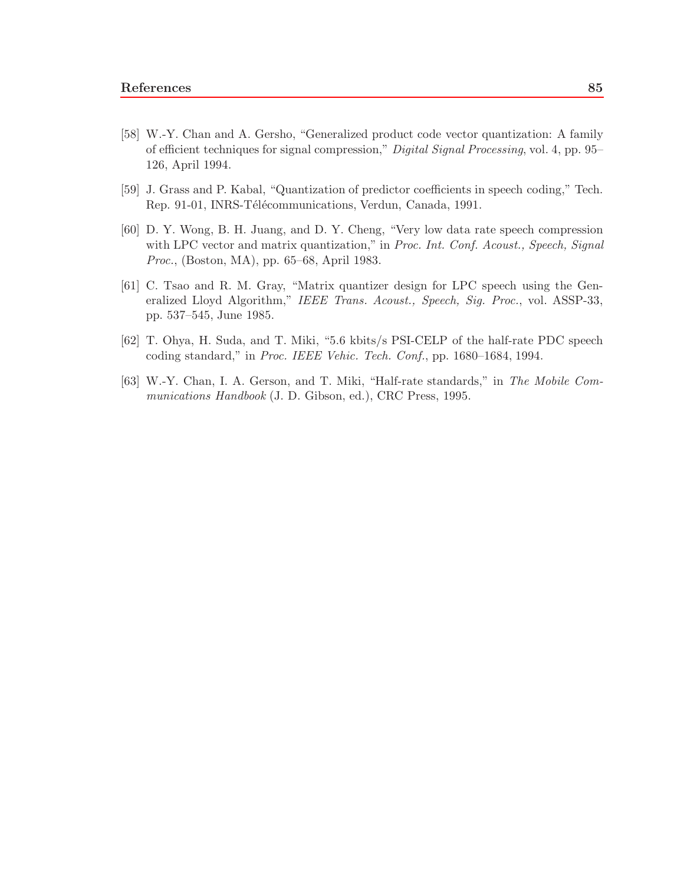[58] W.-Y. Chan and A. Gersho, "Generalized product code vector quantization: A family of efficient techniques for signal compression," *Digital Signal Processing*, vol. 4, pp. 95–126, April 1994.

[59] J. Grass and P. Kabal, "Quantization of predictor coefficients in speech coding," Tech. Rep. 91-01, INRS-Télécommunications, Verdun, Canada, 1991.

[60] D. Y. Wong, B. H. Juang, and D. Y. Cheng, "Very low data rate speech compression with LPC vector and matrix quantization," in *Proc. Int. Conf. Acoust., Speech, Signal Proc.*, (Boston, MA), pp. 65–68, April 1983.

[61] C. Tsao and R. M. Gray, "Matrix quantizer design for LPC speech using the Generalized Lloyd Algorithm," *IEEE Trans. Acoust., Speech, Sig. Proc.*, vol. ASSP-33, pp. 537–545, June 1985.

[62] T. Ohya, H. Suda, and T. Miki, "5.6 kbits/s PSI-CELP of the half-rate PDC speech coding standard," in *Proc. IEEE Vehic. Tech. Conf.*, pp. 1680–1684, 1994.

[63] W.-Y. Chan, I. A. Gerson, and T. Miki, "Half-rate standards," in *The Mobile Communications Handbook* (J. D. Gibson, ed.), CRC Press, 1995.